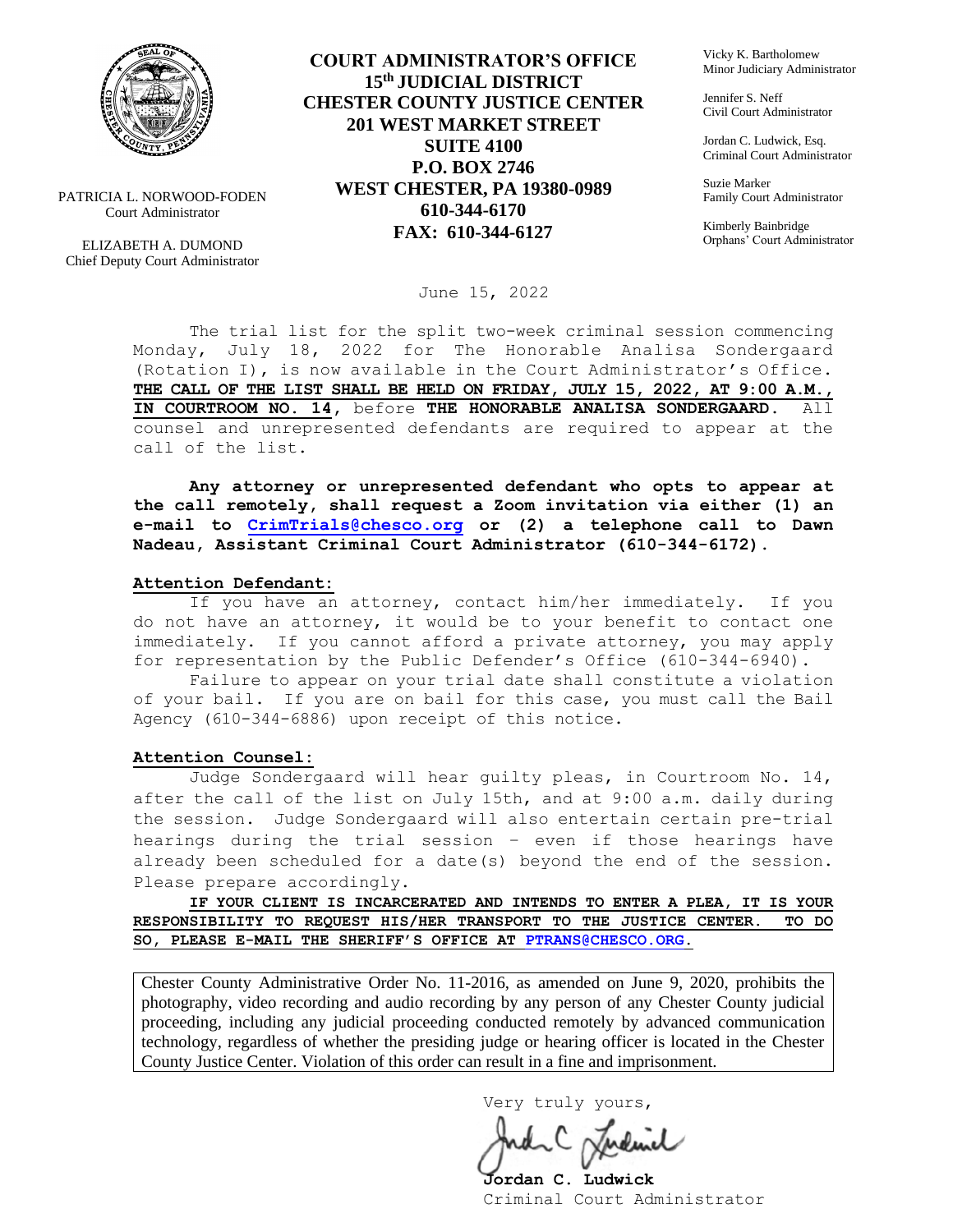PATRICIA L. NORWOOD-FODEN
Court Administrator

ELIZABETH A. DUMOND
Chief Deputy Court Administrator

**COURT ADMINISTRATOR'S OFFICE**
**15th JUDICIAL DISTRICT**
**CHESTER COUNTY JUSTICE CENTER**
**201 WEST MARKET STREET**
**SUITE 4100**
**P.O. BOX 2746**
**WEST CHESTER, PA 19380-0989**
**610-344-6170**
**FAX: 610-344-6127**

Vicky K. Bartholomew
Minor Judiciary Administrator

Jennifer S. Neff
Civil Court Administrator

Jordan C. Ludwick, Esq.
Criminal Court Administrator

Suzie Marker
Family Court Administrator

Kimberly Bainbridge
Orphans' Court Administrator

June 15, 2022

The trial list for the split two-week criminal session commencing Monday, July 18, 2022 for The Honorable Analisa Sondergaard (Rotation I), is now available in the Court Administrator's Office. **THE CALL OF THE LIST SHALL BE HELD ON FRIDAY, JULY 15, 2022, AT 9:00 A.M., IN COURTROOM NO. 14**, before **THE HONORABLE ANALISA SONDERGAARD.** All counsel and unrepresented defendants are required to appear at the call of the list.

**Any attorney or unrepresented defendant who opts to appear at the call remotely, shall request a Zoom invitation via either (1) an e-mail to CrimTrials@chesco.org or (2) a telephone call to Dawn Nadeau, Assistant Criminal Court Administrator (610-344-6172).**

**Attention Defendant:**

If you have an attorney, contact him/her immediately. If you do not have an attorney, it would be to your benefit to contact one immediately. If you cannot afford a private attorney, you may apply for representation by the Public Defender's Office (610-344-6940).

Failure to appear on your trial date shall constitute a violation of your bail. If you are on bail for this case, you must call the Bail Agency (610-344-6886) upon receipt of this notice.

**Attention Counsel:**

Judge Sondergaard will hear guilty pleas, in Courtroom No. 14, after the call of the list on July 15th, and at 9:00 a.m. daily during the session. Judge Sondergaard will also entertain certain pre-trial hearings during the trial session – even if those hearings have already been scheduled for a date(s) beyond the end of the session. Please prepare accordingly.

**IF YOUR CLIENT IS INCARCERATED AND INTENDS TO ENTER A PLEA, IT IS YOUR RESPONSIBILITY TO REQUEST HIS/HER TRANSPORT TO THE JUSTICE CENTER. TO DO SO, PLEASE E-MAIL THE SHERIFF'S OFFICE AT PTRANS@CHESCO.ORG.**

Chester County Administrative Order No. 11-2016, as amended on June 9, 2020, prohibits the photography, video recording and audio recording by any person of any Chester County judicial proceeding, including any judicial proceeding conducted remotely by advanced communication technology, regardless of whether the presiding judge or hearing officer is located in the Chester County Justice Center. Violation of this order can result in a fine and imprisonment.

Very truly yours,

**Jordan C. Ludwick**
Criminal Court Administrator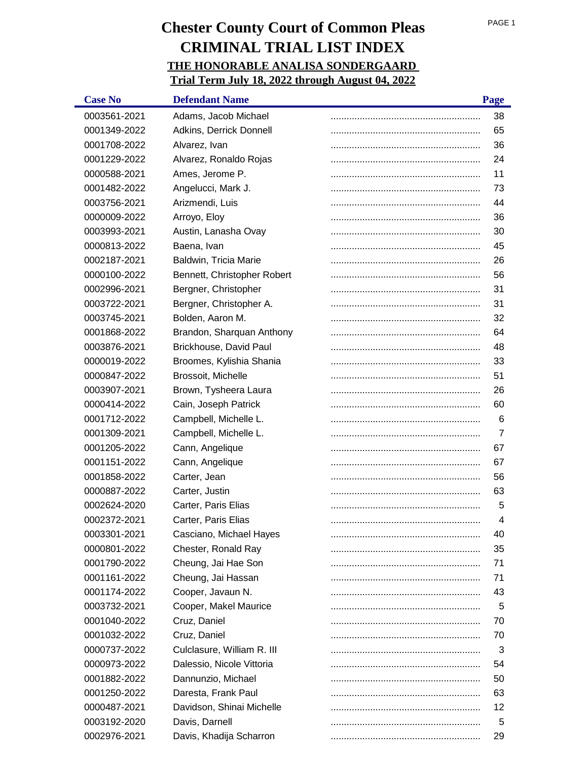# Chester County Court of Common Pleas
# CRIMINAL TRIAL LIST INDEX
## THE HONORABLE ANALISA SONDERGAARD
## Trial Term July 18, 2022 through August 04, 2022

| Case No | Defendant Name | Page |
|---|---|---|
| 0003561-2021 | Adams, Jacob Michael | 38 |
| 0001349-2022 | Adkins, Derrick Donnell | 65 |
| 0001708-2022 | Alvarez, Ivan | 36 |
| 0001229-2022 | Alvarez, Ronaldo Rojas | 24 |
| 0000588-2021 | Ames, Jerome P. | 11 |
| 0001482-2022 | Angelucci, Mark J. | 73 |
| 0003756-2021 | Arizmendi, Luis | 44 |
| 0000009-2022 | Arroyo, Eloy | 36 |
| 0003993-2021 | Austin, Lanasha Ovay | 30 |
| 0000813-2022 | Baena, Ivan | 45 |
| 0002187-2021 | Baldwin, Tricia Marie | 26 |
| 0000100-2022 | Bennett, Christopher Robert | 56 |
| 0002996-2021 | Bergner, Christopher | 31 |
| 0003722-2021 | Bergner, Christopher A. | 31 |
| 0003745-2021 | Bolden, Aaron M. | 32 |
| 0001868-2022 | Brandon, Sharquan Anthony | 64 |
| 0003876-2021 | Brickhouse, David Paul | 48 |
| 0000019-2022 | Broomes, Kylishia Shania | 33 |
| 0000847-2022 | Brossoit, Michelle | 51 |
| 0003907-2021 | Brown, Tysheera Laura | 26 |
| 0000414-2022 | Cain, Joseph Patrick | 60 |
| 0001712-2022 | Campbell, Michelle L. | 6 |
| 0001309-2021 | Campbell, Michelle L. | 7 |
| 0001205-2022 | Cann, Angelique | 67 |
| 0001151-2022 | Cann, Angelique | 67 |
| 0001858-2022 | Carter, Jean | 56 |
| 0000887-2022 | Carter, Justin | 63 |
| 0002624-2020 | Carter, Paris Elias | 5 |
| 0002372-2021 | Carter, Paris Elias | 4 |
| 0003301-2021 | Casciano, Michael Hayes | 40 |
| 0000801-2022 | Chester, Ronald Ray | 35 |
| 0001790-2022 | Cheung, Jai Hae Son | 71 |
| 0001161-2022 | Cheung, Jai Hassan | 71 |
| 0001174-2022 | Cooper, Javaun N. | 43 |
| 0003732-2021 | Cooper, Makel Maurice | 5 |
| 0001040-2022 | Cruz, Daniel | 70 |
| 0001032-2022 | Cruz, Daniel | 70 |
| 0000737-2022 | Culclasure, William R. III | 3 |
| 0000973-2022 | Dalessio, Nicole Vittoria | 54 |
| 0001882-2022 | Dannunzio, Michael | 50 |
| 0001250-2022 | Daresta, Frank Paul | 63 |
| 0000487-2021 | Davidson, Shinai Michelle | 12 |
| 0003192-2020 | Davis, Darnell | 5 |
| 0002976-2021 | Davis, Khadija Scharron | 29 |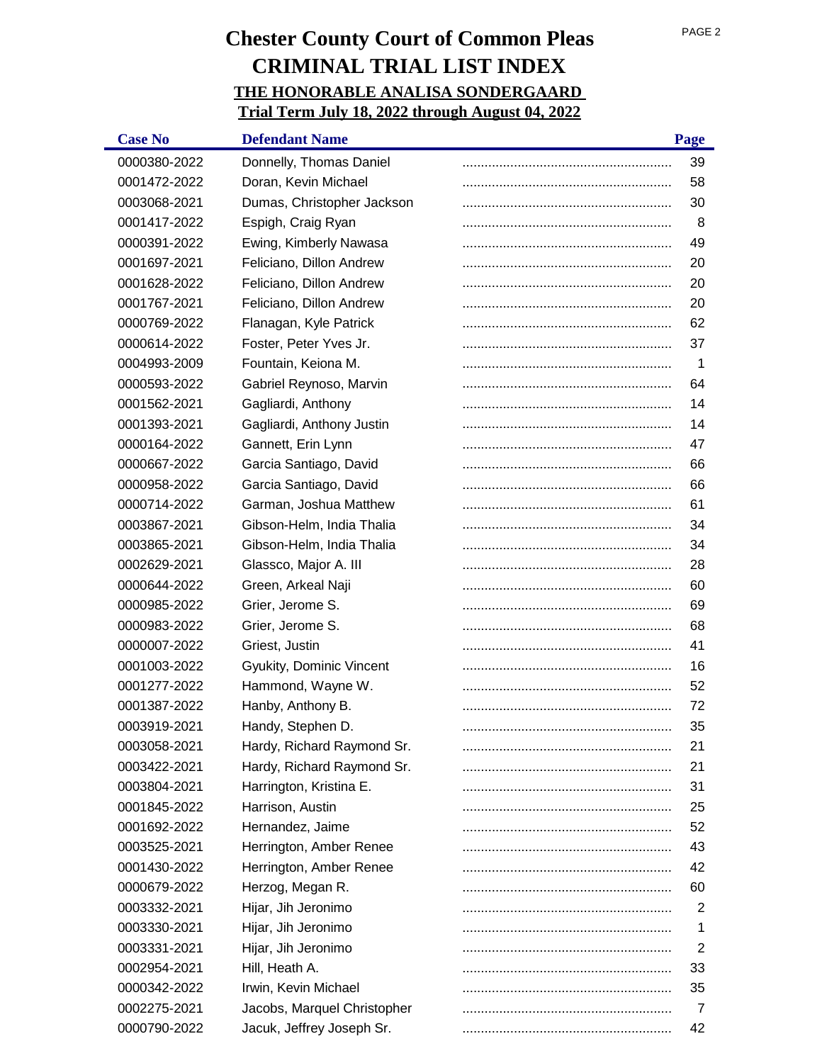# Chester County Court of Common Pleas
# CRIMINAL TRIAL LIST INDEX
## THE HONORABLE ANALISA SONDERGAARD
## Trial Term July 18, 2022 through August 04, 2022

| Case No | Defendant Name | Page |
|---|---|---|
| 0000380-2022 | Donnelly, Thomas Daniel | 39 |
| 0001472-2022 | Doran, Kevin Michael | 58 |
| 0003068-2021 | Dumas, Christopher Jackson | 30 |
| 0001417-2022 | Espigh, Craig Ryan | 8 |
| 0000391-2022 | Ewing, Kimberly Nawasa | 49 |
| 0001697-2021 | Feliciano, Dillon Andrew | 20 |
| 0001628-2022 | Feliciano, Dillon Andrew | 20 |
| 0001767-2021 | Feliciano, Dillon Andrew | 20 |
| 0000769-2022 | Flanagan, Kyle Patrick | 62 |
| 0000614-2022 | Foster, Peter Yves Jr. | 37 |
| 0004993-2009 | Fountain, Keiona M. | 1 |
| 0000593-2022 | Gabriel Reynoso, Marvin | 64 |
| 0001562-2021 | Gagliardi, Anthony | 14 |
| 0001393-2021 | Gagliardi, Anthony Justin | 14 |
| 0000164-2022 | Gannett, Erin Lynn | 47 |
| 0000667-2022 | Garcia Santiago, David | 66 |
| 0000958-2022 | Garcia Santiago, David | 66 |
| 0000714-2022 | Garman, Joshua Matthew | 61 |
| 0003867-2021 | Gibson-Helm, India Thalia | 34 |
| 0003865-2021 | Gibson-Helm, India Thalia | 34 |
| 0002629-2021 | Glassco, Major A. III | 28 |
| 0000644-2022 | Green, Arkeal Naji | 60 |
| 0000985-2022 | Grier, Jerome S. | 69 |
| 0000983-2022 | Grier, Jerome S. | 68 |
| 0000007-2022 | Griest, Justin | 41 |
| 0001003-2022 | Gyukity, Dominic Vincent | 16 |
| 0001277-2022 | Hammond, Wayne W. | 52 |
| 0001387-2022 | Hanby, Anthony B. | 72 |
| 0003919-2021 | Handy, Stephen D. | 35 |
| 0003058-2021 | Hardy, Richard Raymond Sr. | 21 |
| 0003422-2021 | Hardy, Richard Raymond Sr. | 21 |
| 0003804-2021 | Harrington, Kristina E. | 31 |
| 0001845-2022 | Harrison, Austin | 25 |
| 0001692-2022 | Hernandez, Jaime | 52 |
| 0003525-2021 | Herrington, Amber Renee | 43 |
| 0001430-2022 | Herrington, Amber Renee | 42 |
| 0000679-2022 | Herzog, Megan R. | 60 |
| 0003332-2021 | Hijar, Jih Jeronimo | 2 |
| 0003330-2021 | Hijar, Jih Jeronimo | 1 |
| 0003331-2021 | Hijar, Jih Jeronimo | 2 |
| 0002954-2021 | Hill, Heath A. | 33 |
| 0000342-2022 | Irwin, Kevin Michael | 35 |
| 0002275-2021 | Jacobs, Marquel Christopher | 7 |
| 0000790-2022 | Jacuk, Jeffrey Joseph Sr. | 42 |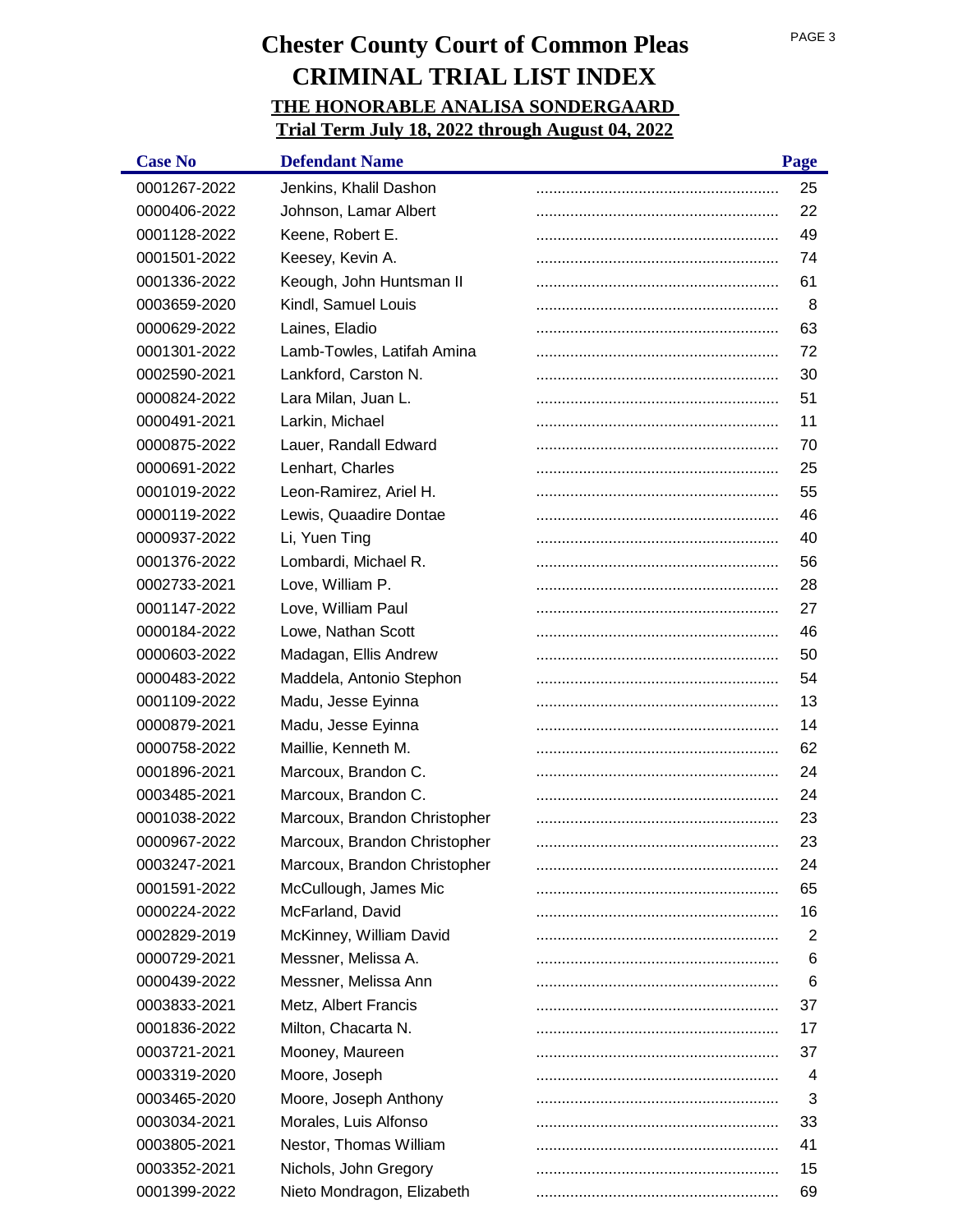# Chester County Court of Common Pleas

# CRIMINAL TRIAL LIST INDEX

## THE HONORABLE ANALISA SONDERGAARD

## Trial Term July 18, 2022 through August 04, 2022

| Case No | Defendant Name | Page |
|---|---|---|
| 0001267-2022 | Jenkins, Khalil Dashon | 25 |
| 0000406-2022 | Johnson, Lamar Albert | 22 |
| 0001128-2022 | Keene, Robert E. | 49 |
| 0001501-2022 | Keesey, Kevin A. | 74 |
| 0001336-2022 | Keough, John Huntsman II | 61 |
| 0003659-2020 | Kindl, Samuel Louis | 8 |
| 0000629-2022 | Laines, Eladio | 63 |
| 0001301-2022 | Lamb-Towles, Latifah Amina | 72 |
| 0002590-2021 | Lankford, Carston N. | 30 |
| 0000824-2022 | Lara Milan, Juan L. | 51 |
| 0000491-2021 | Larkin, Michael | 11 |
| 0000875-2022 | Lauer, Randall Edward | 70 |
| 0000691-2022 | Lenhart, Charles | 25 |
| 0001019-2022 | Leon-Ramirez, Ariel H. | 55 |
| 0000119-2022 | Lewis, Quaadire Dontae | 46 |
| 0000937-2022 | Li, Yuen Ting | 40 |
| 0001376-2022 | Lombardi, Michael R. | 56 |
| 0002733-2021 | Love, William P. | 28 |
| 0001147-2022 | Love, William Paul | 27 |
| 0000184-2022 | Lowe, Nathan Scott | 46 |
| 0000603-2022 | Madagan, Ellis Andrew | 50 |
| 0000483-2022 | Maddela, Antonio Stephon | 54 |
| 0001109-2022 | Madu, Jesse Eyinna | 13 |
| 0000879-2021 | Madu, Jesse Eyinna | 14 |
| 0000758-2022 | Maillie, Kenneth M. | 62 |
| 0001896-2021 | Marcoux, Brandon C. | 24 |
| 0003485-2021 | Marcoux, Brandon C. | 24 |
| 0001038-2022 | Marcoux, Brandon Christopher | 23 |
| 0000967-2022 | Marcoux, Brandon Christopher | 23 |
| 0003247-2021 | Marcoux, Brandon Christopher | 24 |
| 0001591-2022 | McCullough, James Mic | 65 |
| 0000224-2022 | McFarland, David | 16 |
| 0002829-2019 | McKinney, William David | 2 |
| 0000729-2021 | Messner, Melissa A. | 6 |
| 0000439-2022 | Messner, Melissa Ann | 6 |
| 0003833-2021 | Metz, Albert Francis | 37 |
| 0001836-2022 | Milton, Chacarta N. | 17 |
| 0003721-2021 | Mooney, Maureen | 37 |
| 0003319-2020 | Moore, Joseph | 4 |
| 0003465-2020 | Moore, Joseph Anthony | 3 |
| 0003034-2021 | Morales, Luis Alfonso | 33 |
| 0003805-2021 | Nestor, Thomas William | 41 |
| 0003352-2021 | Nichols, John Gregory | 15 |
| 0001399-2022 | Nieto Mondragon, Elizabeth | 69 |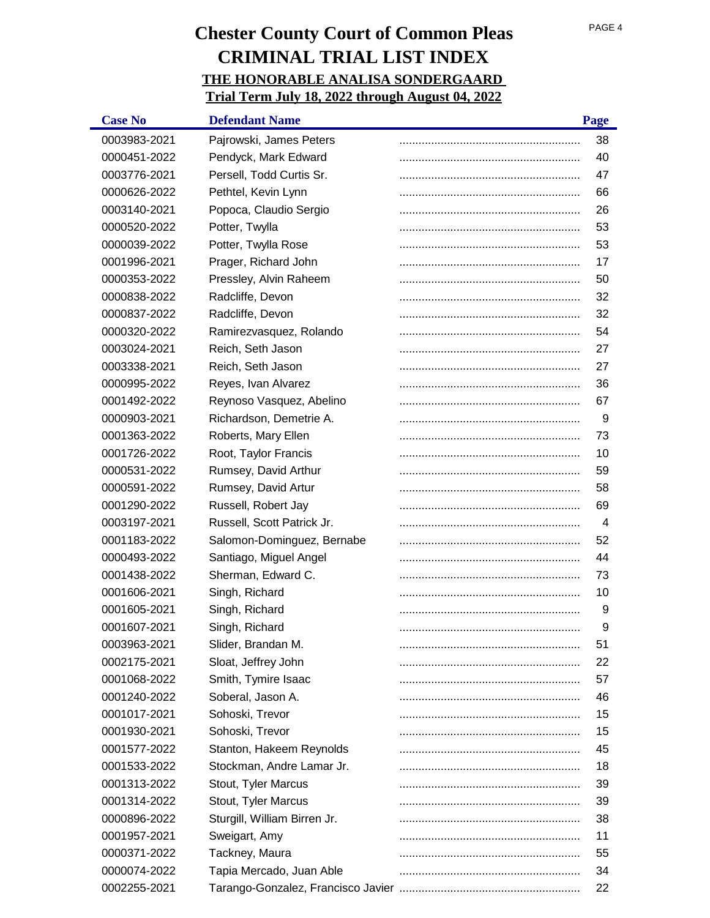# Chester County Court of Common Pleas

# CRIMINAL TRIAL LIST INDEX

## THE HONORABLE ANALISA SONDERGAARD

## Trial Term July 18, 2022 through August 04, 2022

| Case No | Defendant Name | Page |
|---|---|---|
| 0003983-2021 | Pajrowski, James Peters | 38 |
| 0000451-2022 | Pendyck, Mark Edward | 40 |
| 0003776-2021 | Persell, Todd Curtis Sr. | 47 |
| 0000626-2022 | Pethtel, Kevin Lynn | 66 |
| 0003140-2021 | Popoca, Claudio Sergio | 26 |
| 0000520-2022 | Potter, Twylla | 53 |
| 0000039-2022 | Potter, Twylla Rose | 53 |
| 0001996-2021 | Prager, Richard John | 17 |
| 0000353-2022 | Pressley, Alvin Raheem | 50 |
| 0000838-2022 | Radcliffe, Devon | 32 |
| 0000837-2022 | Radcliffe, Devon | 32 |
| 0000320-2022 | Ramirezvasquez, Rolando | 54 |
| 0003024-2021 | Reich, Seth Jason | 27 |
| 0003338-2021 | Reich, Seth Jason | 27 |
| 0000995-2022 | Reyes, Ivan Alvarez | 36 |
| 0001492-2022 | Reynoso Vasquez, Abelino | 67 |
| 0000903-2021 | Richardson, Demetrie A. | 9 |
| 0001363-2022 | Roberts, Mary Ellen | 73 |
| 0001726-2022 | Root, Taylor Francis | 10 |
| 0000531-2022 | Rumsey, David Arthur | 59 |
| 0000591-2022 | Rumsey, David Artur | 58 |
| 0001290-2022 | Russell, Robert Jay | 69 |
| 0003197-2021 | Russell, Scott Patrick Jr. | 4 |
| 0001183-2022 | Salomon-Dominguez, Bernabe | 52 |
| 0000493-2022 | Santiago, Miguel Angel | 44 |
| 0001438-2022 | Sherman, Edward C. | 73 |
| 0001606-2021 | Singh, Richard | 10 |
| 0001605-2021 | Singh, Richard | 9 |
| 0001607-2021 | Singh, Richard | 9 |
| 0003963-2021 | Slider, Brandan M. | 51 |
| 0002175-2021 | Sloat, Jeffrey John | 22 |
| 0001068-2022 | Smith, Tymire Isaac | 57 |
| 0001240-2022 | Soberal, Jason A. | 46 |
| 0001017-2021 | Sohoski, Trevor | 15 |
| 0001930-2021 | Sohoski, Trevor | 15 |
| 0001577-2022 | Stanton, Hakeem Reynolds | 45 |
| 0001533-2022 | Stockman, Andre Lamar Jr. | 18 |
| 0001313-2022 | Stout, Tyler Marcus | 39 |
| 0001314-2022 | Stout, Tyler Marcus | 39 |
| 0000896-2022 | Sturgill, William Birren Jr. | 38 |
| 0001957-2021 | Sweigart, Amy | 11 |
| 0000371-2022 | Tackney, Maura | 55 |
| 0000074-2022 | Tapia Mercado, Juan Able | 34 |
| 0002255-2021 | Tarango-Gonzalez, Francisco Javier | 22 |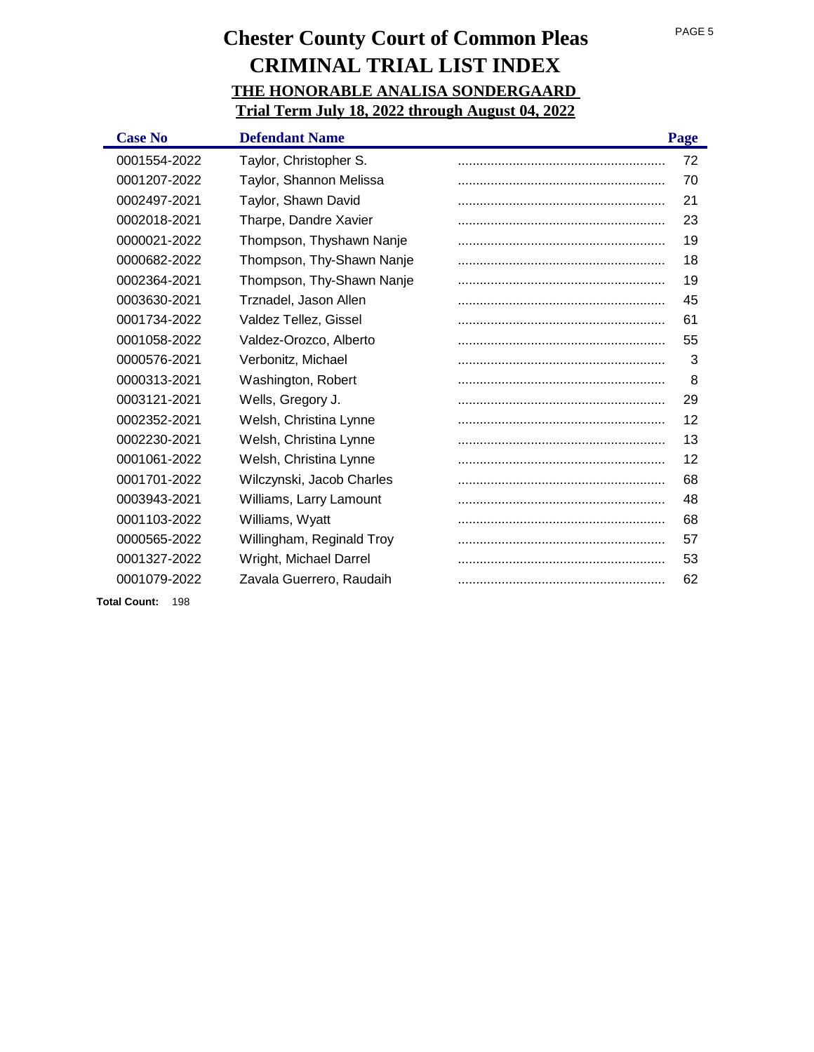# Chester County Court of Common Pleas

## CRIMINAL TRIAL LIST INDEX

### THE HONORABLE ANALISA SONDERGAARD

### Trial Term July 18, 2022 through August 04, 2022

| Case No | Defendant Name | Page |
|---|---|---|
| 0001554-2022 | Taylor, Christopher S. | 72 |
| 0001207-2022 | Taylor, Shannon Melissa | 70 |
| 0002497-2021 | Taylor, Shawn David | 21 |
| 0002018-2021 | Tharpe, Dandre Xavier | 23 |
| 0000021-2022 | Thompson, Thyshawn Nanje | 19 |
| 0000682-2022 | Thompson, Thy-Shawn Nanje | 18 |
| 0002364-2021 | Thompson, Thy-Shawn Nanje | 19 |
| 0003630-2021 | Trznadel, Jason Allen | 45 |
| 0001734-2022 | Valdez Tellez, Gissel | 61 |
| 0001058-2022 | Valdez-Orozco, Alberto | 55 |
| 0000576-2021 | Verbonitz, Michael | 3 |
| 0000313-2021 | Washington, Robert | 8 |
| 0003121-2021 | Wells, Gregory J. | 29 |
| 0002352-2021 | Welsh, Christina Lynne | 12 |
| 0002230-2021 | Welsh, Christina Lynne | 13 |
| 0001061-2022 | Welsh, Christina Lynne | 12 |
| 0001701-2022 | Wilczynski, Jacob Charles | 68 |
| 0003943-2021 | Williams, Larry Lamount | 48 |
| 0001103-2022 | Williams, Wyatt | 68 |
| 0000565-2022 | Willingham, Reginald Troy | 57 |
| 0001327-2022 | Wright, Michael Darrel | 53 |
| 0001079-2022 | Zavala Guerrero, Raudaih | 62 |

**Total Count:** 198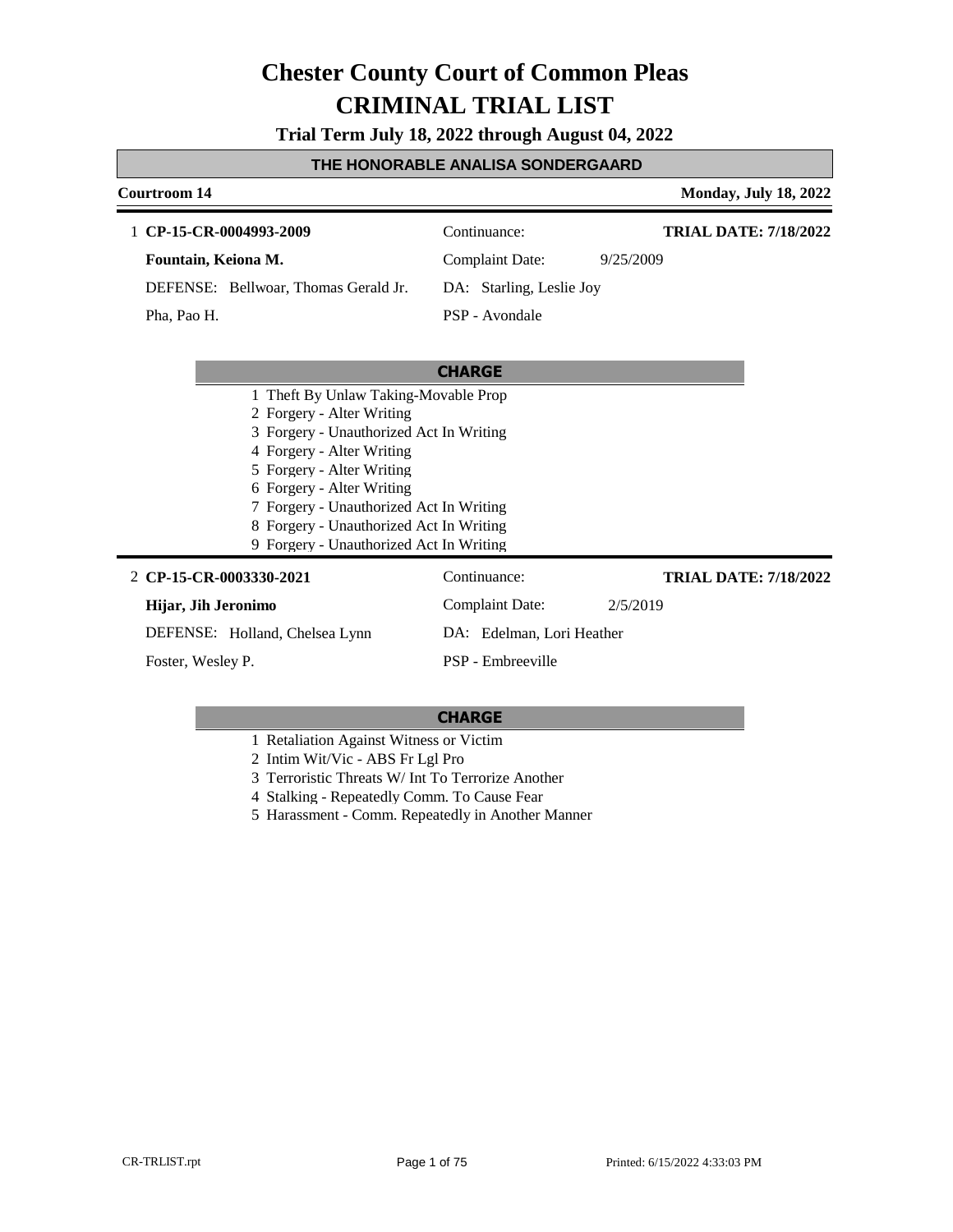# Chester County Court of Common Pleas
# CRIMINAL TRIAL LIST

**Trial Term July 18, 2022 through August 04, 2022**

## THE HONORABLE ANALISA SONDERGAARD

**Courtroom 14** — **Monday, July 18, 2022**

---

1 **CP-15-CR-0004993-2009** | Continuance: | **TRIAL DATE: 7/18/2022**

**Fountain, Keiona M.** | Complaint Date: 9/25/2009

DEFENSE: Bellwoar, Thomas Gerald Jr. | DA: Starling, Leslie Joy

Pha, Pao H. | PSP - Avondale

**CHARGE**

1 Theft By Unlaw Taking-Movable Prop
2 Forgery - Alter Writing
3 Forgery - Unauthorized Act In Writing
4 Forgery - Alter Writing
5 Forgery - Alter Writing
6 Forgery - Alter Writing
7 Forgery - Unauthorized Act In Writing
8 Forgery - Unauthorized Act In Writing
9 Forgery - Unauthorized Act In Writing

---

2 **CP-15-CR-0003330-2021** | Continuance: | **TRIAL DATE: 7/18/2022**

**Hijar, Jih Jeronimo** | Complaint Date: 2/5/2019

DEFENSE: Holland, Chelsea Lynn | DA: Edelman, Lori Heather

Foster, Wesley P. | PSP - Embreeville

**CHARGE**

1 Retaliation Against Witness or Victim
2 Intim Wit/Vic - ABS Fr Lgl Pro
3 Terroristic Threats W/ Int To Terrorize Another
4 Stalking - Repeatedly Comm. To Cause Fear
5 Harassment - Comm. Repeatedly in Another Manner

CR-TRLIST.rpt — Printed: 6/15/2022 4:33:03 PM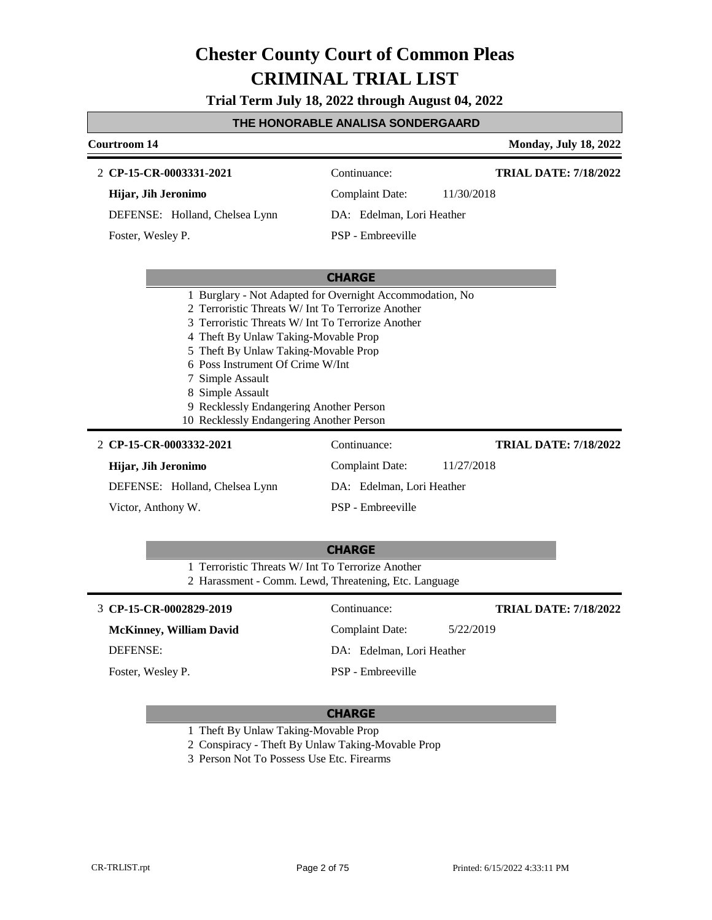# Chester County Court of Common Pleas
# CRIMINAL TRIAL LIST

**Trial Term July 18, 2022 through August 04, 2022**

## THE HONORABLE ANALISA SONDERGAARD

**Courtroom 14** — **Monday, July 18, 2022**

---

2 **CP-15-CR-0003331-2021**
Continuance:
**TRIAL DATE: 7/18/2022**

**Hijar, Jih Jeronimo**
Complaint Date: 11/30/2018

DEFENSE: Holland, Chelsea Lynn
DA: Edelman, Lori Heather

Foster, Wesley P.
PSP - Embreeville

**CHARGE**

1. Burglary - Not Adapted for Overnight Accommodation, No
2. Terroristic Threats W/ Int To Terrorize Another
3. Terroristic Threats W/ Int To Terrorize Another
4. Theft By Unlaw Taking-Movable Prop
5. Theft By Unlaw Taking-Movable Prop
6. Poss Instrument Of Crime W/Int
7. Simple Assault
8. Simple Assault
9. Recklessly Endangering Another Person
10. Recklessly Endangering Another Person

---

2 **CP-15-CR-0003332-2021**
Continuance:
**TRIAL DATE: 7/18/2022**

**Hijar, Jih Jeronimo**
Complaint Date: 11/27/2018

DEFENSE: Holland, Chelsea Lynn
DA: Edelman, Lori Heather

Victor, Anthony W.
PSP - Embreeville

**CHARGE**

1. Terroristic Threats W/ Int To Terrorize Another
2. Harassment - Comm. Lewd, Threatening, Etc. Language

---

3 **CP-15-CR-0002829-2019**
Continuance:
**TRIAL DATE: 7/18/2022**

**McKinney, William David**
Complaint Date: 5/22/2019

DEFENSE:
DA: Edelman, Lori Heather

Foster, Wesley P.
PSP - Embreeville

**CHARGE**

1. Theft By Unlaw Taking-Movable Prop
2. Conspiracy - Theft By Unlaw Taking-Movable Prop
3. Person Not To Possess Use Etc. Firearms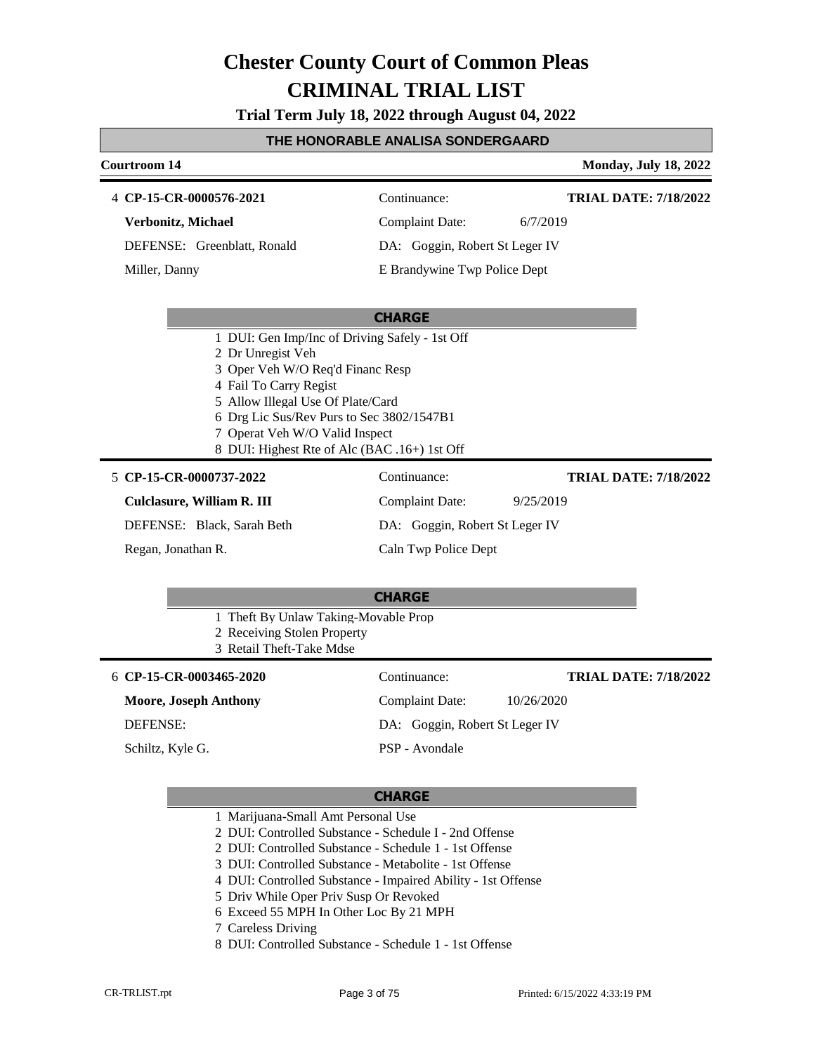# Chester County Court of Common Pleas
# CRIMINAL TRIAL LIST

**Trial Term July 18, 2022 through August 04, 2022**

**THE HONORABLE ANALISA SONDERGAARD**

**Courtroom 14** — **Monday, July 18, 2022**

---

4 **CP-15-CR-0000576-2021** | Continuance: | **TRIAL DATE: 7/18/2022**

**Verbonitz, Michael** | Complaint Date: 6/7/2019

DEFENSE: Greenblatt, Ronald | DA: Goggin, Robert St Leger IV

Miller, Danny | E Brandywine Twp Police Dept

**CHARGE**

1 DUI: Gen Imp/Inc of Driving Safely - 1st Off
2 Dr Unregist Veh
3 Oper Veh W/O Req'd Financ Resp
4 Fail To Carry Regist
5 Allow Illegal Use Of Plate/Card
6 Drg Lic Sus/Rev Purs to Sec 3802/1547B1
7 Operat Veh W/O Valid Inspect
8 DUI: Highest Rte of Alc (BAC .16+) 1st Off

---

5 **CP-15-CR-0000737-2022** | Continuance: | **TRIAL DATE: 7/18/2022**

**Culclasure, William R. III** | Complaint Date: 9/25/2019

DEFENSE: Black, Sarah Beth | DA: Goggin, Robert St Leger IV

Regan, Jonathan R. | Caln Twp Police Dept

**CHARGE**

1 Theft By Unlaw Taking-Movable Prop
2 Receiving Stolen Property
3 Retail Theft-Take Mdse

---

6 **CP-15-CR-0003465-2020** | Continuance: | **TRIAL DATE: 7/18/2022**

**Moore, Joseph Anthony** | Complaint Date: 10/26/2020

DEFENSE: | DA: Goggin, Robert St Leger IV

Schiltz, Kyle G. | PSP - Avondale

**CHARGE**

1 Marijuana-Small Amt Personal Use
2 DUI: Controlled Substance - Schedule I - 2nd Offense
2 DUI: Controlled Substance - Schedule 1 - 1st Offense
3 DUI: Controlled Substance - Metabolite - 1st Offense
4 DUI: Controlled Substance - Impaired Ability - 1st Offense
5 Driv While Oper Priv Susp Or Revoked
6 Exceed 55 MPH In Other Loc By 21 MPH
7 Careless Driving
8 DUI: Controlled Substance - Schedule 1 - 1st Offense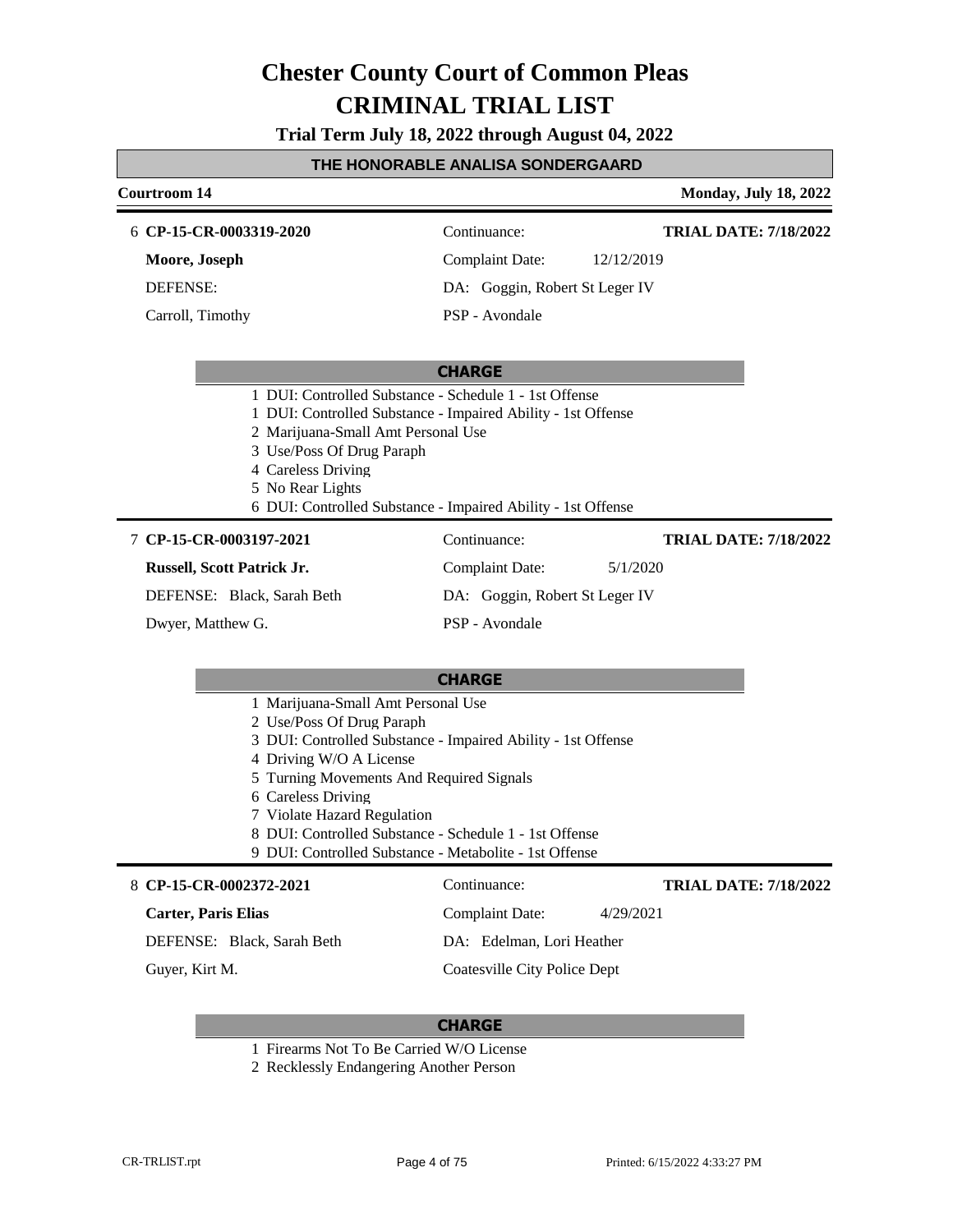# Chester County Court of Common Pleas
# CRIMINAL TRIAL LIST

**Trial Term July 18, 2022 through August 04, 2022**

**THE HONORABLE ANALISA SONDERGAARD**

**Courtroom 14** — **Monday, July 18, 2022**

---

6 **CP-15-CR-0003319-2020** — Continuance: — **TRIAL DATE: 7/18/2022**

**Moore, Joseph** — Complaint Date: 12/12/2019

DEFENSE: — DA: Goggin, Robert St Leger IV

Carroll, Timothy — PSP - Avondale

**CHARGE**

1 DUI: Controlled Substance - Schedule 1 - 1st Offense
1 DUI: Controlled Substance - Impaired Ability - 1st Offense
2 Marijuana-Small Amt Personal Use
3 Use/Poss Of Drug Paraph
4 Careless Driving
5 No Rear Lights
6 DUI: Controlled Substance - Impaired Ability - 1st Offense

---

7 **CP-15-CR-0003197-2021** — Continuance: — **TRIAL DATE: 7/18/2022**

**Russell, Scott Patrick Jr.** — Complaint Date: 5/1/2020

DEFENSE: Black, Sarah Beth — DA: Goggin, Robert St Leger IV

Dwyer, Matthew G. — PSP - Avondale

**CHARGE**

1 Marijuana-Small Amt Personal Use
2 Use/Poss Of Drug Paraph
3 DUI: Controlled Substance - Impaired Ability - 1st Offense
4 Driving W/O A License
5 Turning Movements And Required Signals
6 Careless Driving
7 Violate Hazard Regulation
8 DUI: Controlled Substance - Schedule 1 - 1st Offense
9 DUI: Controlled Substance - Metabolite - 1st Offense

---

8 **CP-15-CR-0002372-2021** — Continuance: — **TRIAL DATE: 7/18/2022**

**Carter, Paris Elias** — Complaint Date: 4/29/2021

DEFENSE: Black, Sarah Beth — DA: Edelman, Lori Heather

Guyer, Kirt M. — Coatesville City Police Dept

**CHARGE**

1 Firearms Not To Be Carried W/O License
2 Recklessly Endangering Another Person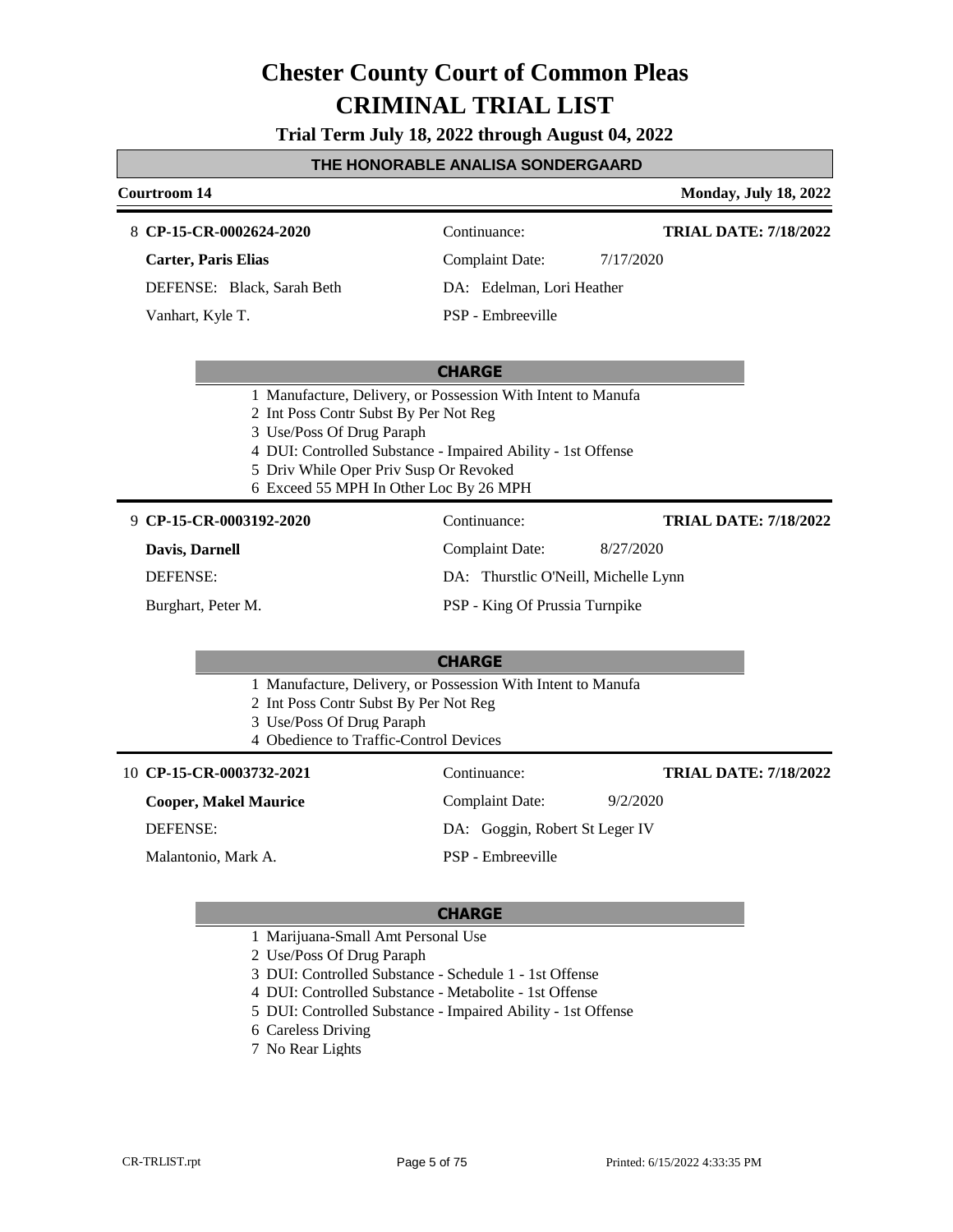# Chester County Court of Common Pleas
# CRIMINAL TRIAL LIST

**Trial Term July 18, 2022 through August 04, 2022**

**THE HONORABLE ANALISA SONDERGAARD**

**Courtroom 14** — **Monday, July 18, 2022**

---

8 **CP-15-CR-0002624-2020**

**Carter, Paris Elias**

DEFENSE: Black, Sarah Beth

Vanhart, Kyle T.

Continuance:

**TRIAL DATE: 7/18/2022**

Complaint Date: 7/17/2020

DA: Edelman, Lori Heather

PSP - Embreeville

**CHARGE**

1 Manufacture, Delivery, or Possession With Intent to Manufa
2 Int Poss Contr Subst By Per Not Reg
3 Use/Poss Of Drug Paraph
4 DUI: Controlled Substance - Impaired Ability - 1st Offense
5 Driv While Oper Priv Susp Or Revoked
6 Exceed 55 MPH In Other Loc By 26 MPH

---

9 **CP-15-CR-0003192-2020**

**Davis, Darnell**

DEFENSE:

Burghart, Peter M.

Continuance:

**TRIAL DATE: 7/18/2022**

Complaint Date: 8/27/2020

DA: Thurstlic O'Neill, Michelle Lynn

PSP - King Of Prussia Turnpike

**CHARGE**

1 Manufacture, Delivery, or Possession With Intent to Manufa
2 Int Poss Contr Subst By Per Not Reg
3 Use/Poss Of Drug Paraph
4 Obedience to Traffic-Control Devices

---

10 **CP-15-CR-0003732-2021**

**Cooper, Makel Maurice**

DEFENSE:

Malantonio, Mark A.

Continuance:

**TRIAL DATE: 7/18/2022**

Complaint Date: 9/2/2020

DA: Goggin, Robert St Leger IV

PSP - Embreeville

**CHARGE**

1 Marijuana-Small Amt Personal Use
2 Use/Poss Of Drug Paraph
3 DUI: Controlled Substance - Schedule 1 - 1st Offense
4 DUI: Controlled Substance - Metabolite - 1st Offense
5 DUI: Controlled Substance - Impaired Ability - 1st Offense
6 Careless Driving
7 No Rear Lights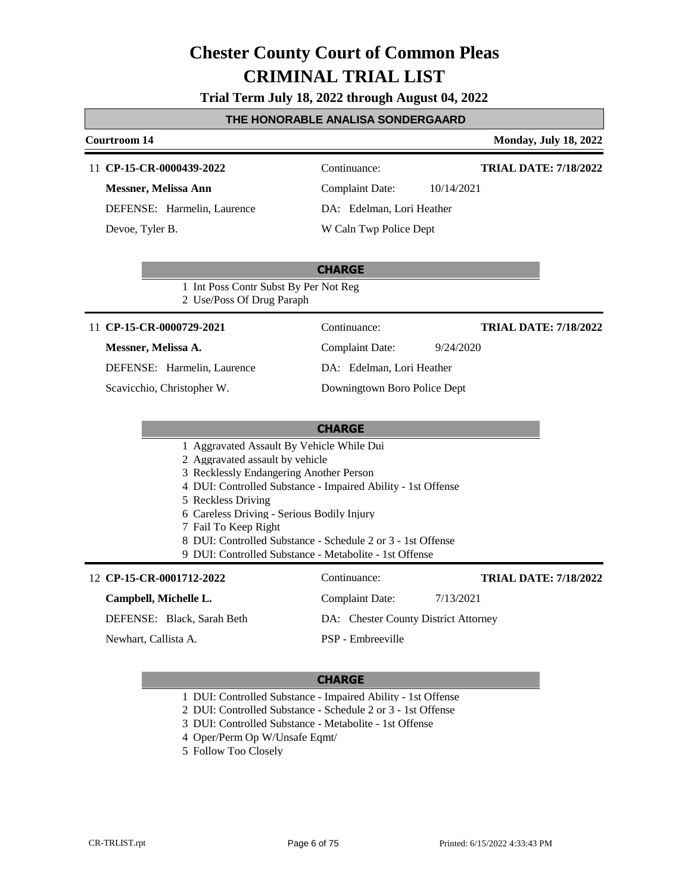# Chester County Court of Common Pleas
# CRIMINAL TRIAL LIST

**Trial Term July 18, 2022 through August 04, 2022**

**THE HONORABLE ANALISA SONDERGAARD**

**Courtroom 14** — **Monday, July 18, 2022**

---

11 **CP-15-CR-0000439-2022** — Continuance: — **TRIAL DATE: 7/18/2022**

**Messner, Melissa Ann** — Complaint Date: 10/14/2021

DEFENSE: Harmelin, Laurence — DA: Edelman, Lori Heather

Devoe, Tyler B. — W Caln Twp Police Dept

**CHARGE**

1. Int Poss Contr Subst By Per Not Reg
2. Use/Poss Of Drug Paraph

---

11 **CP-15-CR-0000729-2021** — Continuance: — **TRIAL DATE: 7/18/2022**

**Messner, Melissa A.** — Complaint Date: 9/24/2020

DEFENSE: Harmelin, Laurence — DA: Edelman, Lori Heather

Scavicchio, Christopher W. — Downingtown Boro Police Dept

**CHARGE**

1. Aggravated Assault By Vehicle While Dui
2. Aggravated assault by vehicle
3. Recklessly Endangering Another Person
4. DUI: Controlled Substance - Impaired Ability - 1st Offense
5. Reckless Driving
6. Careless Driving - Serious Bodily Injury
7. Fail To Keep Right
8. DUI: Controlled Substance - Schedule 2 or 3 - 1st Offense
9. DUI: Controlled Substance - Metabolite - 1st Offense

---

12 **CP-15-CR-0001712-2022** — Continuance: — **TRIAL DATE: 7/18/2022**

**Campbell, Michelle L.** — Complaint Date: 7/13/2021

DEFENSE: Black, Sarah Beth — DA: Chester County District Attorney

Newhart, Callista A. — PSP - Embreeville

**CHARGE**

1. DUI: Controlled Substance - Impaired Ability - 1st Offense
2. DUI: Controlled Substance - Schedule 2 or 3 - 1st Offense
3. DUI: Controlled Substance - Metabolite - 1st Offense
4. Oper/Perm Op W/Unsafe Eqmt/
5. Follow Too Closely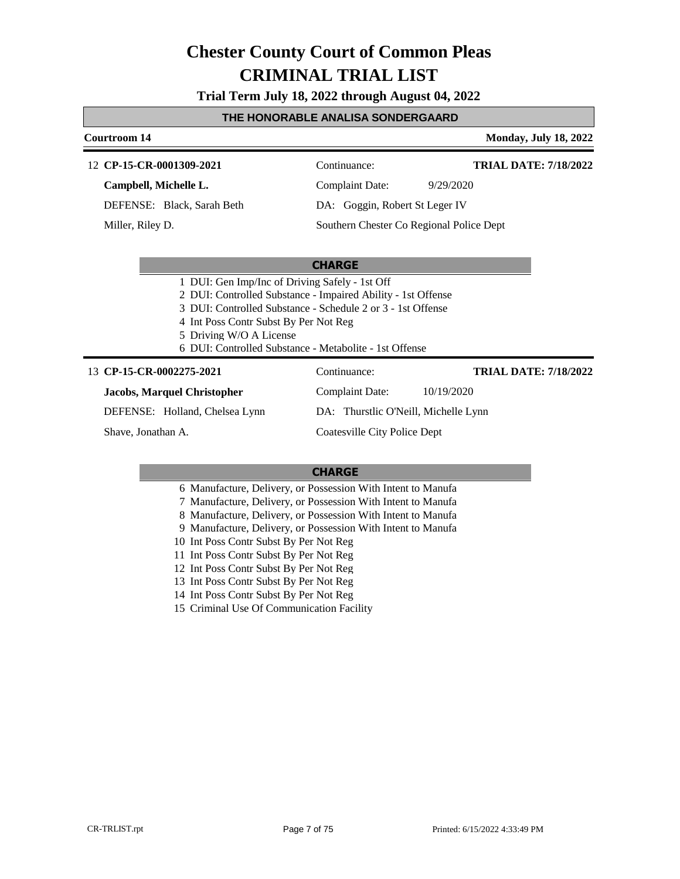# Chester County Court of Common Pleas
# CRIMINAL TRIAL LIST

**Trial Term July 18, 2022 through August 04, 2022**

**THE HONORABLE ANALISA SONDERGAARD**

**Courtroom 14** | **Monday, July 18, 2022**

---

12 **CP-15-CR-0001309-2021** | Continuance: | **TRIAL DATE: 7/18/2022**

**Campbell, Michelle L.** | Complaint Date: 9/29/2020

DEFENSE: Black, Sarah Beth | DA: Goggin, Robert St Leger IV

Miller, Riley D. | Southern Chester Co Regional Police Dept

**CHARGE**

1 DUI: Gen Imp/Inc of Driving Safely - 1st Off
2 DUI: Controlled Substance - Impaired Ability - 1st Offense
3 DUI: Controlled Substance - Schedule 2 or 3 - 1st Offense
4 Int Poss Contr Subst By Per Not Reg
5 Driving W/O A License
6 DUI: Controlled Substance - Metabolite - 1st Offense

---

13 **CP-15-CR-0002275-2021** | Continuance: | **TRIAL DATE: 7/18/2022**

**Jacobs, Marquel Christopher** | Complaint Date: 10/19/2020

DEFENSE: Holland, Chelsea Lynn | DA: Thurstlic O'Neill, Michelle Lynn

Shave, Jonathan A. | Coatesville City Police Dept

**CHARGE**

6 Manufacture, Delivery, or Possession With Intent to Manufa
7 Manufacture, Delivery, or Possession With Intent to Manufa
8 Manufacture, Delivery, or Possession With Intent to Manufa
9 Manufacture, Delivery, or Possession With Intent to Manufa
10 Int Poss Contr Subst By Per Not Reg
11 Int Poss Contr Subst By Per Not Reg
12 Int Poss Contr Subst By Per Not Reg
13 Int Poss Contr Subst By Per Not Reg
14 Int Poss Contr Subst By Per Not Reg
15 Criminal Use Of Communication Facility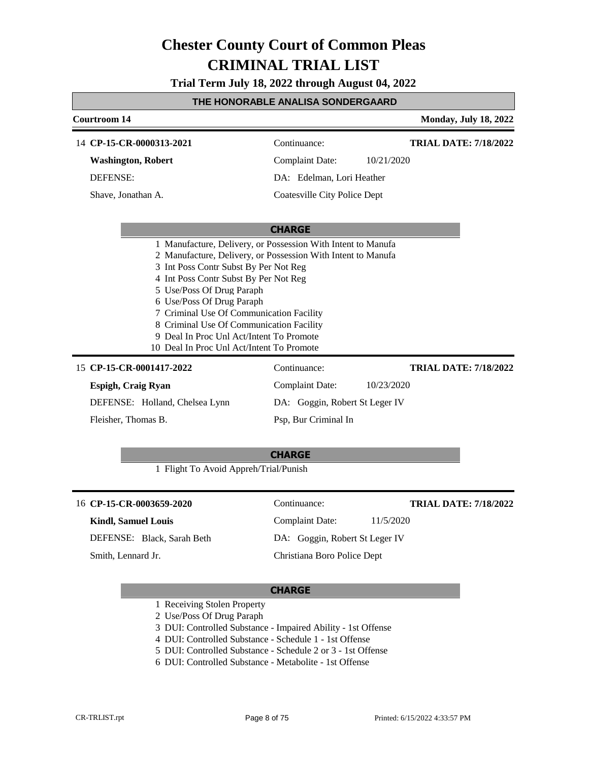# Chester County Court of Common Pleas
# CRIMINAL TRIAL LIST

**Trial Term July 18, 2022 through August 04, 2022**

**THE HONORABLE ANALISA SONDERGAARD**

**Courtroom 14** — **Monday, July 18, 2022**

---

14 **CP-15-CR-0000313-2021** — Continuance: — **TRIAL DATE: 7/18/2022**

**Washington, Robert** — Complaint Date: 10/21/2020

DEFENSE: — DA: Edelman, Lori Heather

Shave, Jonathan A. — Coatesville City Police Dept

**CHARGE**

1. Manufacture, Delivery, or Possession With Intent to Manufa
2. Manufacture, Delivery, or Possession With Intent to Manufa
3. Int Poss Contr Subst By Per Not Reg
4. Int Poss Contr Subst By Per Not Reg
5. Use/Poss Of Drug Paraph
6. Use/Poss Of Drug Paraph
7. Criminal Use Of Communication Facility
8. Criminal Use Of Communication Facility
9. Deal In Proc Unl Act/Intent To Promote
10. Deal In Proc Unl Act/Intent To Promote

---

15 **CP-15-CR-0001417-2022** — Continuance: — **TRIAL DATE: 7/18/2022**

**Espigh, Craig Ryan** — Complaint Date: 10/23/2020

DEFENSE: Holland, Chelsea Lynn — DA: Goggin, Robert St Leger IV

Fleisher, Thomas B. — Psp, Bur Criminal In

**CHARGE**

1. Flight To Avoid Appreh/Trial/Punish

---

16 **CP-15-CR-0003659-2020** — Continuance: — **TRIAL DATE: 7/18/2022**

**Kindl, Samuel Louis** — Complaint Date: 11/5/2020

DEFENSE: Black, Sarah Beth — DA: Goggin, Robert St Leger IV

Smith, Lennard Jr. — Christiana Boro Police Dept

**CHARGE**

1. Receiving Stolen Property
2. Use/Poss Of Drug Paraph
3. DUI: Controlled Substance - Impaired Ability - 1st Offense
4. DUI: Controlled Substance - Schedule 1 - 1st Offense
5. DUI: Controlled Substance - Schedule 2 or 3 - 1st Offense
6. DUI: Controlled Substance - Metabolite - 1st Offense

CR-TRLIST.rpt — Printed: 6/15/2022 4:33:57 PM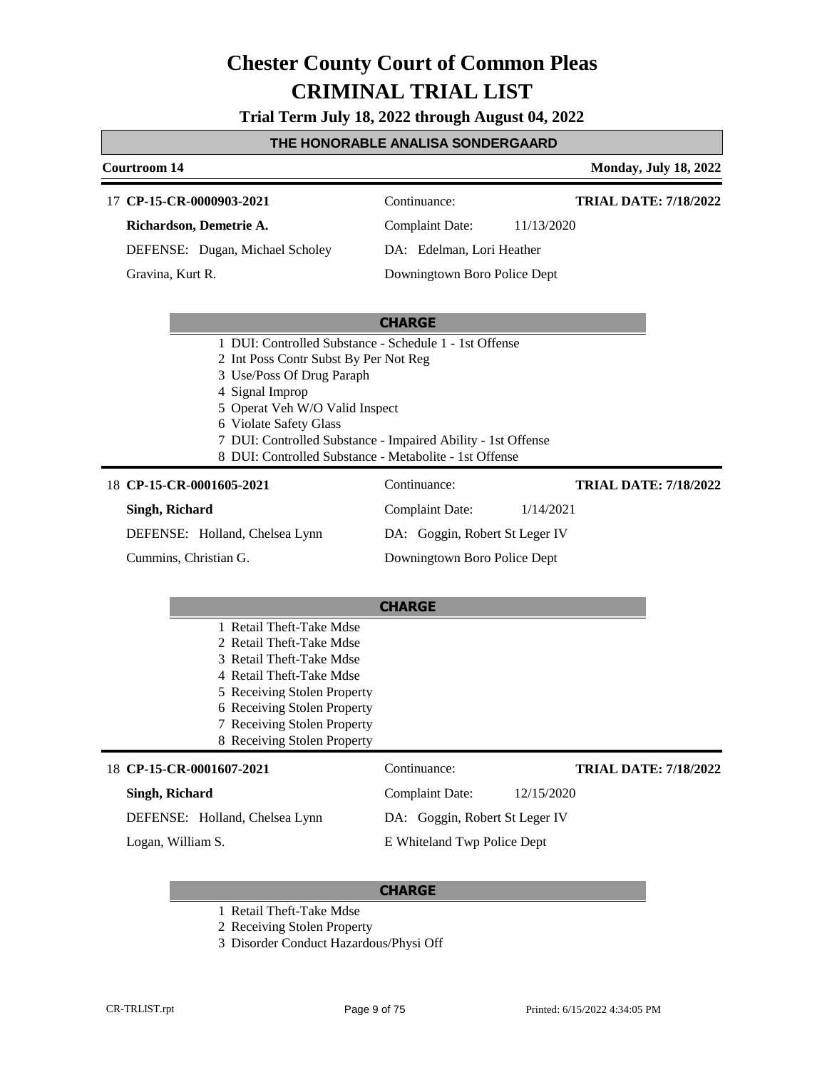# Chester County Court of Common Pleas
# CRIMINAL TRIAL LIST

**Trial Term July 18, 2022 through August 04, 2022**

**THE HONORABLE ANALISA SONDERGAARD**

**Courtroom 14** — **Monday, July 18, 2022**

---

17 **CP-15-CR-0000903-2021** | Continuance: | **TRIAL DATE: 7/18/2022**

**Richardson, Demetrie A.** | Complaint Date: 11/13/2020

DEFENSE: Dugan, Michael Scholey | DA: Edelman, Lori Heather

Gravina, Kurt R. | Downingtown Boro Police Dept

**CHARGE**

1 DUI: Controlled Substance - Schedule 1 - 1st Offense
2 Int Poss Contr Subst By Per Not Reg
3 Use/Poss Of Drug Paraph
4 Signal Improp
5 Operat Veh W/O Valid Inspect
6 Violate Safety Glass
7 DUI: Controlled Substance - Impaired Ability - 1st Offense
8 DUI: Controlled Substance - Metabolite - 1st Offense

---

18 **CP-15-CR-0001605-2021** | Continuance: | **TRIAL DATE: 7/18/2022**

**Singh, Richard** | Complaint Date: 1/14/2021

DEFENSE: Holland, Chelsea Lynn | DA: Goggin, Robert St Leger IV

Cummins, Christian G. | Downingtown Boro Police Dept

**CHARGE**

1 Retail Theft-Take Mdse
2 Retail Theft-Take Mdse
3 Retail Theft-Take Mdse
4 Retail Theft-Take Mdse
5 Receiving Stolen Property
6 Receiving Stolen Property
7 Receiving Stolen Property
8 Receiving Stolen Property

---

18 **CP-15-CR-0001607-2021** | Continuance: | **TRIAL DATE: 7/18/2022**

**Singh, Richard** | Complaint Date: 12/15/2020

DEFENSE: Holland, Chelsea Lynn | DA: Goggin, Robert St Leger IV

Logan, William S. | E Whiteland Twp Police Dept

**CHARGE**

1 Retail Theft-Take Mdse
2 Receiving Stolen Property
3 Disorder Conduct Hazardous/Physi Off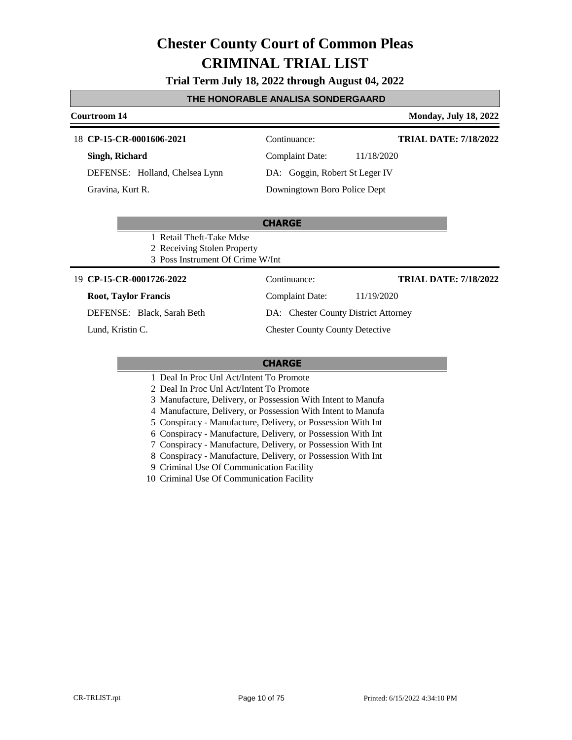# Chester County Court of Common Pleas
# CRIMINAL TRIAL LIST

**Trial Term July 18, 2022 through August 04, 2022**

## THE HONORABLE ANALISA SONDERGAARD

**Courtroom 14** — **Monday, July 18, 2022**

---

18 **CP-15-CR-0001606-2021** — Continuance: — **TRIAL DATE: 7/18/2022**

**Singh, Richard** — Complaint Date: 11/18/2020

DEFENSE: Holland, Chelsea Lynn — DA: Goggin, Robert St Leger IV

Gravina, Kurt R. — Downingtown Boro Police Dept

**CHARGE**

1 Retail Theft-Take Mdse
2 Receiving Stolen Property
3 Poss Instrument Of Crime W/Int

---

19 **CP-15-CR-0001726-2022** — Continuance: — **TRIAL DATE: 7/18/2022**

**Root, Taylor Francis** — Complaint Date: 11/19/2020

DEFENSE: Black, Sarah Beth — DA: Chester County District Attorney

Lund, Kristin C. — Chester County County Detective

**CHARGE**

1 Deal In Proc Unl Act/Intent To Promote
2 Deal In Proc Unl Act/Intent To Promote
3 Manufacture, Delivery, or Possession With Intent to Manufa
4 Manufacture, Delivery, or Possession With Intent to Manufa
5 Conspiracy - Manufacture, Delivery, or Possession With Int
6 Conspiracy - Manufacture, Delivery, or Possession With Int
7 Conspiracy - Manufacture, Delivery, or Possession With Int
8 Conspiracy - Manufacture, Delivery, or Possession With Int
9 Criminal Use Of Communication Facility
10 Criminal Use Of Communication Facility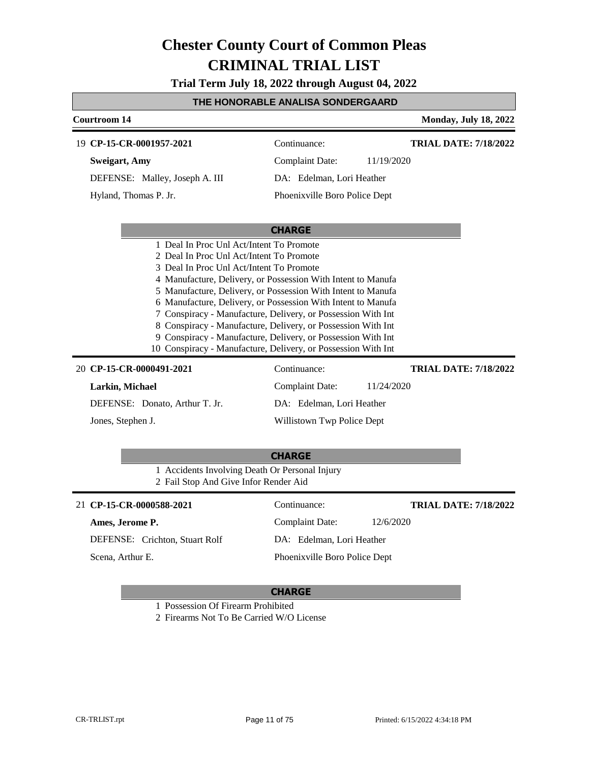# Chester County Court of Common Pleas
# CRIMINAL TRIAL LIST

**Trial Term July 18, 2022 through August 04, 2022**

## THE HONORABLE ANALISA SONDERGAARD

**Courtroom 14** | **Monday, July 18, 2022**

---

19 **CP-15-CR-0001957-2021** | Continuance: | **TRIAL DATE: 7/18/2022**

**Sweigart, Amy** | Complaint Date: 11/19/2020

DEFENSE: Malley, Joseph A. III | DA: Edelman, Lori Heather

Hyland, Thomas P. Jr. | Phoenixville Boro Police Dept

**CHARGE**

1 Deal In Proc Unl Act/Intent To Promote
2 Deal In Proc Unl Act/Intent To Promote
3 Deal In Proc Unl Act/Intent To Promote
4 Manufacture, Delivery, or Possession With Intent to Manufa
5 Manufacture, Delivery, or Possession With Intent to Manufa
6 Manufacture, Delivery, or Possession With Intent to Manufa
7 Conspiracy - Manufacture, Delivery, or Possession With Int
8 Conspiracy - Manufacture, Delivery, or Possession With Int
9 Conspiracy - Manufacture, Delivery, or Possession With Int
10 Conspiracy - Manufacture, Delivery, or Possession With Int

---

20 **CP-15-CR-0000491-2021** | Continuance: | **TRIAL DATE: 7/18/2022**

**Larkin, Michael** | Complaint Date: 11/24/2020

DEFENSE: Donato, Arthur T. Jr. | DA: Edelman, Lori Heather

Jones, Stephen J. | Willistown Twp Police Dept

**CHARGE**

1 Accidents Involving Death Or Personal Injury
2 Fail Stop And Give Infor Render Aid

---

21 **CP-15-CR-0000588-2021** | Continuance: | **TRIAL DATE: 7/18/2022**

**Ames, Jerome P.** | Complaint Date: 12/6/2020

DEFENSE: Crichton, Stuart Rolf | DA: Edelman, Lori Heather

Scena, Arthur E. | Phoenixville Boro Police Dept

**CHARGE**

1 Possession Of Firearm Prohibited
2 Firearms Not To Be Carried W/O License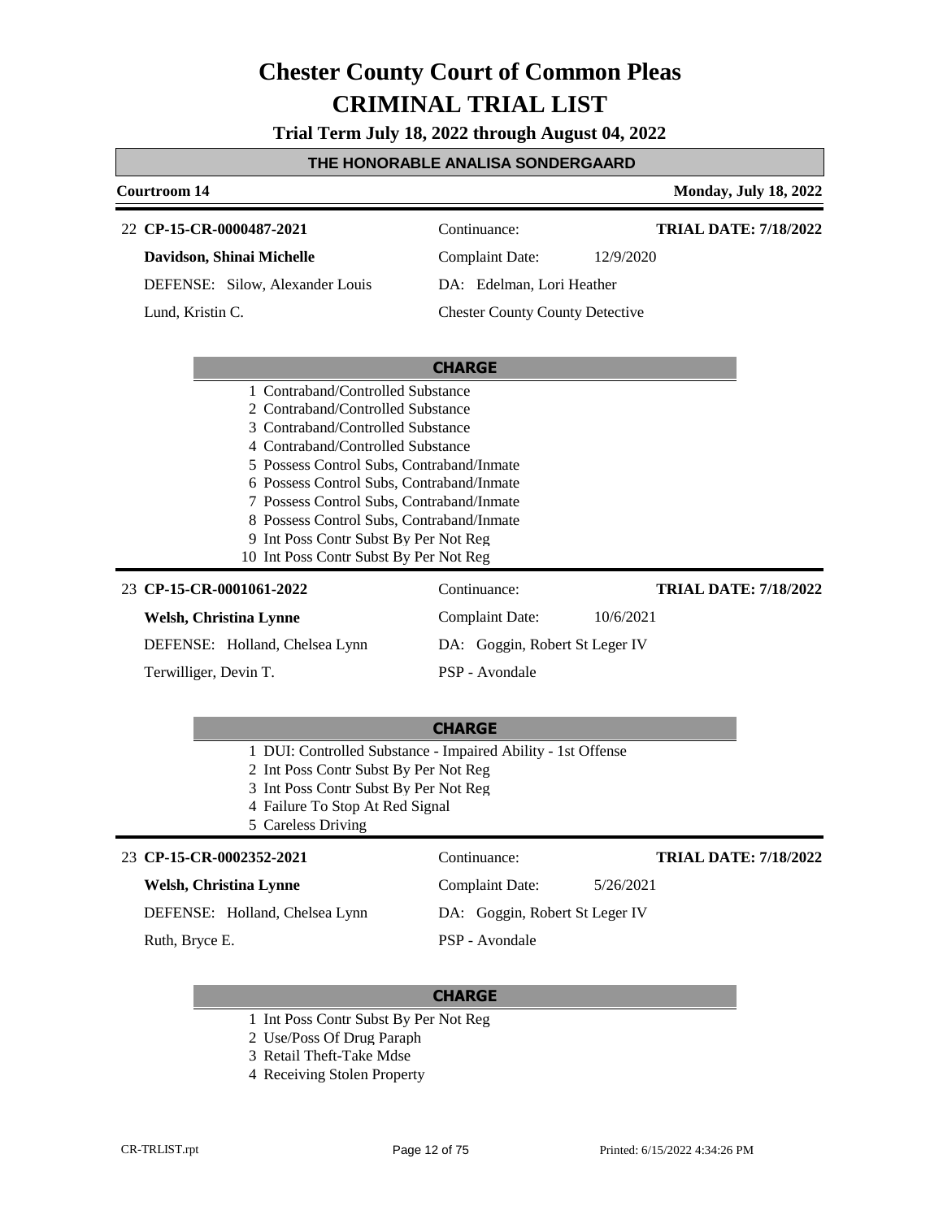# Chester County Court of Common Pleas
# CRIMINAL TRIAL LIST

**Trial Term July 18, 2022 through August 04, 2022**

## THE HONORABLE ANALISA SONDERGAARD

**Courtroom 14** | **Monday, July 18, 2022**

---

22 **CP-15-CR-0000487-2021** | Continuance: | **TRIAL DATE: 7/18/2022**

**Davidson, Shinai Michelle** | Complaint Date: 12/9/2020

DEFENSE: Silow, Alexander Louis | DA: Edelman, Lori Heather

Lund, Kristin C. | Chester County County Detective

**CHARGE**

1 Contraband/Controlled Substance
2 Contraband/Controlled Substance
3 Contraband/Controlled Substance
4 Contraband/Controlled Substance
5 Possess Control Subs, Contraband/Inmate
6 Possess Control Subs, Contraband/Inmate
7 Possess Control Subs, Contraband/Inmate
8 Possess Control Subs, Contraband/Inmate
9 Int Poss Contr Subst By Per Not Reg
10 Int Poss Contr Subst By Per Not Reg

---

23 **CP-15-CR-0001061-2022** | Continuance: | **TRIAL DATE: 7/18/2022**

**Welsh, Christina Lynne** | Complaint Date: 10/6/2021

DEFENSE: Holland, Chelsea Lynn | DA: Goggin, Robert St Leger IV

Terwilliger, Devin T. | PSP - Avondale

**CHARGE**

1 DUI: Controlled Substance - Impaired Ability - 1st Offense
2 Int Poss Contr Subst By Per Not Reg
3 Int Poss Contr Subst By Per Not Reg
4 Failure To Stop At Red Signal
5 Careless Driving

---

23 **CP-15-CR-0002352-2021** | Continuance: | **TRIAL DATE: 7/18/2022**

**Welsh, Christina Lynne** | Complaint Date: 5/26/2021

DEFENSE: Holland, Chelsea Lynn | DA: Goggin, Robert St Leger IV

Ruth, Bryce E. | PSP - Avondale

**CHARGE**

1 Int Poss Contr Subst By Per Not Reg
2 Use/Poss Of Drug Paraph
3 Retail Theft-Take Mdse
4 Receiving Stolen Property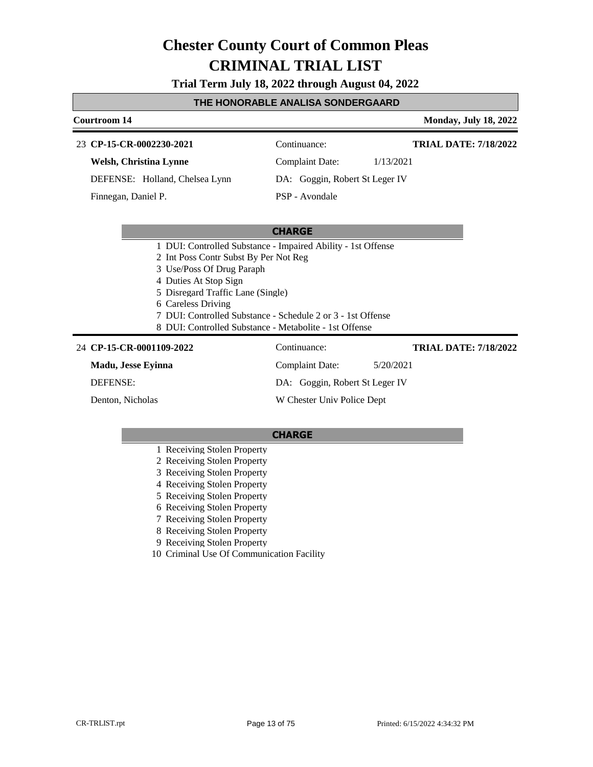# Chester County Court of Common Pleas
# CRIMINAL TRIAL LIST

**Trial Term July 18, 2022 through August 04, 2022**

## THE HONORABLE ANALISA SONDERGAARD

**Courtroom 14** — **Monday, July 18, 2022**

---

23 **CP-15-CR-0002230-2021**

| | | |
|---|---|---|
| **Welsh, Christina Lynne** | Continuance: | **TRIAL DATE: 7/18/2022** |
| DEFENSE: Holland, Chelsea Lynn | Complaint Date: 1/13/2021 | |
| Finnegan, Daniel P. | DA: Goggin, Robert St Leger IV | |
| | PSP - Avondale | |

**CHARGE**

1 DUI: Controlled Substance - Impaired Ability - 1st Offense
2 Int Poss Contr Subst By Per Not Reg
3 Use/Poss Of Drug Paraph
4 Duties At Stop Sign
5 Disregard Traffic Lane (Single)
6 Careless Driving
7 DUI: Controlled Substance - Schedule 2 or 3 - 1st Offense
8 DUI: Controlled Substance - Metabolite - 1st Offense

---

24 **CP-15-CR-0001109-2022**

| | | |
|---|---|---|
| **Madu, Jesse Eyinna** | Continuance: | **TRIAL DATE: 7/18/2022** |
| DEFENSE: | Complaint Date: 5/20/2021 | |
| Denton, Nicholas | DA: Goggin, Robert St Leger IV | |
| | W Chester Univ Police Dept | |

**CHARGE**

1 Receiving Stolen Property
2 Receiving Stolen Property
3 Receiving Stolen Property
4 Receiving Stolen Property
5 Receiving Stolen Property
6 Receiving Stolen Property
7 Receiving Stolen Property
8 Receiving Stolen Property
9 Receiving Stolen Property
10 Criminal Use Of Communication Facility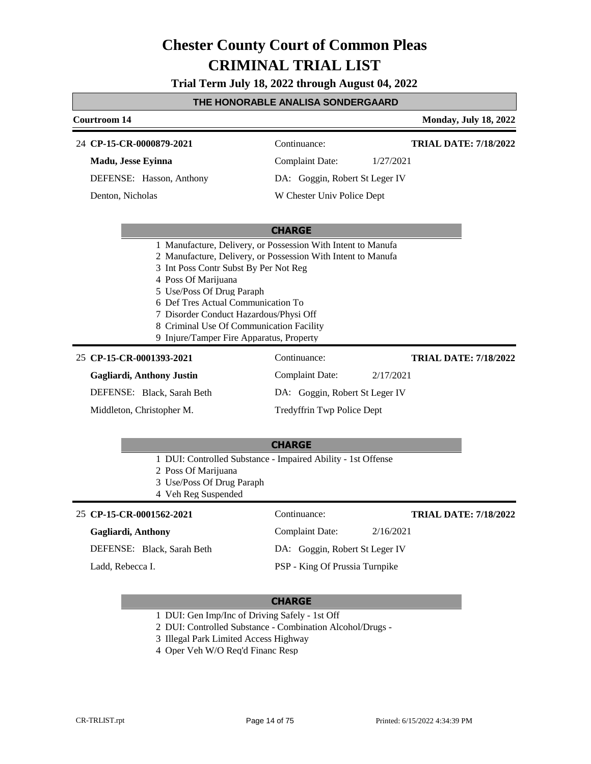# Chester County Court of Common Pleas
# CRIMINAL TRIAL LIST

**Trial Term July 18, 2022 through August 04, 2022**

**THE HONORABLE ANALISA SONDERGAARD**

**Courtroom 14** | **Monday, July 18, 2022**

---

24 **CP-15-CR-0000879-2021**
Continuance:
**TRIAL DATE: 7/18/2022**

**Madu, Jesse Eyinna**
Complaint Date: 1/27/2021

DEFENSE: Hasson, Anthony
DA: Goggin, Robert St Leger IV

Denton, Nicholas
W Chester Univ Police Dept

**CHARGE**

1 Manufacture, Delivery, or Possession With Intent to Manufa
2 Manufacture, Delivery, or Possession With Intent to Manufa
3 Int Poss Contr Subst By Per Not Reg
4 Poss Of Marijuana
5 Use/Poss Of Drug Paraph
6 Def Tres Actual Communication To
7 Disorder Conduct Hazardous/Physi Off
8 Criminal Use Of Communication Facility
9 Injure/Tamper Fire Apparatus, Property

---

25 **CP-15-CR-0001393-2021**
Continuance:
**TRIAL DATE: 7/18/2022**

**Gagliardi, Anthony Justin**
Complaint Date: 2/17/2021

DEFENSE: Black, Sarah Beth
DA: Goggin, Robert St Leger IV

Middleton, Christopher M.
Tredyffrin Twp Police Dept

**CHARGE**

1 DUI: Controlled Substance - Impaired Ability - 1st Offense
2 Poss Of Marijuana
3 Use/Poss Of Drug Paraph
4 Veh Reg Suspended

---

25 **CP-15-CR-0001562-2021**
Continuance:
**TRIAL DATE: 7/18/2022**

**Gagliardi, Anthony**
Complaint Date: 2/16/2021

DEFENSE: Black, Sarah Beth
DA: Goggin, Robert St Leger IV

Ladd, Rebecca I.
PSP - King Of Prussia Turnpike

**CHARGE**

1 DUI: Gen Imp/Inc of Driving Safely - 1st Off
2 DUI: Controlled Substance - Combination Alcohol/Drugs -
3 Illegal Park Limited Access Highway
4 Oper Veh W/O Req'd Financ Resp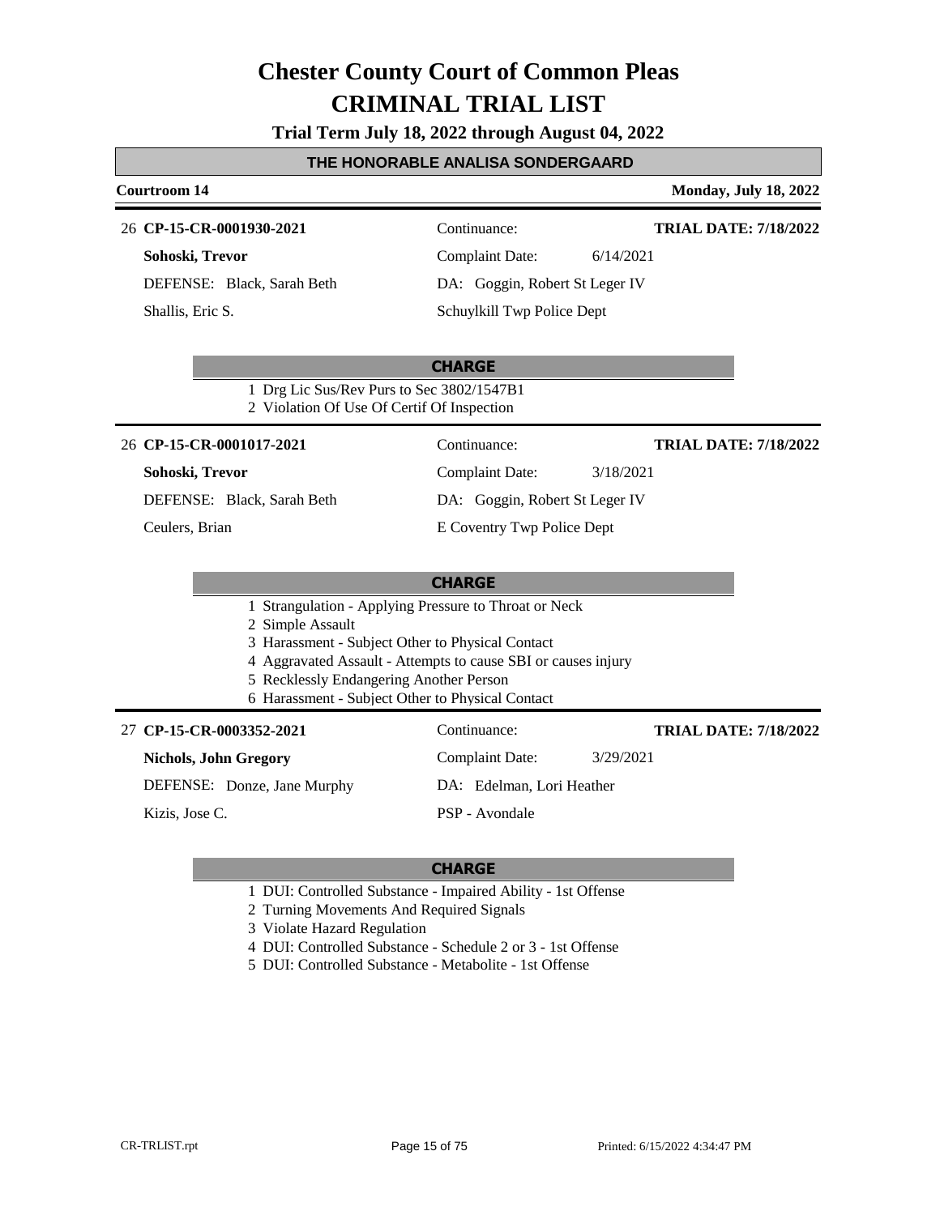# Chester County Court of Common Pleas
# CRIMINAL TRIAL LIST

**Trial Term July 18, 2022 through August 04, 2022**

## THE HONORABLE ANALISA SONDERGAARD

**Courtroom 14** — **Monday, July 18, 2022**

---

26 **CP-15-CR-0001930-2021** | Continuance: | **TRIAL DATE: 7/18/2022**

**Sohoski, Trevor** | Complaint Date: 6/14/2021

DEFENSE: Black, Sarah Beth | DA: Goggin, Robert St Leger IV

Shallis, Eric S. | Schuylkill Twp Police Dept

**CHARGE**

1 Drg Lic Sus/Rev Purs to Sec 3802/1547B1
2 Violation Of Use Of Certif Of Inspection

---

26 **CP-15-CR-0001017-2021** | Continuance: | **TRIAL DATE: 7/18/2022**

**Sohoski, Trevor** | Complaint Date: 3/18/2021

DEFENSE: Black, Sarah Beth | DA: Goggin, Robert St Leger IV

Ceulers, Brian | E Coventry Twp Police Dept

**CHARGE**

1 Strangulation - Applying Pressure to Throat or Neck
2 Simple Assault
3 Harassment - Subject Other to Physical Contact
4 Aggravated Assault - Attempts to cause SBI or causes injury
5 Recklessly Endangering Another Person
6 Harassment - Subject Other to Physical Contact

---

27 **CP-15-CR-0003352-2021** | Continuance: | **TRIAL DATE: 7/18/2022**

**Nichols, John Gregory** | Complaint Date: 3/29/2021

DEFENSE: Donze, Jane Murphy | DA: Edelman, Lori Heather

Kizis, Jose C. | PSP - Avondale

**CHARGE**

1 DUI: Controlled Substance - Impaired Ability - 1st Offense
2 Turning Movements And Required Signals
3 Violate Hazard Regulation
4 DUI: Controlled Substance - Schedule 2 or 3 - 1st Offense
5 DUI: Controlled Substance - Metabolite - 1st Offense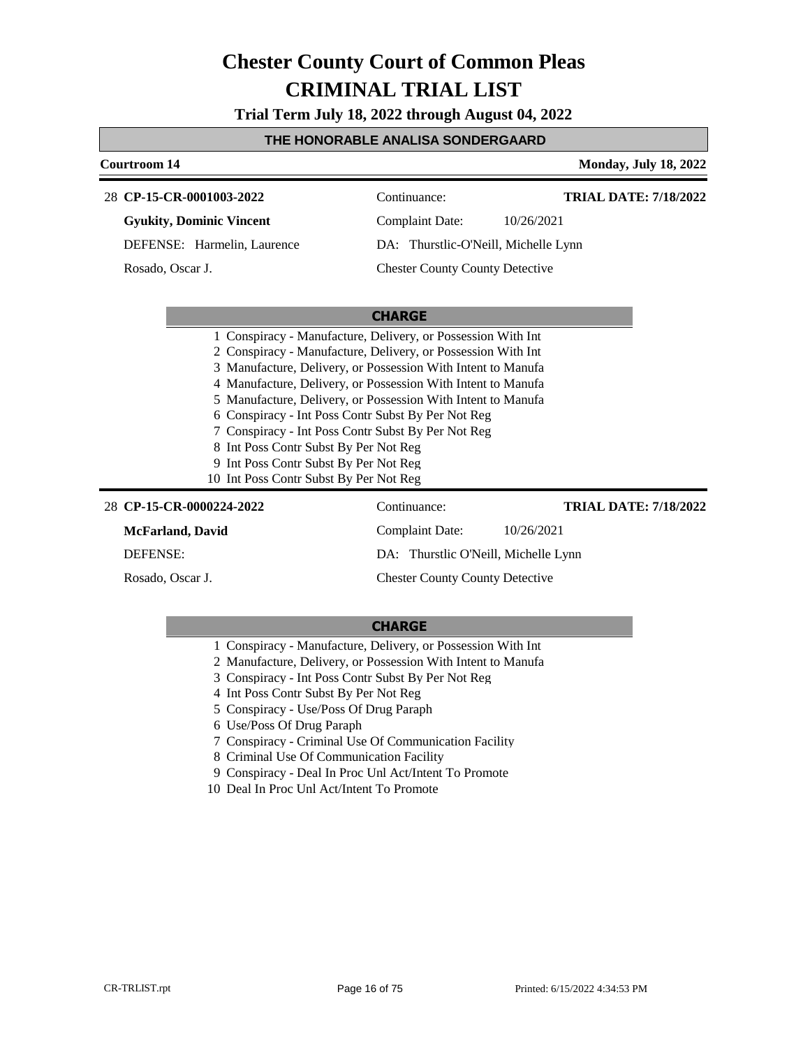# Chester County Court of Common Pleas
# CRIMINAL TRIAL LIST

**Trial Term July 18, 2022 through August 04, 2022**

**THE HONORABLE ANALISA SONDERGAARD**

**Courtroom 14** | **Monday, July 18, 2022**

---

28 **CP-15-CR-0001003-2022** | Continuance: | **TRIAL DATE: 7/18/2022**

**Gyukity, Dominic Vincent** | Complaint Date: 10/26/2021

DEFENSE: Harmelin, Laurence | DA: Thurstlic-O'Neill, Michelle Lynn

Rosado, Oscar J. | Chester County County Detective

**CHARGE**

1. Conspiracy - Manufacture, Delivery, or Possession With Int
2. Conspiracy - Manufacture, Delivery, or Possession With Int
3. Manufacture, Delivery, or Possession With Intent to Manufa
4. Manufacture, Delivery, or Possession With Intent to Manufa
5. Manufacture, Delivery, or Possession With Intent to Manufa
6. Conspiracy - Int Poss Contr Subst By Per Not Reg
7. Conspiracy - Int Poss Contr Subst By Per Not Reg
8. Int Poss Contr Subst By Per Not Reg
9. Int Poss Contr Subst By Per Not Reg
10. Int Poss Contr Subst By Per Not Reg

---

28 **CP-15-CR-0000224-2022** | Continuance: | **TRIAL DATE: 7/18/2022**

**McFarland, David** | Complaint Date: 10/26/2021

DEFENSE: | DA: Thurstlic O'Neill, Michelle Lynn

Rosado, Oscar J. | Chester County County Detective

**CHARGE**

1. Conspiracy - Manufacture, Delivery, or Possession With Int
2. Manufacture, Delivery, or Possession With Intent to Manufa
3. Conspiracy - Int Poss Contr Subst By Per Not Reg
4. Int Poss Contr Subst By Per Not Reg
5. Conspiracy - Use/Poss Of Drug Paraph
6. Use/Poss Of Drug Paraph
7. Conspiracy - Criminal Use Of Communication Facility
8. Criminal Use Of Communication Facility
9. Conspiracy - Deal In Proc Unl Act/Intent To Promote
10. Deal In Proc Unl Act/Intent To Promote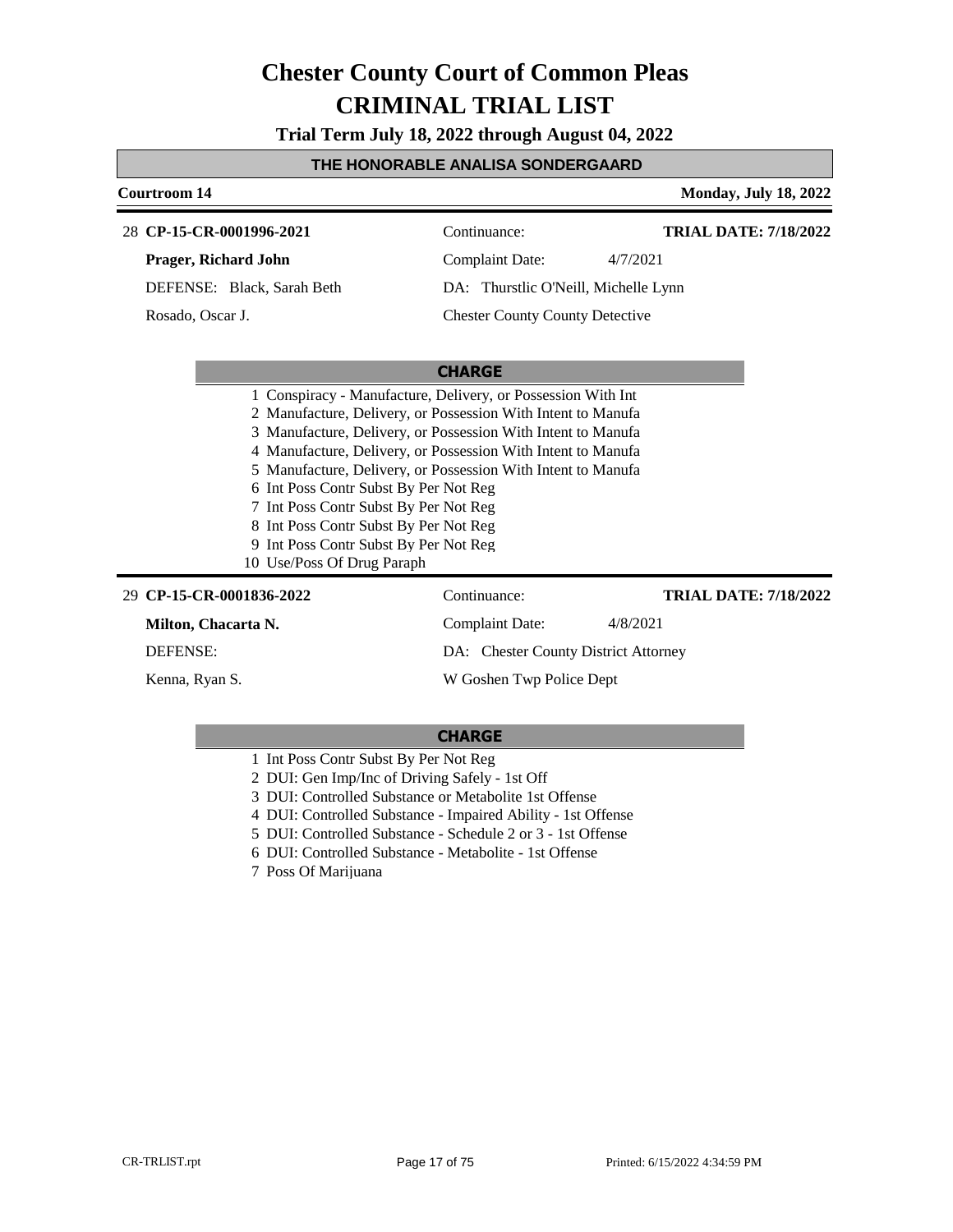# Chester County Court of Common Pleas
# CRIMINAL TRIAL LIST

**Trial Term July 18, 2022 through August 04, 2022**

**THE HONORABLE ANALISA SONDERGAARD**

**Courtroom 14** — **Monday, July 18, 2022**

---

28 **CP-15-CR-0001996-2021** — Continuance: — **TRIAL DATE: 7/18/2022**

**Prager, Richard John** — Complaint Date: 4/7/2021

DEFENSE: Black, Sarah Beth — DA: Thurstlic O'Neill, Michelle Lynn

Rosado, Oscar J. — Chester County County Detective

**CHARGE**

1 Conspiracy - Manufacture, Delivery, or Possession With Int
2 Manufacture, Delivery, or Possession With Intent to Manufa
3 Manufacture, Delivery, or Possession With Intent to Manufa
4 Manufacture, Delivery, or Possession With Intent to Manufa
5 Manufacture, Delivery, or Possession With Intent to Manufa
6 Int Poss Contr Subst By Per Not Reg
7 Int Poss Contr Subst By Per Not Reg
8 Int Poss Contr Subst By Per Not Reg
9 Int Poss Contr Subst By Per Not Reg
10 Use/Poss Of Drug Paraph

---

29 **CP-15-CR-0001836-2022** — Continuance: — **TRIAL DATE: 7/18/2022**

**Milton, Chacarta N.** — Complaint Date: 4/8/2021

DEFENSE: — DA: Chester County District Attorney

Kenna, Ryan S. — W Goshen Twp Police Dept

**CHARGE**

1 Int Poss Contr Subst By Per Not Reg
2 DUI: Gen Imp/Inc of Driving Safely - 1st Off
3 DUI: Controlled Substance or Metabolite 1st Offense
4 DUI: Controlled Substance - Impaired Ability - 1st Offense
5 DUI: Controlled Substance - Schedule 2 or 3 - 1st Offense
6 DUI: Controlled Substance - Metabolite - 1st Offense
7 Poss Of Marijuana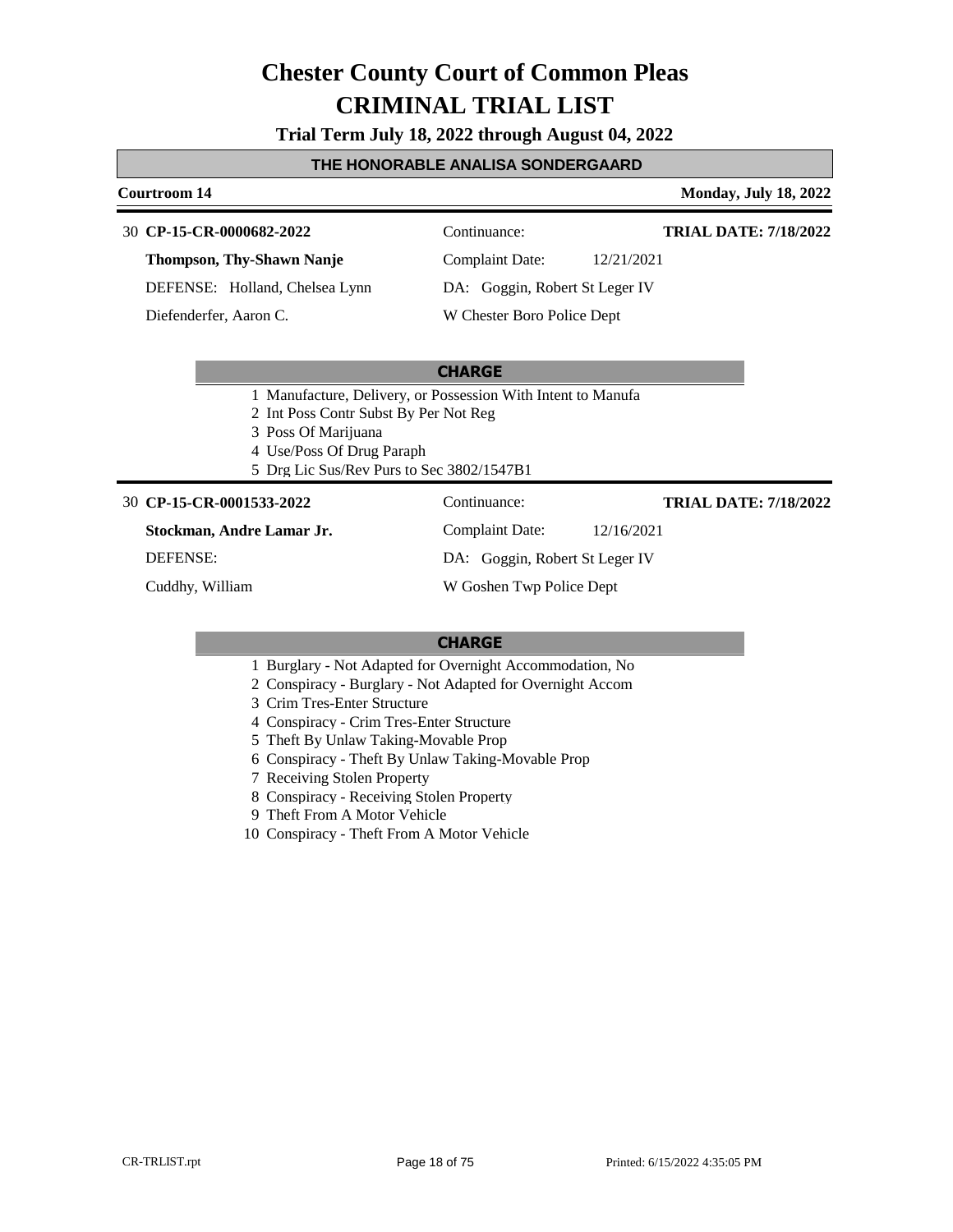# Chester County Court of Common Pleas
# CRIMINAL TRIAL LIST

**Trial Term July 18, 2022 through August 04, 2022**

## THE HONORABLE ANALISA SONDERGAARD

**Courtroom 14** — **Monday, July 18, 2022**

30 **CP-15-CR-0000682-2022** | Continuance: | **TRIAL DATE: 7/18/2022**

**Thompson, Thy-Shawn Nanje** | Complaint Date: 12/21/2021

DEFENSE: Holland, Chelsea Lynn | DA: Goggin, Robert St Leger IV

Diefenderfer, Aaron C. | W Chester Boro Police Dept

**CHARGE**

1. Manufacture, Delivery, or Possession With Intent to Manufa
2. Int Poss Contr Subst By Per Not Reg
3. Poss Of Marijuana
4. Use/Poss Of Drug Paraph
5. Drg Lic Sus/Rev Purs to Sec 3802/1547B1

30 **CP-15-CR-0001533-2022** | Continuance: | **TRIAL DATE: 7/18/2022**

**Stockman, Andre Lamar Jr.** | Complaint Date: 12/16/2021

DEFENSE: | DA: Goggin, Robert St Leger IV

Cuddhy, William | W Goshen Twp Police Dept

**CHARGE**

1. Burglary - Not Adapted for Overnight Accommodation, No
2. Conspiracy - Burglary - Not Adapted for Overnight Accom
3. Crim Tres-Enter Structure
4. Conspiracy - Crim Tres-Enter Structure
5. Theft By Unlaw Taking-Movable Prop
6. Conspiracy - Theft By Unlaw Taking-Movable Prop
7. Receiving Stolen Property
8. Conspiracy - Receiving Stolen Property
9. Theft From A Motor Vehicle
10. Conspiracy - Theft From A Motor Vehicle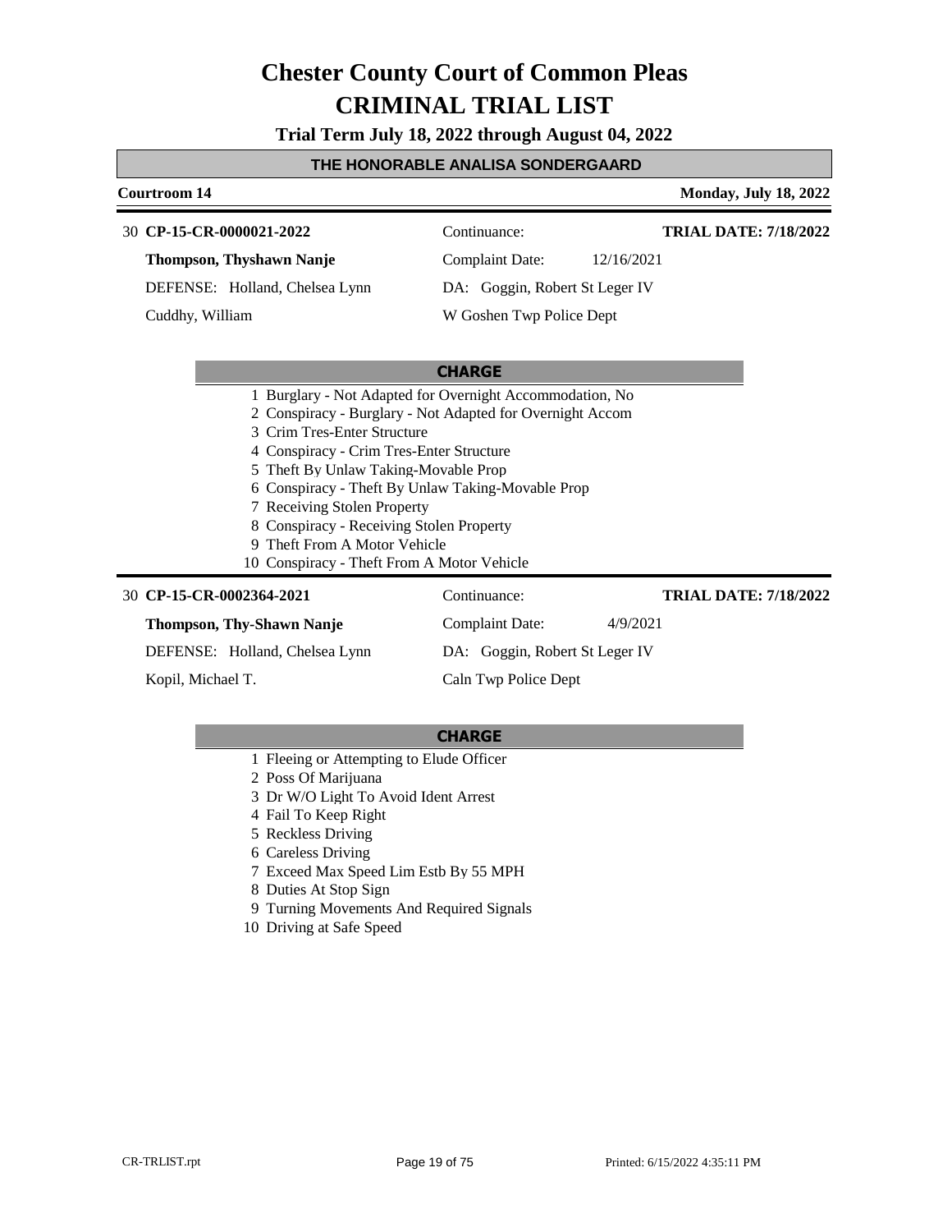# Chester County Court of Common Pleas
# CRIMINAL TRIAL LIST

**Trial Term July 18, 2022 through August 04, 2022**

**THE HONORABLE ANALISA SONDERGAARD**

**Courtroom 14** — **Monday, July 18, 2022**

---

30 **CP-15-CR-0000021-2022** — Continuance: — **TRIAL DATE: 7/18/2022**

**Thompson, Thyshawn Nanje** — Complaint Date: 12/16/2021

DEFENSE: Holland, Chelsea Lynn — DA: Goggin, Robert St Leger IV

Cuddhy, William — W Goshen Twp Police Dept

**CHARGE**

1. Burglary - Not Adapted for Overnight Accommodation, No
2. Conspiracy - Burglary - Not Adapted for Overnight Accom
3. Crim Tres-Enter Structure
4. Conspiracy - Crim Tres-Enter Structure
5. Theft By Unlaw Taking-Movable Prop
6. Conspiracy - Theft By Unlaw Taking-Movable Prop
7. Receiving Stolen Property
8. Conspiracy - Receiving Stolen Property
9. Theft From A Motor Vehicle
10. Conspiracy - Theft From A Motor Vehicle

---

30 **CP-15-CR-0002364-2021** — Continuance: — **TRIAL DATE: 7/18/2022**

**Thompson, Thy-Shawn Nanje** — Complaint Date: 4/9/2021

DEFENSE: Holland, Chelsea Lynn — DA: Goggin, Robert St Leger IV

Kopil, Michael T. — Caln Twp Police Dept

**CHARGE**

1. Fleeing or Attempting to Elude Officer
2. Poss Of Marijuana
3. Dr W/O Light To Avoid Ident Arrest
4. Fail To Keep Right
5. Reckless Driving
6. Careless Driving
7. Exceed Max Speed Lim Estb By 55 MPH
8. Duties At Stop Sign
9. Turning Movements And Required Signals
10. Driving at Safe Speed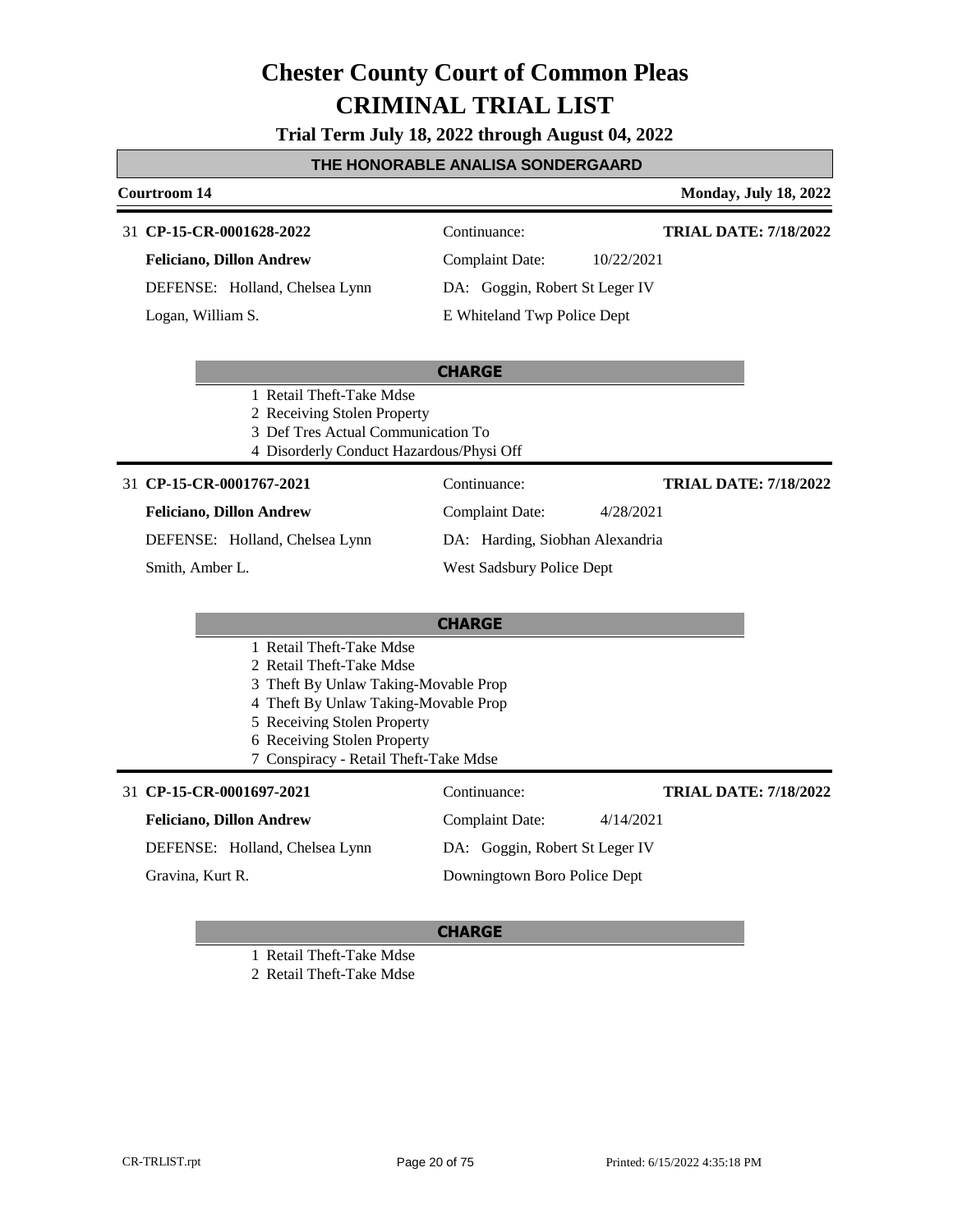# Chester County Court of Common Pleas
# CRIMINAL TRIAL LIST

**Trial Term July 18, 2022 through August 04, 2022**

**THE HONORABLE ANALISA SONDERGAARD**

**Courtroom 14** — **Monday, July 18, 2022**

---

31 **CP-15-CR-0001628-2022** — Continuance: — **TRIAL DATE: 7/18/2022**

**Feliciano, Dillon Andrew** — Complaint Date: 10/22/2021

DEFENSE: Holland, Chelsea Lynn — DA: Goggin, Robert St Leger IV

Logan, William S. — E Whiteland Twp Police Dept

**CHARGE**

1 Retail Theft-Take Mdse
2 Receiving Stolen Property
3 Def Tres Actual Communication To
4 Disorderly Conduct Hazardous/Physi Off

---

31 **CP-15-CR-0001767-2021** — Continuance: — **TRIAL DATE: 7/18/2022**

**Feliciano, Dillon Andrew** — Complaint Date: 4/28/2021

DEFENSE: Holland, Chelsea Lynn — DA: Harding, Siobhan Alexandria

Smith, Amber L. — West Sadsbury Police Dept

**CHARGE**

1 Retail Theft-Take Mdse
2 Retail Theft-Take Mdse
3 Theft By Unlaw Taking-Movable Prop
4 Theft By Unlaw Taking-Movable Prop
5 Receiving Stolen Property
6 Receiving Stolen Property
7 Conspiracy - Retail Theft-Take Mdse

---

31 **CP-15-CR-0001697-2021** — Continuance: — **TRIAL DATE: 7/18/2022**

**Feliciano, Dillon Andrew** — Complaint Date: 4/14/2021

DEFENSE: Holland, Chelsea Lynn — DA: Goggin, Robert St Leger IV

Gravina, Kurt R. — Downingtown Boro Police Dept

**CHARGE**

1 Retail Theft-Take Mdse
2 Retail Theft-Take Mdse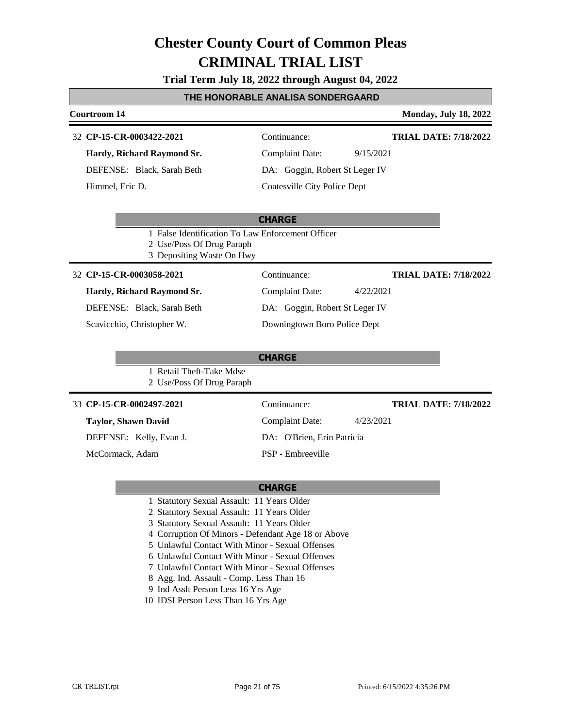# Chester County Court of Common Pleas
# CRIMINAL TRIAL LIST

**Trial Term July 18, 2022 through August 04, 2022**

## THE HONORABLE ANALISA SONDERGAARD

**Courtroom 14** | **Monday, July 18, 2022**

---

32 **CP-15-CR-0003422-2021** | Continuance: | **TRIAL DATE: 7/18/2022**

**Hardy, Richard Raymond Sr.** | Complaint Date: 9/15/2021

DEFENSE: Black, Sarah Beth | DA: Goggin, Robert St Leger IV

Himmel, Eric D. | Coatesville City Police Dept

**CHARGE**

1 False Identification To Law Enforcement Officer
2 Use/Poss Of Drug Paraph
3 Depositing Waste On Hwy

---

32 **CP-15-CR-0003058-2021** | Continuance: | **TRIAL DATE: 7/18/2022**

**Hardy, Richard Raymond Sr.** | Complaint Date: 4/22/2021

DEFENSE: Black, Sarah Beth | DA: Goggin, Robert St Leger IV

Scavicchio, Christopher W. | Downingtown Boro Police Dept

**CHARGE**

1 Retail Theft-Take Mdse
2 Use/Poss Of Drug Paraph

---

33 **CP-15-CR-0002497-2021** | Continuance: | **TRIAL DATE: 7/18/2022**

**Taylor, Shawn David** | Complaint Date: 4/23/2021

DEFENSE: Kelly, Evan J. | DA: O'Brien, Erin Patricia

McCormack, Adam | PSP - Embreeville

**CHARGE**

1 Statutory Sexual Assault: 11 Years Older
2 Statutory Sexual Assault: 11 Years Older
3 Statutory Sexual Assault: 11 Years Older
4 Corruption Of Minors - Defendant Age 18 or Above
5 Unlawful Contact With Minor - Sexual Offenses
6 Unlawful Contact With Minor - Sexual Offenses
7 Unlawful Contact With Minor - Sexual Offenses
8 Agg. Ind. Assault - Comp. Less Than 16
9 Ind Asslt Person Less 16 Yrs Age
10 IDSI Person Less Than 16 Yrs Age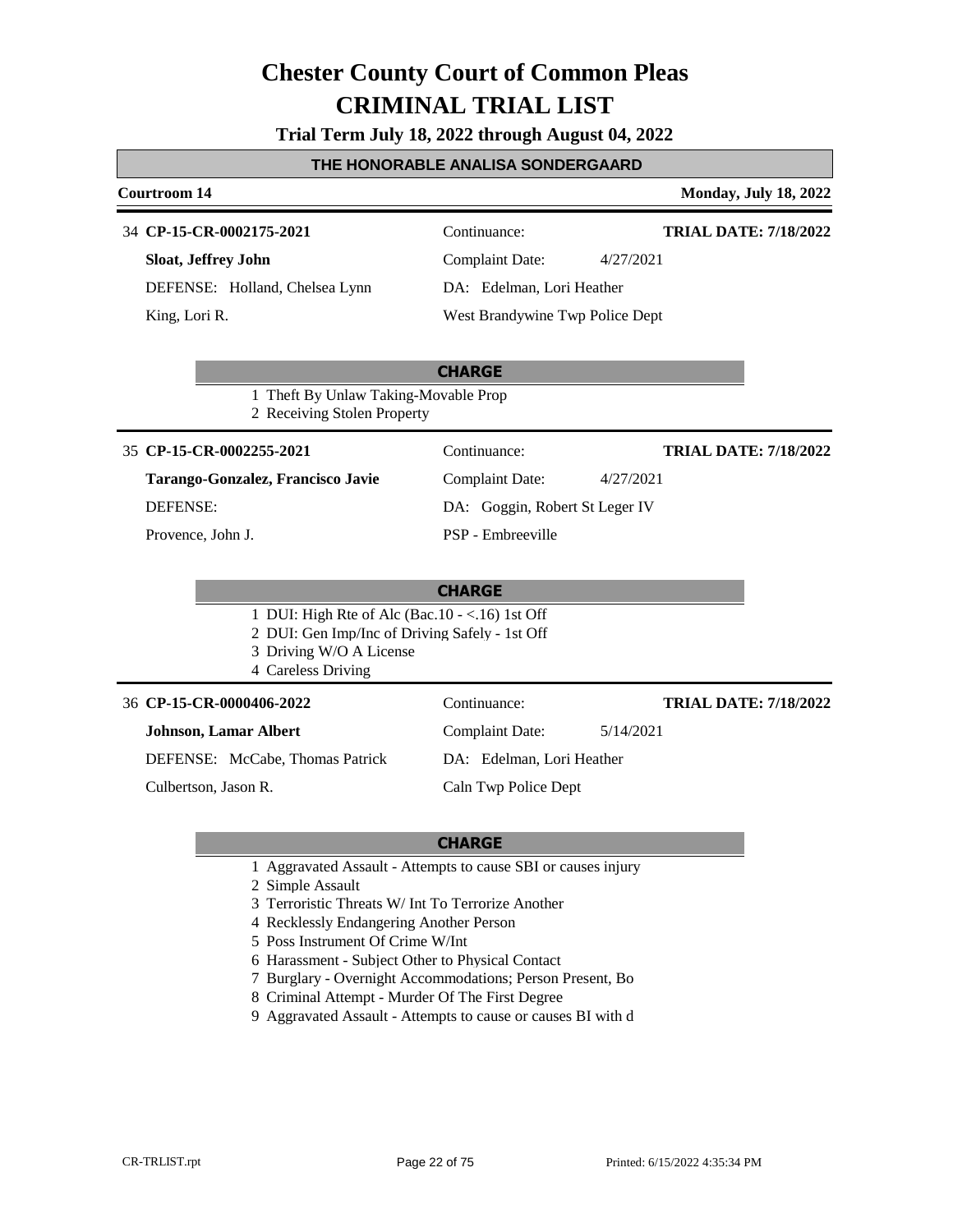# Chester County Court of Common Pleas
# CRIMINAL TRIAL LIST

**Trial Term July 18, 2022 through August 04, 2022**

## THE HONORABLE ANALISA SONDERGAARD

**Courtroom 14** — **Monday, July 18, 2022**

---

34 **CP-15-CR-0002175-2021**
Continuance:
**TRIAL DATE: 7/18/2022**

**Sloat, Jeffrey John**
Complaint Date: 4/27/2021

DEFENSE: Holland, Chelsea Lynn
DA: Edelman, Lori Heather

King, Lori R.
West Brandywine Twp Police Dept

**CHARGE**

1 Theft By Unlaw Taking-Movable Prop
2 Receiving Stolen Property

---

35 **CP-15-CR-0002255-2021**
Continuance:
**TRIAL DATE: 7/18/2022**

**Tarango-Gonzalez, Francisco Javie**
Complaint Date: 4/27/2021

DEFENSE:
DA: Goggin, Robert St Leger IV

Provence, John J.
PSP - Embreeville

**CHARGE**

1 DUI: High Rte of Alc (Bac.10 - <.16) 1st Off
2 DUI: Gen Imp/Inc of Driving Safely - 1st Off
3 Driving W/O A License
4 Careless Driving

---

36 **CP-15-CR-0000406-2022**
Continuance:
**TRIAL DATE: 7/18/2022**

**Johnson, Lamar Albert**
Complaint Date: 5/14/2021

DEFENSE: McCabe, Thomas Patrick
DA: Edelman, Lori Heather

Culbertson, Jason R.
Caln Twp Police Dept

**CHARGE**

1 Aggravated Assault - Attempts to cause SBI or causes injury
2 Simple Assault
3 Terroristic Threats W/ Int To Terrorize Another
4 Recklessly Endangering Another Person
5 Poss Instrument Of Crime W/Int
6 Harassment - Subject Other to Physical Contact
7 Burglary - Overnight Accommodations; Person Present, Bo
8 Criminal Attempt - Murder Of The First Degree
9 Aggravated Assault - Attempts to cause or causes BI with d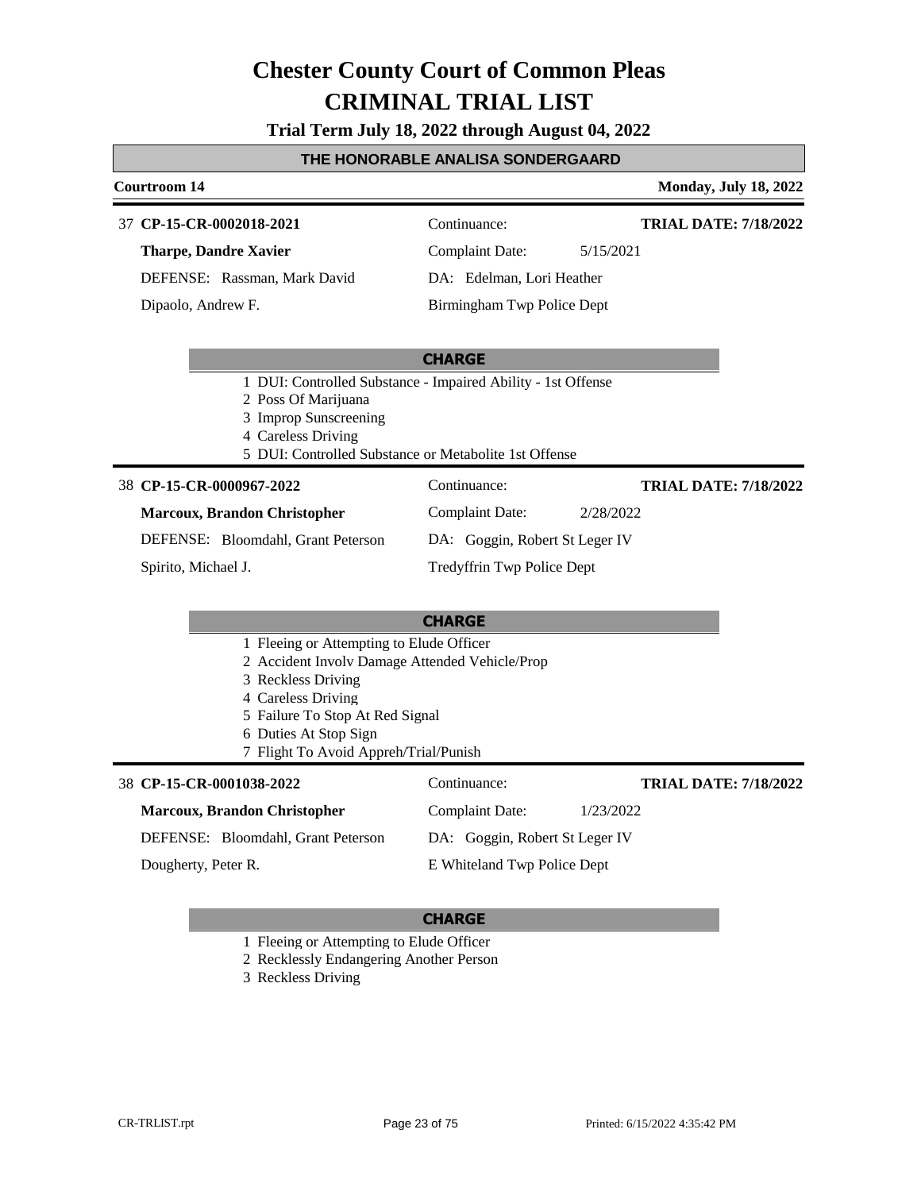# Chester County Court of Common Pleas
# CRIMINAL TRIAL LIST

**Trial Term July 18, 2022 through August 04, 2022**

## THE HONORABLE ANALISA SONDERGAARD

**Courtroom 14** — **Monday, July 18, 2022**

---

37 **CP-15-CR-0002018-2021**
Continuance:
**TRIAL DATE: 7/18/2022**

**Tharpe, Dandre Xavier**
Complaint Date: 5/15/2021

DEFENSE: Rassman, Mark David
DA: Edelman, Lori Heather

Dipaolo, Andrew F.
Birmingham Twp Police Dept

**CHARGE**

1 DUI: Controlled Substance - Impaired Ability - 1st Offense
2 Poss Of Marijuana
3 Improp Sunscreening
4 Careless Driving
5 DUI: Controlled Substance or Metabolite 1st Offense

---

38 **CP-15-CR-0000967-2022**
Continuance:
**TRIAL DATE: 7/18/2022**

**Marcoux, Brandon Christopher**
Complaint Date: 2/28/2022

DEFENSE: Bloomdahl, Grant Peterson
DA: Goggin, Robert St Leger IV

Spirito, Michael J.
Tredyffrin Twp Police Dept

**CHARGE**

1 Fleeing or Attempting to Elude Officer
2 Accident Involv Damage Attended Vehicle/Prop
3 Reckless Driving
4 Careless Driving
5 Failure To Stop At Red Signal
6 Duties At Stop Sign
7 Flight To Avoid Appreh/Trial/Punish

---

38 **CP-15-CR-0001038-2022**
Continuance:
**TRIAL DATE: 7/18/2022**

**Marcoux, Brandon Christopher**
Complaint Date: 1/23/2022

DEFENSE: Bloomdahl, Grant Peterson
DA: Goggin, Robert St Leger IV

Dougherty, Peter R.
E Whiteland Twp Police Dept

**CHARGE**

1 Fleeing or Attempting to Elude Officer
2 Recklessly Endangering Another Person
3 Reckless Driving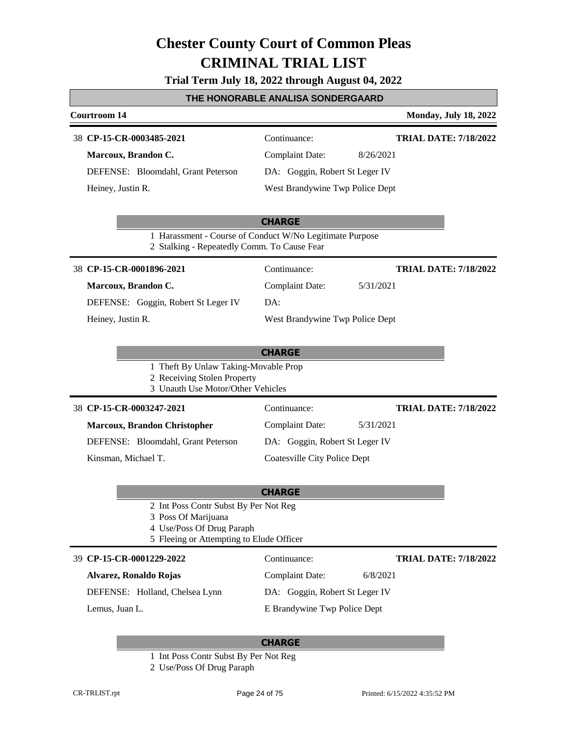# Chester County Court of Common Pleas
# CRIMINAL TRIAL LIST

**Trial Term July 18, 2022 through August 04, 2022**

## THE HONORABLE ANALISA SONDERGAARD

**Courtroom 14** — **Monday, July 18, 2022**

---

38 **CP-15-CR-0003485-2021** — Continuance: — **TRIAL DATE: 7/18/2022**

**Marcoux, Brandon C.** — Complaint Date: 8/26/2021

DEFENSE: Bloomdahl, Grant Peterson — DA: Goggin, Robert St Leger IV

Heiney, Justin R. — West Brandywine Twp Police Dept

**CHARGE**

1 Harassment - Course of Conduct W/No Legitimate Purpose
2 Stalking - Repeatedly Comm. To Cause Fear

---

38 **CP-15-CR-0001896-2021** — Continuance: — **TRIAL DATE: 7/18/2022**

**Marcoux, Brandon C.** — Complaint Date: 5/31/2021

DEFENSE: Goggin, Robert St Leger IV — DA:

Heiney, Justin R. — West Brandywine Twp Police Dept

**CHARGE**

1 Theft By Unlaw Taking-Movable Prop
2 Receiving Stolen Property
3 Unauth Use Motor/Other Vehicles

---

38 **CP-15-CR-0003247-2021** — Continuance: — **TRIAL DATE: 7/18/2022**

**Marcoux, Brandon Christopher** — Complaint Date: 5/31/2021

DEFENSE: Bloomdahl, Grant Peterson — DA: Goggin, Robert St Leger IV

Kinsman, Michael T. — Coatesville City Police Dept

**CHARGE**

2 Int Poss Contr Subst By Per Not Reg
3 Poss Of Marijuana
4 Use/Poss Of Drug Paraph
5 Fleeing or Attempting to Elude Officer

---

39 **CP-15-CR-0001229-2022** — Continuance: — **TRIAL DATE: 7/18/2022**

**Alvarez, Ronaldo Rojas** — Complaint Date: 6/8/2021

DEFENSE: Holland, Chelsea Lynn — DA: Goggin, Robert St Leger IV

Lemus, Juan L. — E Brandywine Twp Police Dept

**CHARGE**

1 Int Poss Contr Subst By Per Not Reg
2 Use/Poss Of Drug Paraph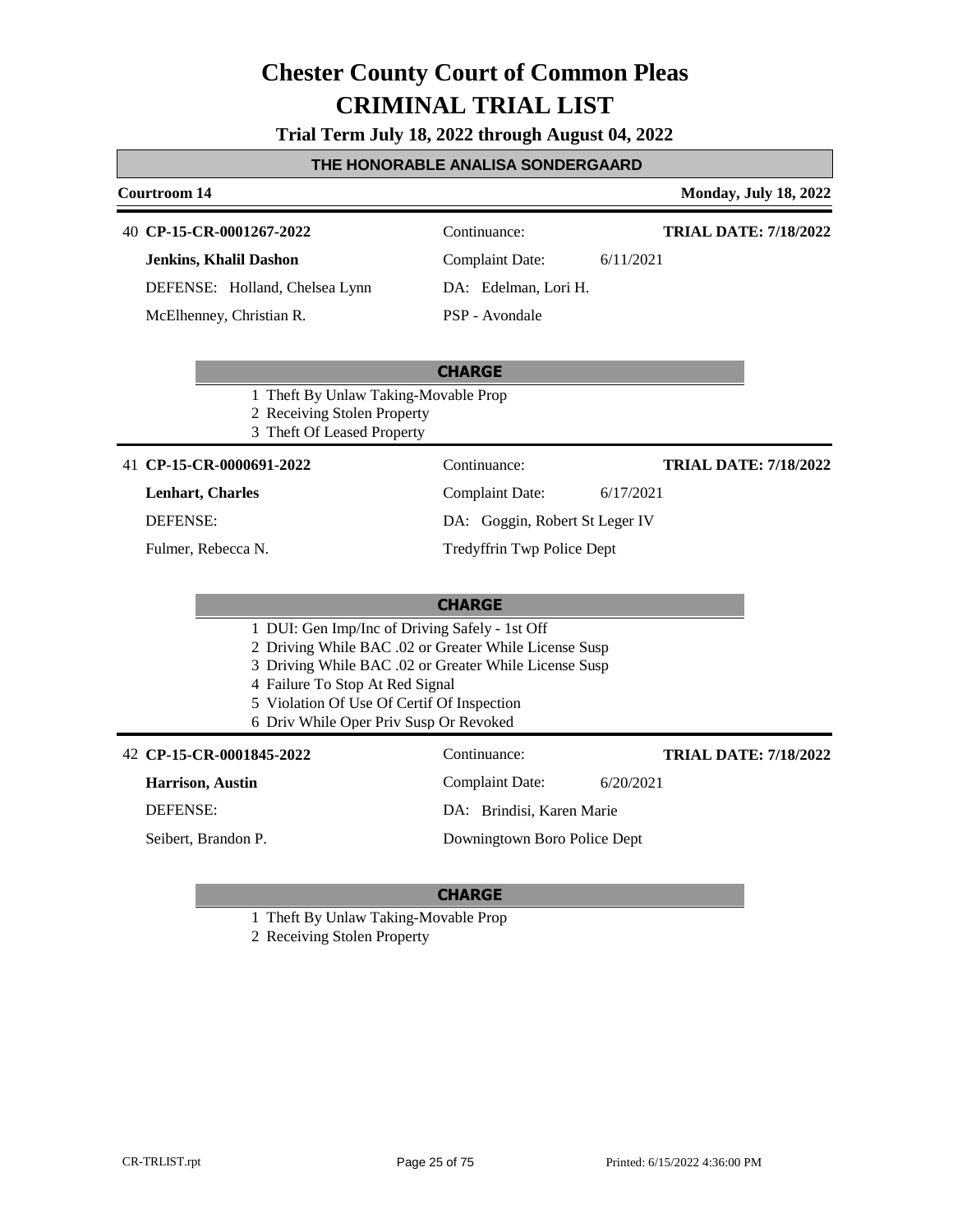# Chester County Court of Common Pleas
# CRIMINAL TRIAL LIST

**Trial Term July 18, 2022 through August 04, 2022**

## THE HONORABLE ANALISA SONDERGAARD

**Courtroom 14** — **Monday, July 18, 2022**

---

40 **CP-15-CR-0001267-2022** | Continuance: | **TRIAL DATE: 7/18/2022**

**Jenkins, Khalil Dashon** | Complaint Date: 6/11/2021

DEFENSE: Holland, Chelsea Lynn | DA: Edelman, Lori H.

McElhenney, Christian R. | PSP - Avondale

**CHARGE**

1 Theft By Unlaw Taking-Movable Prop
2 Receiving Stolen Property
3 Theft Of Leased Property

---

41 **CP-15-CR-0000691-2022** | Continuance: | **TRIAL DATE: 7/18/2022**

**Lenhart, Charles** | Complaint Date: 6/17/2021

DEFENSE: | DA: Goggin, Robert St Leger IV

Fulmer, Rebecca N. | Tredyffrin Twp Police Dept

**CHARGE**

1 DUI: Gen Imp/Inc of Driving Safely - 1st Off
2 Driving While BAC .02 or Greater While License Susp
3 Driving While BAC .02 or Greater While License Susp
4 Failure To Stop At Red Signal
5 Violation Of Use Of Certif Of Inspection
6 Driv While Oper Priv Susp Or Revoked

---

42 **CP-15-CR-0001845-2022** | Continuance: | **TRIAL DATE: 7/18/2022**

**Harrison, Austin** | Complaint Date: 6/20/2021

DEFENSE: | DA: Brindisi, Karen Marie

Seibert, Brandon P. | Downingtown Boro Police Dept

**CHARGE**

1 Theft By Unlaw Taking-Movable Prop
2 Receiving Stolen Property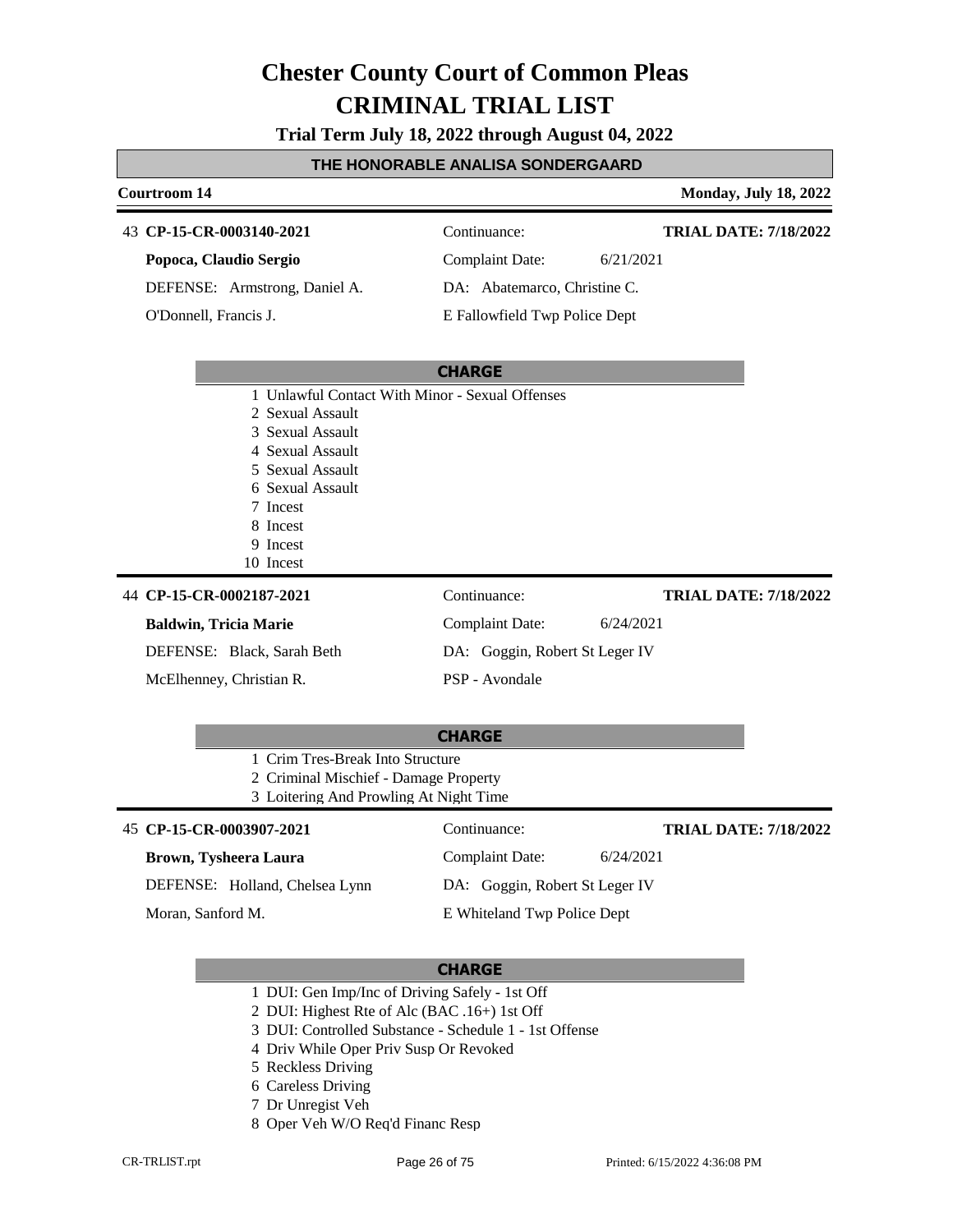# Chester County Court of Common Pleas
# CRIMINAL TRIAL LIST

**Trial Term July 18, 2022 through August 04, 2022**

## THE HONORABLE ANALISA SONDERGAARD

**Courtroom 14** — **Monday, July 18, 2022**

---

43 **CP-15-CR-0003140-2021** | Continuance: | **TRIAL DATE: 7/18/2022**

**Popoca, Claudio Sergio** | Complaint Date: 6/21/2021

DEFENSE: Armstrong, Daniel A. | DA: Abatemarco, Christine C.

O'Donnell, Francis J. | E Fallowfield Twp Police Dept

**CHARGE**

1 Unlawful Contact With Minor - Sexual Offenses
2 Sexual Assault
3 Sexual Assault
4 Sexual Assault
5 Sexual Assault
6 Sexual Assault
7 Incest
8 Incest
9 Incest
10 Incest

---

44 **CP-15-CR-0002187-2021** | Continuance: | **TRIAL DATE: 7/18/2022**

**Baldwin, Tricia Marie** | Complaint Date: 6/24/2021

DEFENSE: Black, Sarah Beth | DA: Goggin, Robert St Leger IV

McElhenney, Christian R. | PSP - Avondale

**CHARGE**

1 Crim Tres-Break Into Structure
2 Criminal Mischief - Damage Property
3 Loitering And Prowling At Night Time

---

45 **CP-15-CR-0003907-2021** | Continuance: | **TRIAL DATE: 7/18/2022**

**Brown, Tysheera Laura** | Complaint Date: 6/24/2021

DEFENSE: Holland, Chelsea Lynn | DA: Goggin, Robert St Leger IV

Moran, Sanford M. | E Whiteland Twp Police Dept

**CHARGE**

1 DUI: Gen Imp/Inc of Driving Safely - 1st Off
2 DUI: Highest Rte of Alc (BAC .16+) 1st Off
3 DUI: Controlled Substance - Schedule 1 - 1st Offense
4 Driv While Oper Priv Susp Or Revoked
5 Reckless Driving
6 Careless Driving
7 Dr Unregist Veh
8 Oper Veh W/O Req'd Financ Resp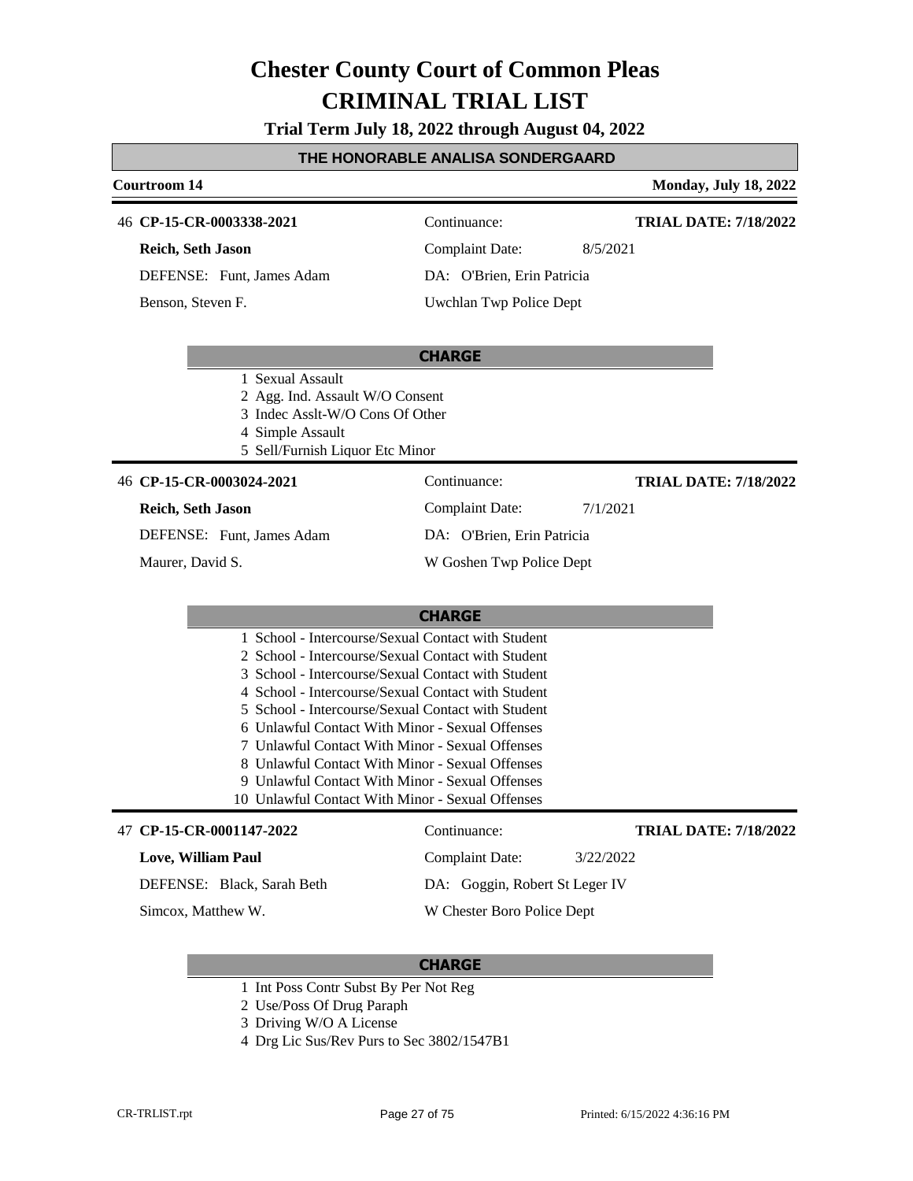# Chester County Court of Common Pleas
# CRIMINAL TRIAL LIST

**Trial Term July 18, 2022 through August 04, 2022**

**THE HONORABLE ANALISA SONDERGAARD**

**Courtroom 14** — **Monday, July 18, 2022**

---

46 **CP-15-CR-0003338-2021** | Continuance: | **TRIAL DATE: 7/18/2022**

**Reich, Seth Jason** | Complaint Date: 8/5/2021

DEFENSE: Funt, James Adam | DA: O'Brien, Erin Patricia

Benson, Steven F. | Uwchlan Twp Police Dept

**CHARGE**

1. Sexual Assault
2. Agg. Ind. Assault W/O Consent
3. Indec Asslt-W/O Cons Of Other
4. Simple Assault
5. Sell/Furnish Liquor Etc Minor

---

46 **CP-15-CR-0003024-2021** | Continuance: | **TRIAL DATE: 7/18/2022**

**Reich, Seth Jason** | Complaint Date: 7/1/2021

DEFENSE: Funt, James Adam | DA: O'Brien, Erin Patricia

Maurer, David S. | W Goshen Twp Police Dept

**CHARGE**

1. School - Intercourse/Sexual Contact with Student
2. School - Intercourse/Sexual Contact with Student
3. School - Intercourse/Sexual Contact with Student
4. School - Intercourse/Sexual Contact with Student
5. School - Intercourse/Sexual Contact with Student
6. Unlawful Contact With Minor - Sexual Offenses
7. Unlawful Contact With Minor - Sexual Offenses
8. Unlawful Contact With Minor - Sexual Offenses
9. Unlawful Contact With Minor - Sexual Offenses
10. Unlawful Contact With Minor - Sexual Offenses

---

47 **CP-15-CR-0001147-2022** | Continuance: | **TRIAL DATE: 7/18/2022**

**Love, William Paul** | Complaint Date: 3/22/2022

DEFENSE: Black, Sarah Beth | DA: Goggin, Robert St Leger IV

Simcox, Matthew W. | W Chester Boro Police Dept

**CHARGE**

1. Int Poss Contr Subst By Per Not Reg
2. Use/Poss Of Drug Paraph
3. Driving W/O A License
4. Drg Lic Sus/Rev Purs to Sec 3802/1547B1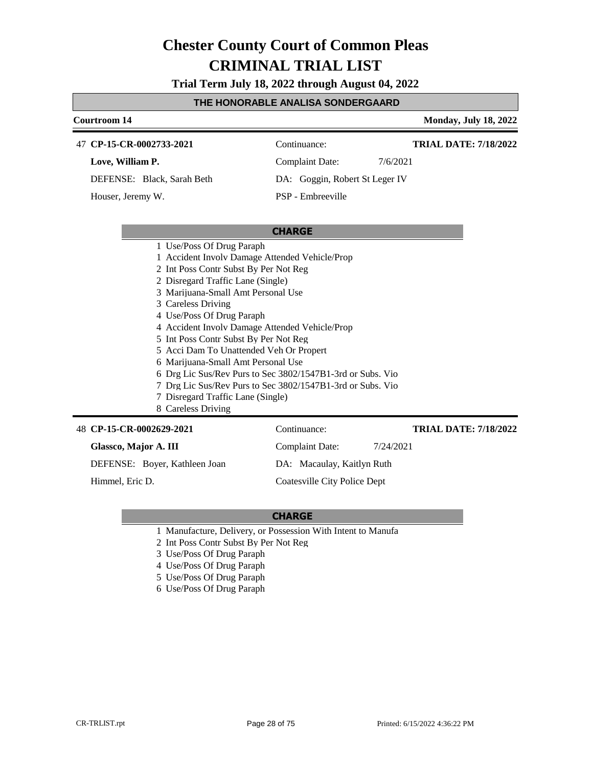# Chester County Court of Common Pleas
# CRIMINAL TRIAL LIST

**Trial Term July 18, 2022 through August 04, 2022**

**THE HONORABLE ANALISA SONDERGAARD**

**Courtroom 14** — **Monday, July 18, 2022**

---

47 **CP-15-CR-0002733-2021**

**Love, William P.**

DEFENSE: Black, Sarah Beth

Houser, Jeremy W.

Continuance:

Complaint Date: 7/6/2021

DA: Goggin, Robert St Leger IV

PSP - Embreeville

**TRIAL DATE: 7/18/2022**

**CHARGE**

1 Use/Poss Of Drug Paraph
1 Accident Involv Damage Attended Vehicle/Prop
2 Int Poss Contr Subst By Per Not Reg
2 Disregard Traffic Lane (Single)
3 Marijuana-Small Amt Personal Use
3 Careless Driving
4 Use/Poss Of Drug Paraph
4 Accident Involv Damage Attended Vehicle/Prop
5 Int Poss Contr Subst By Per Not Reg
5 Acci Dam To Unattended Veh Or Propert
6 Marijuana-Small Amt Personal Use
6 Drg Lic Sus/Rev Purs to Sec 3802/1547B1-3rd or Subs. Vio
7 Drg Lic Sus/Rev Purs to Sec 3802/1547B1-3rd or Subs. Vio
7 Disregard Traffic Lane (Single)
8 Careless Driving

---

48 **CP-15-CR-0002629-2021**

**Glassco, Major A. III**

DEFENSE: Boyer, Kathleen Joan

Himmel, Eric D.

Continuance:

Complaint Date: 7/24/2021

DA: Macaulay, Kaitlyn Ruth

Coatesville City Police Dept

**TRIAL DATE: 7/18/2022**

**CHARGE**

1 Manufacture, Delivery, or Possession With Intent to Manufa
2 Int Poss Contr Subst By Per Not Reg
3 Use/Poss Of Drug Paraph
4 Use/Poss Of Drug Paraph
5 Use/Poss Of Drug Paraph
6 Use/Poss Of Drug Paraph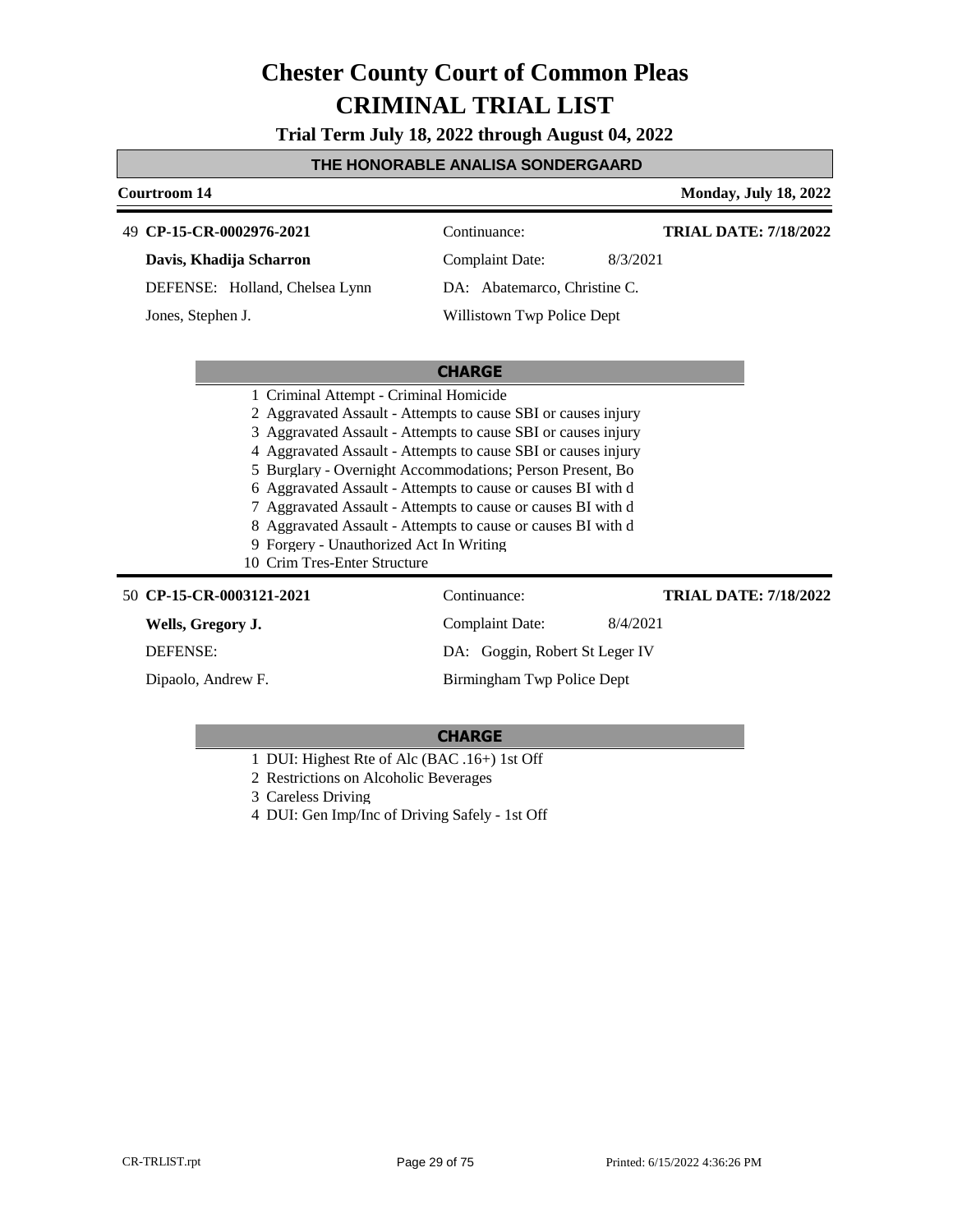# Chester County Court of Common Pleas
# CRIMINAL TRIAL LIST

**Trial Term July 18, 2022 through August 04, 2022**

**THE HONORABLE ANALISA SONDERGAARD**

**Courtroom 14** — **Monday, July 18, 2022**

---

49 **CP-15-CR-0002976-2021** — Continuance: — **TRIAL DATE: 7/18/2022**

**Davis, Khadija Scharron** — Complaint Date: 8/3/2021

DEFENSE: Holland, Chelsea Lynn — DA: Abatemarco, Christine C.

Jones, Stephen J. — Willistown Twp Police Dept

**CHARGE**

1 Criminal Attempt - Criminal Homicide
2 Aggravated Assault - Attempts to cause SBI or causes injury
3 Aggravated Assault - Attempts to cause SBI or causes injury
4 Aggravated Assault - Attempts to cause SBI or causes injury
5 Burglary - Overnight Accommodations; Person Present, Bo
6 Aggravated Assault - Attempts to cause or causes BI with d
7 Aggravated Assault - Attempts to cause or causes BI with d
8 Aggravated Assault - Attempts to cause or causes BI with d
9 Forgery - Unauthorized Act In Writing
10 Crim Tres-Enter Structure

---

50 **CP-15-CR-0003121-2021** — Continuance: — **TRIAL DATE: 7/18/2022**

**Wells, Gregory J.** — Complaint Date: 8/4/2021

DEFENSE: — DA: Goggin, Robert St Leger IV

Dipaolo, Andrew F. — Birmingham Twp Police Dept

**CHARGE**

1 DUI: Highest Rte of Alc (BAC .16+) 1st Off
2 Restrictions on Alcoholic Beverages
3 Careless Driving
4 DUI: Gen Imp/Inc of Driving Safely - 1st Off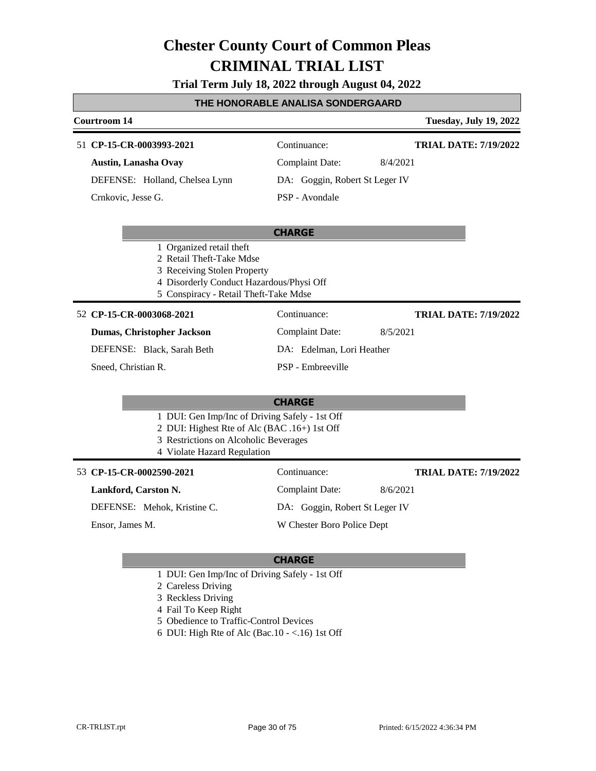# Chester County Court of Common Pleas
# CRIMINAL TRIAL LIST

**Trial Term July 18, 2022 through August 04, 2022**

**THE HONORABLE ANALISA SONDERGAARD**

**Courtroom 14** — **Tuesday, July 19, 2022**

---

51 **CP-15-CR-0003993-2021** — Continuance: — **TRIAL DATE: 7/19/2022**

**Austin, Lanasha Ovay** — Complaint Date: 8/4/2021

DEFENSE: Holland, Chelsea Lynn — DA: Goggin, Robert St Leger IV

Crnkovic, Jesse G. — PSP - Avondale

**CHARGE**

1 Organized retail theft
2 Retail Theft-Take Mdse
3 Receiving Stolen Property
4 Disorderly Conduct Hazardous/Physi Off
5 Conspiracy - Retail Theft-Take Mdse

---

52 **CP-15-CR-0003068-2021** — Continuance: — **TRIAL DATE: 7/19/2022**

**Dumas, Christopher Jackson** — Complaint Date: 8/5/2021

DEFENSE: Black, Sarah Beth — DA: Edelman, Lori Heather

Sneed, Christian R. — PSP - Embreeville

**CHARGE**

1 DUI: Gen Imp/Inc of Driving Safely - 1st Off
2 DUI: Highest Rte of Alc (BAC .16+) 1st Off
3 Restrictions on Alcoholic Beverages
4 Violate Hazard Regulation

---

53 **CP-15-CR-0002590-2021** — Continuance: — **TRIAL DATE: 7/19/2022**

**Lankford, Carston N.** — Complaint Date: 8/6/2021

DEFENSE: Mehok, Kristine C. — DA: Goggin, Robert St Leger IV

Ensor, James M. — W Chester Boro Police Dept

**CHARGE**

1 DUI: Gen Imp/Inc of Driving Safely - 1st Off
2 Careless Driving
3 Reckless Driving
4 Fail To Keep Right
5 Obedience to Traffic-Control Devices
6 DUI: High Rte of Alc (Bac.10 - <.16) 1st Off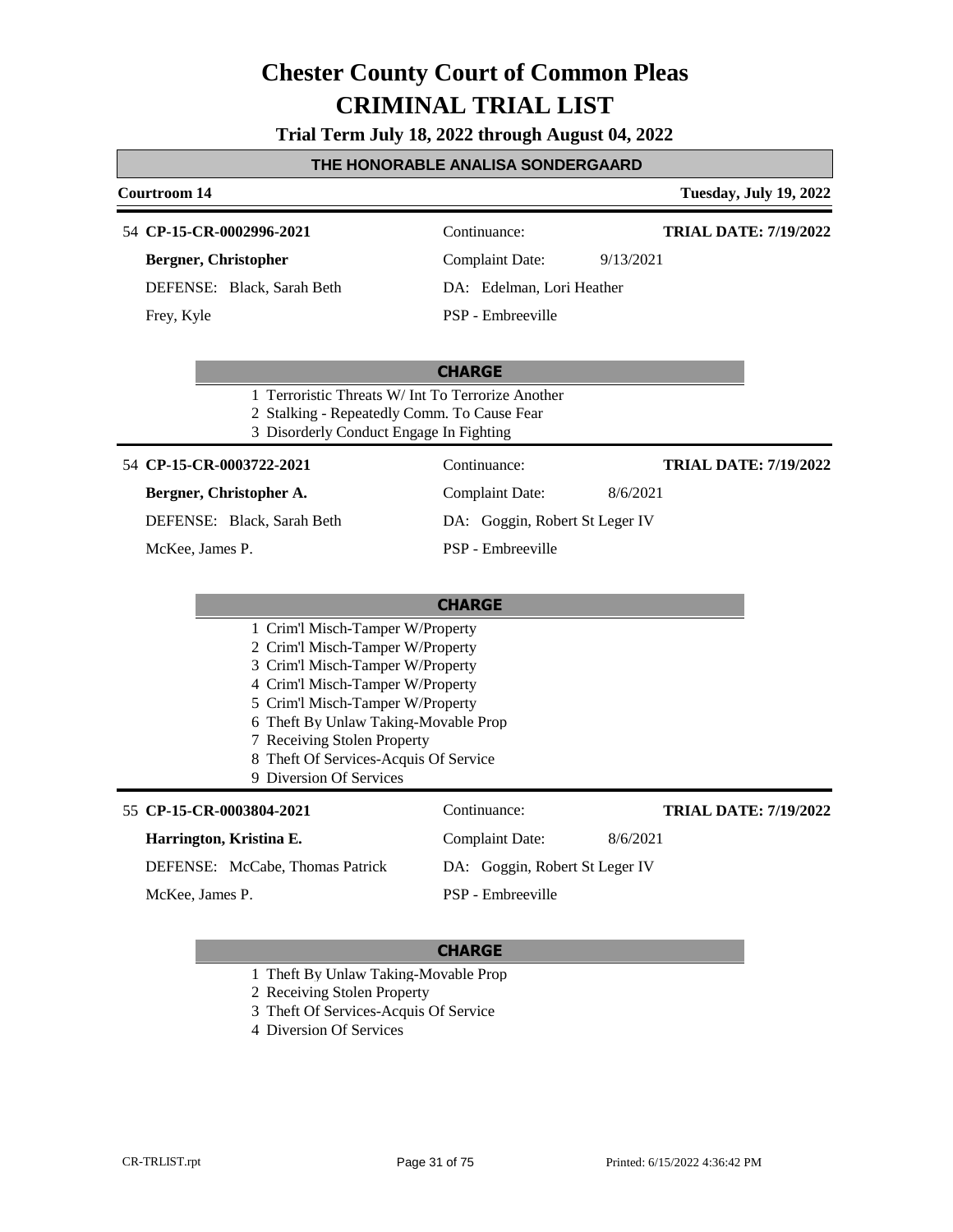# Chester County Court of Common Pleas
# CRIMINAL TRIAL LIST

**Trial Term July 18, 2022 through August 04, 2022**

## THE HONORABLE ANALISA SONDERGAARD

**Courtroom 14** — **Tuesday, July 19, 2022**

---

54 **CP-15-CR-0002996-2021** — Continuance: — **TRIAL DATE: 7/19/2022**

**Bergner, Christopher** — Complaint Date: 9/13/2021

DEFENSE: Black, Sarah Beth — DA: Edelman, Lori Heather

Frey, Kyle — PSP - Embreeville

**CHARGE**

1 Terroristic Threats W/ Int To Terrorize Another
2 Stalking - Repeatedly Comm. To Cause Fear
3 Disorderly Conduct Engage In Fighting

---

54 **CP-15-CR-0003722-2021** — Continuance: — **TRIAL DATE: 7/19/2022**

**Bergner, Christopher A.** — Complaint Date: 8/6/2021

DEFENSE: Black, Sarah Beth — DA: Goggin, Robert St Leger IV

McKee, James P. — PSP - Embreeville

**CHARGE**

1 Crim'l Misch-Tamper W/Property
2 Crim'l Misch-Tamper W/Property
3 Crim'l Misch-Tamper W/Property
4 Crim'l Misch-Tamper W/Property
5 Crim'l Misch-Tamper W/Property
6 Theft By Unlaw Taking-Movable Prop
7 Receiving Stolen Property
8 Theft Of Services-Acquis Of Service
9 Diversion Of Services

---

55 **CP-15-CR-0003804-2021** — Continuance: — **TRIAL DATE: 7/19/2022**

**Harrington, Kristina E.** — Complaint Date: 8/6/2021

DEFENSE: McCabe, Thomas Patrick — DA: Goggin, Robert St Leger IV

McKee, James P. — PSP - Embreeville

**CHARGE**

1 Theft By Unlaw Taking-Movable Prop
2 Receiving Stolen Property
3 Theft Of Services-Acquis Of Service
4 Diversion Of Services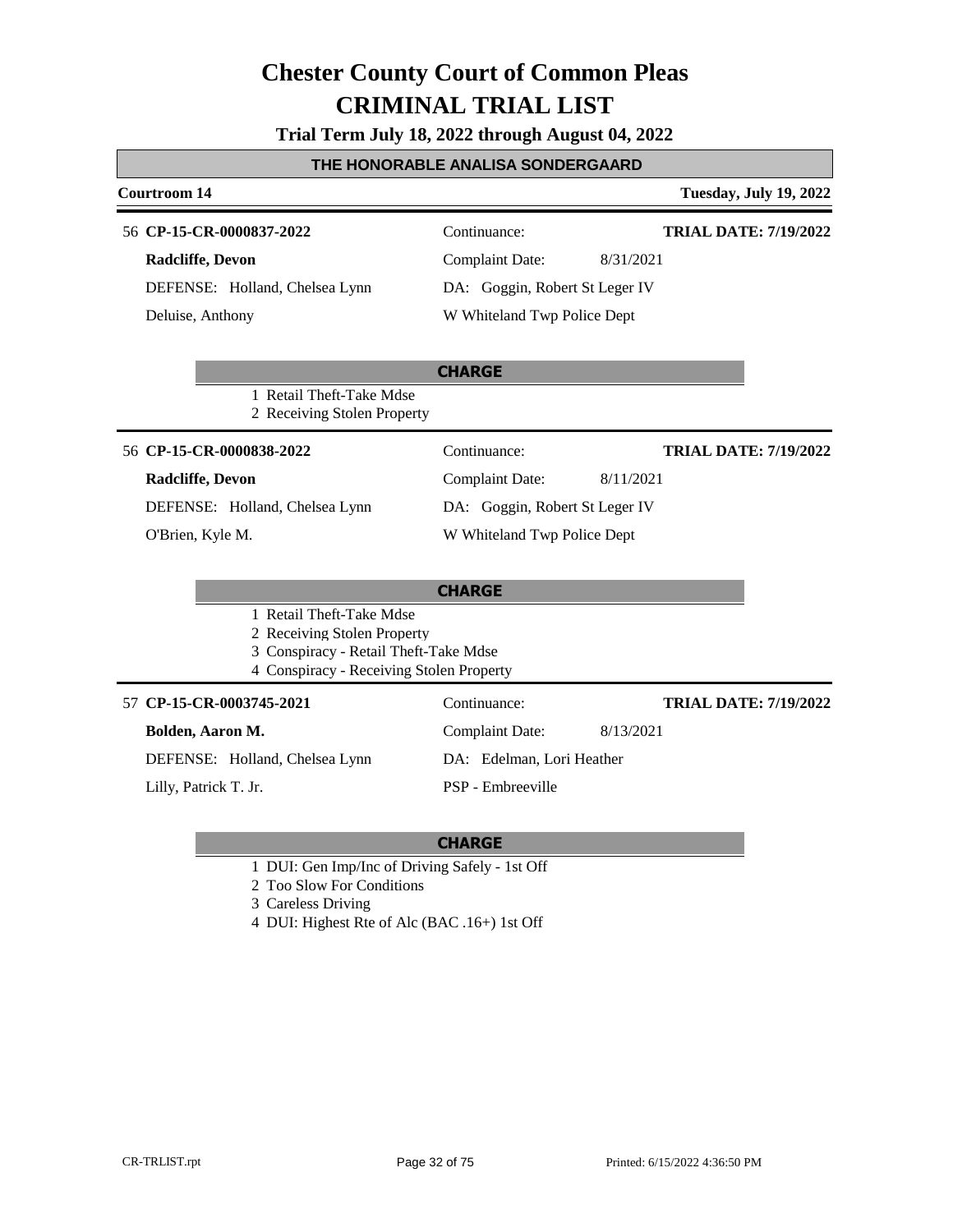# Chester County Court of Common Pleas
# CRIMINAL TRIAL LIST

**Trial Term July 18, 2022 through August 04, 2022**

## THE HONORABLE ANALISA SONDERGAARD

**Courtroom 14** — **Tuesday, July 19, 2022**

---

56 **CP-15-CR-0000837-2022** — Continuance: — **TRIAL DATE: 7/19/2022**

**Radcliffe, Devon** — Complaint Date: 8/31/2021

DEFENSE: Holland, Chelsea Lynn — DA: Goggin, Robert St Leger IV

Deluise, Anthony — W Whiteland Twp Police Dept

**CHARGE**

1 Retail Theft-Take Mdse
2 Receiving Stolen Property

---

56 **CP-15-CR-0000838-2022** — Continuance: — **TRIAL DATE: 7/19/2022**

**Radcliffe, Devon** — Complaint Date: 8/11/2021

DEFENSE: Holland, Chelsea Lynn — DA: Goggin, Robert St Leger IV

O'Brien, Kyle M. — W Whiteland Twp Police Dept

**CHARGE**

1 Retail Theft-Take Mdse
2 Receiving Stolen Property
3 Conspiracy - Retail Theft-Take Mdse
4 Conspiracy - Receiving Stolen Property

---

57 **CP-15-CR-0003745-2021** — Continuance: — **TRIAL DATE: 7/19/2022**

**Bolden, Aaron M.** — Complaint Date: 8/13/2021

DEFENSE: Holland, Chelsea Lynn — DA: Edelman, Lori Heather

Lilly, Patrick T. Jr. — PSP - Embreeville

**CHARGE**

1 DUI: Gen Imp/Inc of Driving Safely - 1st Off
2 Too Slow For Conditions
3 Careless Driving
4 DUI: Highest Rte of Alc (BAC .16+) 1st Off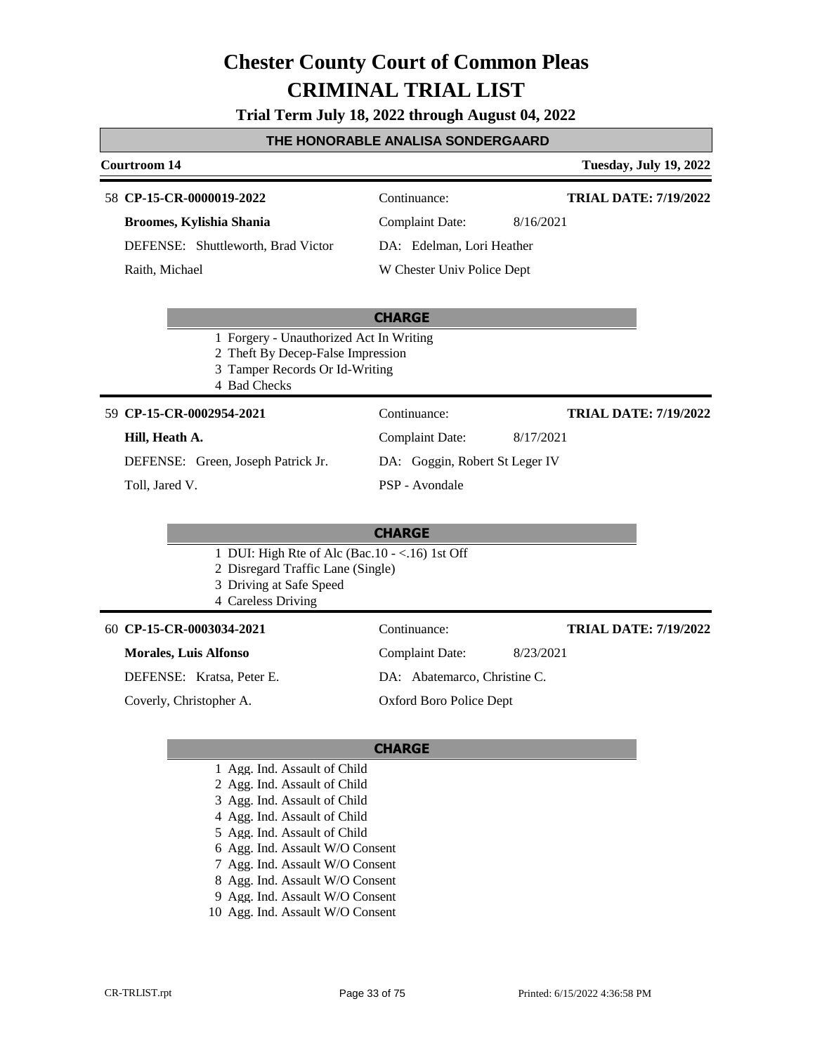# Chester County Court of Common Pleas
# CRIMINAL TRIAL LIST

**Trial Term July 18, 2022 through August 04, 2022**

**THE HONORABLE ANALISA SONDERGAARD**

**Courtroom 14** — **Tuesday, July 19, 2022**

---

58 **CP-15-CR-0000019-2022** — Continuance: — **TRIAL DATE: 7/19/2022**

**Broomes, Kylishia Shania** — Complaint Date: 8/16/2021

DEFENSE: Shuttleworth, Brad Victor — DA: Edelman, Lori Heather

Raith, Michael — W Chester Univ Police Dept

**CHARGE**

1 Forgery - Unauthorized Act In Writing
2 Theft By Decep-False Impression
3 Tamper Records Or Id-Writing
4 Bad Checks

---

59 **CP-15-CR-0002954-2021** — Continuance: — **TRIAL DATE: 7/19/2022**

**Hill, Heath A.** — Complaint Date: 8/17/2021

DEFENSE: Green, Joseph Patrick Jr. — DA: Goggin, Robert St Leger IV

Toll, Jared V. — PSP - Avondale

**CHARGE**

1 DUI: High Rte of Alc (Bac.10 - <.16) 1st Off
2 Disregard Traffic Lane (Single)
3 Driving at Safe Speed
4 Careless Driving

---

60 **CP-15-CR-0003034-2021** — Continuance: — **TRIAL DATE: 7/19/2022**

**Morales, Luis Alfonso** — Complaint Date: 8/23/2021

DEFENSE: Kratsa, Peter E. — DA: Abatemarco, Christine C.

Coverly, Christopher A. — Oxford Boro Police Dept

**CHARGE**

1 Agg. Ind. Assault of Child
2 Agg. Ind. Assault of Child
3 Agg. Ind. Assault of Child
4 Agg. Ind. Assault of Child
5 Agg. Ind. Assault of Child
6 Agg. Ind. Assault W/O Consent
7 Agg. Ind. Assault W/O Consent
8 Agg. Ind. Assault W/O Consent
9 Agg. Ind. Assault W/O Consent
10 Agg. Ind. Assault W/O Consent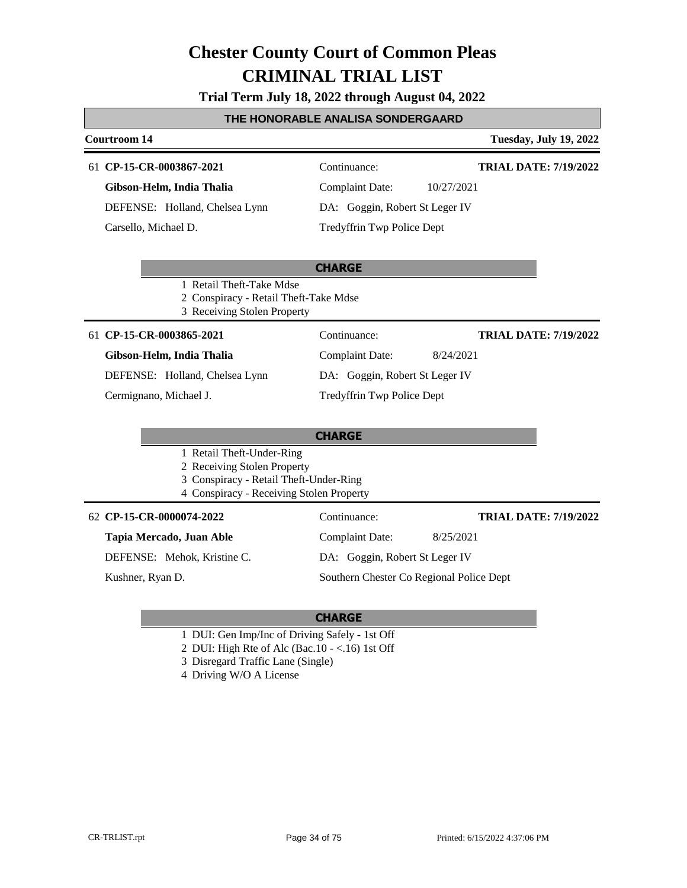# Chester County Court of Common Pleas
# CRIMINAL TRIAL LIST

**Trial Term July 18, 2022 through August 04, 2022**

## THE HONORABLE ANALISA SONDERGAARD

**Courtroom 14** — **Tuesday, July 19, 2022**

---

61 **CP-15-CR-0003867-2021**

| | | |
|---|---|---|
| **Gibson-Helm, India Thalia** | Continuance: | **TRIAL DATE: 7/19/2022** |
| DEFENSE: Holland, Chelsea Lynn | Complaint Date: 10/27/2021 | |
| Carsello, Michael D. | DA: Goggin, Robert St Leger IV | |
| | Tredyffrin Twp Police Dept | |

**CHARGE**

1 Retail Theft-Take Mdse
2 Conspiracy - Retail Theft-Take Mdse
3 Receiving Stolen Property

---

61 **CP-15-CR-0003865-2021**

| | | |
|---|---|---|
| **Gibson-Helm, India Thalia** | Continuance: | **TRIAL DATE: 7/19/2022** |
| DEFENSE: Holland, Chelsea Lynn | Complaint Date: 8/24/2021 | |
| Cermignano, Michael J. | DA: Goggin, Robert St Leger IV | |
| | Tredyffrin Twp Police Dept | |

**CHARGE**

1 Retail Theft-Under-Ring
2 Receiving Stolen Property
3 Conspiracy - Retail Theft-Under-Ring
4 Conspiracy - Receiving Stolen Property

---

62 **CP-15-CR-0000074-2022**

| | | |
|---|---|---|
| **Tapia Mercado, Juan Able** | Continuance: | **TRIAL DATE: 7/19/2022** |
| DEFENSE: Mehok, Kristine C. | Complaint Date: 8/25/2021 | |
| Kushner, Ryan D. | DA: Goggin, Robert St Leger IV | |
| | Southern Chester Co Regional Police Dept | |

**CHARGE**

1 DUI: Gen Imp/Inc of Driving Safely - 1st Off
2 DUI: High Rte of Alc (Bac.10 - <.16) 1st Off
3 Disregard Traffic Lane (Single)
4 Driving W/O A License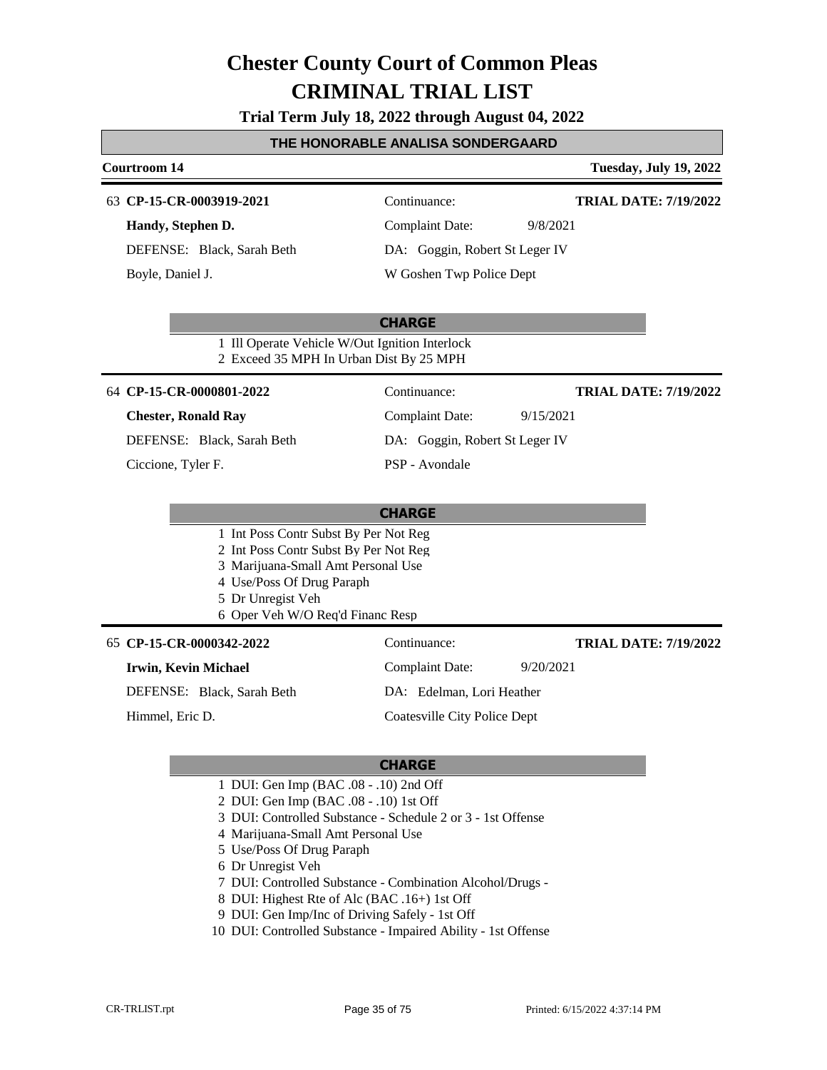# Chester County Court of Common Pleas
# CRIMINAL TRIAL LIST

**Trial Term July 18, 2022 through August 04, 2022**

**THE HONORABLE ANALISA SONDERGAARD**

**Courtroom 14** | **Tuesday, July 19, 2022**

---

63 **CP-15-CR-0003919-2021** | Continuance: | **TRIAL DATE: 7/19/2022**

**Handy, Stephen D.** | Complaint Date: 9/8/2021

DEFENSE: Black, Sarah Beth | DA: Goggin, Robert St Leger IV

Boyle, Daniel J. | W Goshen Twp Police Dept

**CHARGE**

1 Ill Operate Vehicle W/Out Ignition Interlock
2 Exceed 35 MPH In Urban Dist By 25 MPH

---

64 **CP-15-CR-0000801-2022** | Continuance: | **TRIAL DATE: 7/19/2022**

**Chester, Ronald Ray** | Complaint Date: 9/15/2021

DEFENSE: Black, Sarah Beth | DA: Goggin, Robert St Leger IV

Ciccione, Tyler F. | PSP - Avondale

**CHARGE**

1 Int Poss Contr Subst By Per Not Reg
2 Int Poss Contr Subst By Per Not Reg
3 Marijuana-Small Amt Personal Use
4 Use/Poss Of Drug Paraph
5 Dr Unregist Veh
6 Oper Veh W/O Req'd Financ Resp

---

65 **CP-15-CR-0000342-2022** | Continuance: | **TRIAL DATE: 7/19/2022**

**Irwin, Kevin Michael** | Complaint Date: 9/20/2021

DEFENSE: Black, Sarah Beth | DA: Edelman, Lori Heather

Himmel, Eric D. | Coatesville City Police Dept

**CHARGE**

1 DUI: Gen Imp (BAC .08 - .10) 2nd Off
2 DUI: Gen Imp (BAC .08 - .10) 1st Off
3 DUI: Controlled Substance - Schedule 2 or 3 - 1st Offense
4 Marijuana-Small Amt Personal Use
5 Use/Poss Of Drug Paraph
6 Dr Unregist Veh
7 DUI: Controlled Substance - Combination Alcohol/Drugs -
8 DUI: Highest Rte of Alc (BAC .16+) 1st Off
9 DUI: Gen Imp/Inc of Driving Safely - 1st Off
10 DUI: Controlled Substance - Impaired Ability - 1st Offense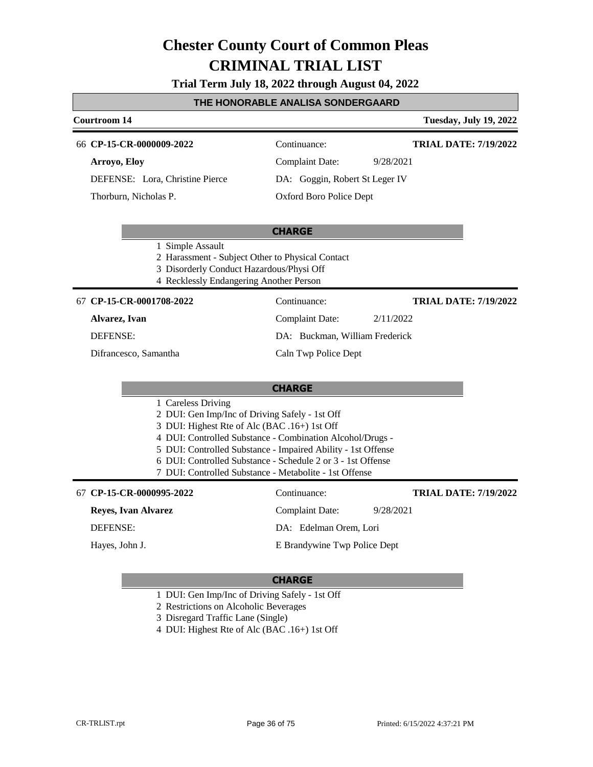# Chester County Court of Common Pleas

# CRIMINAL TRIAL LIST

**Trial Term July 18, 2022 through August 04, 2022**

## THE HONORABLE ANALISA SONDERGAARD

**Courtroom 14** — **Tuesday, July 19, 2022**

---

66 **CP-15-CR-0000009-2022** — Continuance: — **TRIAL DATE: 7/19/2022**

**Arroyo, Eloy** — Complaint Date: 9/28/2021

DEFENSE: Lora, Christine Pierce — DA: Goggin, Robert St Leger IV

Thorburn, Nicholas P. — Oxford Boro Police Dept

**CHARGE**

1. Simple Assault
2. Harassment - Subject Other to Physical Contact
3. Disorderly Conduct Hazardous/Physi Off
4. Recklessly Endangering Another Person

---

67 **CP-15-CR-0001708-2022** — Continuance: — **TRIAL DATE: 7/19/2022**

**Alvarez, Ivan** — Complaint Date: 2/11/2022

DEFENSE: — DA: Buckman, William Frederick

Difrancesco, Samantha — Caln Twp Police Dept

**CHARGE**

1. Careless Driving
2. DUI: Gen Imp/Inc of Driving Safely - 1st Off
3. DUI: Highest Rte of Alc (BAC .16+) 1st Off
4. DUI: Controlled Substance - Combination Alcohol/Drugs -
5. DUI: Controlled Substance - Impaired Ability - 1st Offense
6. DUI: Controlled Substance - Schedule 2 or 3 - 1st Offense
7. DUI: Controlled Substance - Metabolite - 1st Offense

---

67 **CP-15-CR-0000995-2022** — Continuance: — **TRIAL DATE: 7/19/2022**

**Reyes, Ivan Alvarez** — Complaint Date: 9/28/2021

DEFENSE: — DA: Edelman Orem, Lori

Hayes, John J. — E Brandywine Twp Police Dept

**CHARGE**

1. DUI: Gen Imp/Inc of Driving Safely - 1st Off
2. Restrictions on Alcoholic Beverages
3. Disregard Traffic Lane (Single)
4. DUI: Highest Rte of Alc (BAC .16+) 1st Off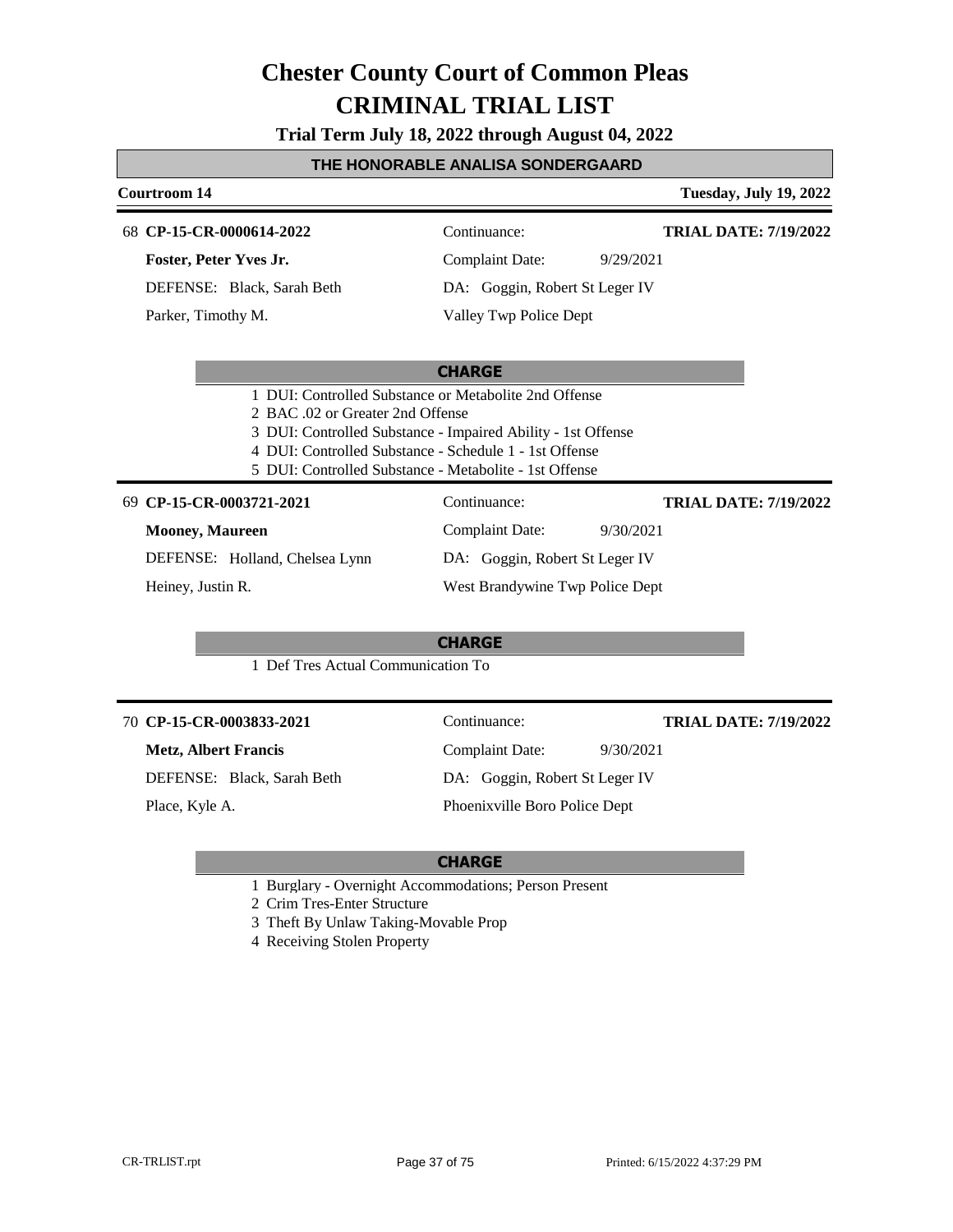# Chester County Court of Common Pleas
# CRIMINAL TRIAL LIST

**Trial Term July 18, 2022 through August 04, 2022**

**THE HONORABLE ANALISA SONDERGAARD**

**Courtroom 14** — **Tuesday, July 19, 2022**

---

68 **CP-15-CR-0000614-2022** — Continuance: — **TRIAL DATE: 7/19/2022**

**Foster, Peter Yves Jr.** — Complaint Date: 9/29/2021

DEFENSE: Black, Sarah Beth — DA: Goggin, Robert St Leger IV

Parker, Timothy M. — Valley Twp Police Dept

**CHARGE**

1. DUI: Controlled Substance or Metabolite 2nd Offense
2. BAC .02 or Greater 2nd Offense
3. DUI: Controlled Substance - Impaired Ability - 1st Offense
4. DUI: Controlled Substance - Schedule 1 - 1st Offense
5. DUI: Controlled Substance - Metabolite - 1st Offense

---

69 **CP-15-CR-0003721-2021** — Continuance: — **TRIAL DATE: 7/19/2022**

**Mooney, Maureen** — Complaint Date: 9/30/2021

DEFENSE: Holland, Chelsea Lynn — DA: Goggin, Robert St Leger IV

Heiney, Justin R. — West Brandywine Twp Police Dept

**CHARGE**

1. Def Tres Actual Communication To

---

70 **CP-15-CR-0003833-2021** — Continuance: — **TRIAL DATE: 7/19/2022**

**Metz, Albert Francis** — Complaint Date: 9/30/2021

DEFENSE: Black, Sarah Beth — DA: Goggin, Robert St Leger IV

Place, Kyle A. — Phoenixville Boro Police Dept

**CHARGE**

1. Burglary - Overnight Accommodations; Person Present
2. Crim Tres-Enter Structure
3. Theft By Unlaw Taking-Movable Prop
4. Receiving Stolen Property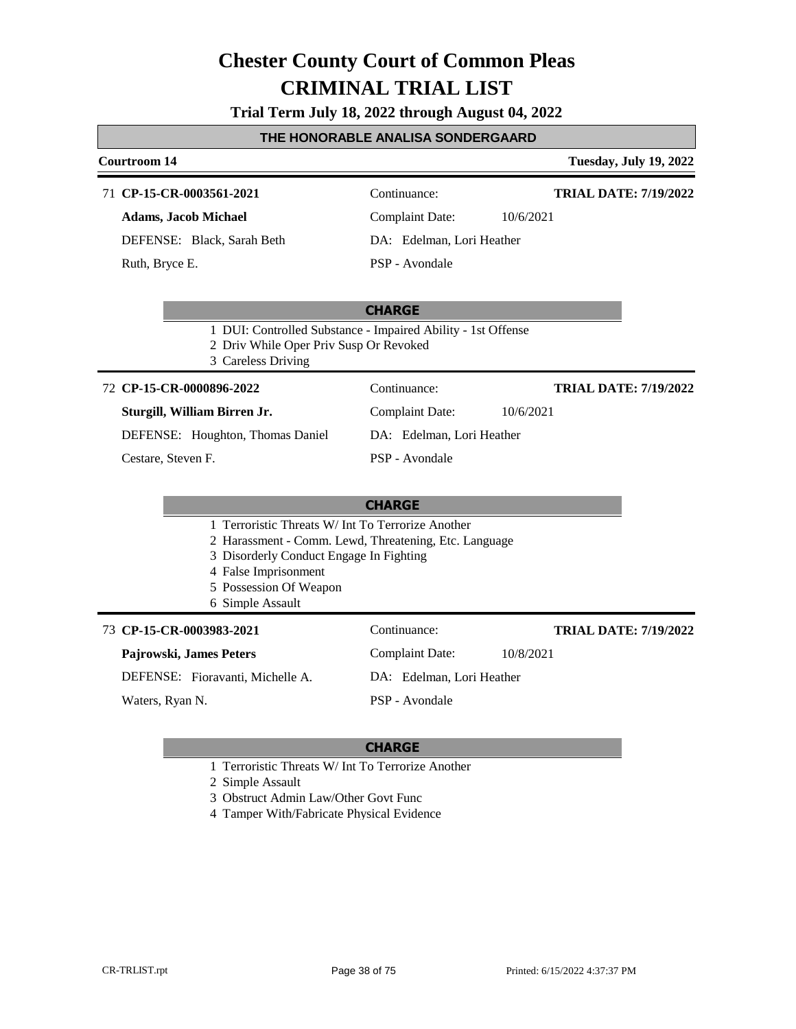# Chester County Court of Common Pleas
# CRIMINAL TRIAL LIST

**Trial Term July 18, 2022 through August 04, 2022**

## THE HONORABLE ANALISA SONDERGAARD

**Courtroom 14** — **Tuesday, July 19, 2022**

---

71 **CP-15-CR-0003561-2021** — Continuance: — **TRIAL DATE: 7/19/2022**

**Adams, Jacob Michael** — Complaint Date: 10/6/2021

DEFENSE: Black, Sarah Beth — DA: Edelman, Lori Heather

Ruth, Bryce E. — PSP - Avondale

**CHARGE**

1 DUI: Controlled Substance - Impaired Ability - 1st Offense
2 Driv While Oper Priv Susp Or Revoked
3 Careless Driving

---

72 **CP-15-CR-0000896-2022** — Continuance: — **TRIAL DATE: 7/19/2022**

**Sturgill, William Birren Jr.** — Complaint Date: 10/6/2021

DEFENSE: Houghton, Thomas Daniel — DA: Edelman, Lori Heather

Cestare, Steven F. — PSP - Avondale

**CHARGE**

1 Terroristic Threats W/ Int To Terrorize Another
2 Harassment - Comm. Lewd, Threatening, Etc. Language
3 Disorderly Conduct Engage In Fighting
4 False Imprisonment
5 Possession Of Weapon
6 Simple Assault

---

73 **CP-15-CR-0003983-2021** — Continuance: — **TRIAL DATE: 7/19/2022**

**Pajrowski, James Peters** — Complaint Date: 10/8/2021

DEFENSE: Fioravanti, Michelle A. — DA: Edelman, Lori Heather

Waters, Ryan N. — PSP - Avondale

**CHARGE**

1 Terroristic Threats W/ Int To Terrorize Another
2 Simple Assault
3 Obstruct Admin Law/Other Govt Func
4 Tamper With/Fabricate Physical Evidence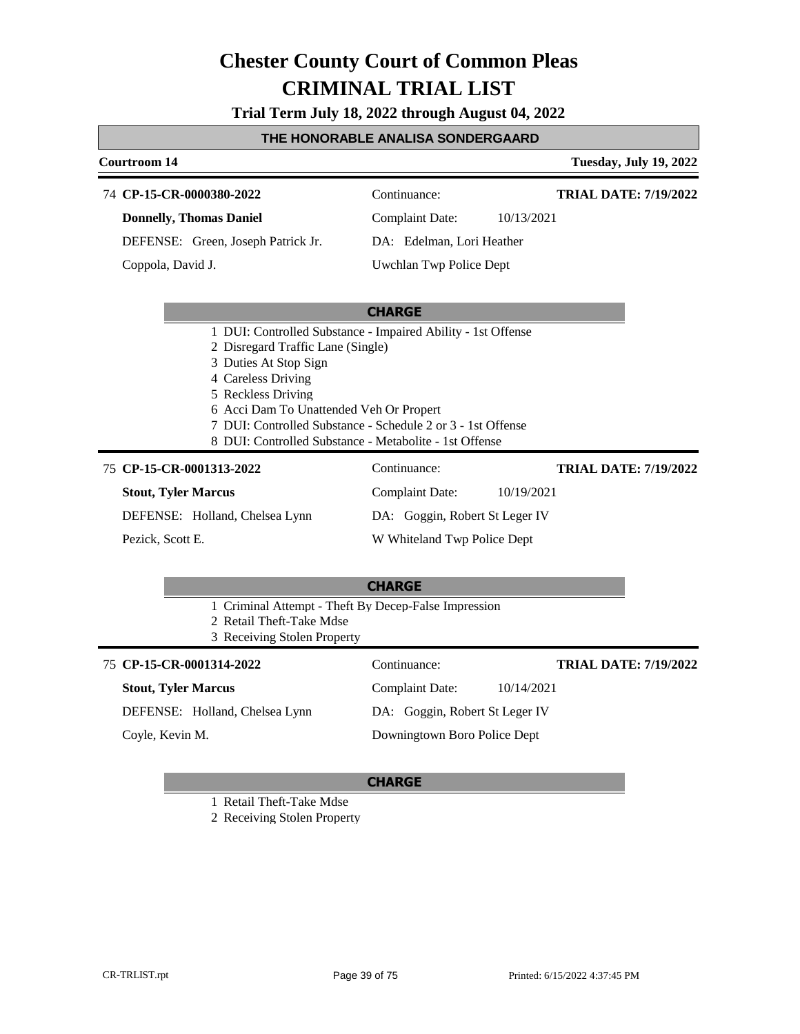# Chester County Court of Common Pleas
# CRIMINAL TRIAL LIST

**Trial Term July 18, 2022 through August 04, 2022**

## THE HONORABLE ANALISA SONDERGAARD

**Courtroom 14** — **Tuesday, July 19, 2022**

---

74 **CP-15-CR-0000380-2022** | Continuance: | **TRIAL DATE: 7/19/2022**

**Donnelly, Thomas Daniel** | Complaint Date: 10/13/2021

DEFENSE: Green, Joseph Patrick Jr. | DA: Edelman, Lori Heather

Coppola, David J. | Uwchlan Twp Police Dept

**CHARGE**

1 DUI: Controlled Substance - Impaired Ability - 1st Offense
2 Disregard Traffic Lane (Single)
3 Duties At Stop Sign
4 Careless Driving
5 Reckless Driving
6 Acci Dam To Unattended Veh Or Propert
7 DUI: Controlled Substance - Schedule 2 or 3 - 1st Offense
8 DUI: Controlled Substance - Metabolite - 1st Offense

---

75 **CP-15-CR-0001313-2022** | Continuance: | **TRIAL DATE: 7/19/2022**

**Stout, Tyler Marcus** | Complaint Date: 10/19/2021

DEFENSE: Holland, Chelsea Lynn | DA: Goggin, Robert St Leger IV

Pezick, Scott E. | W Whiteland Twp Police Dept

**CHARGE**

1 Criminal Attempt - Theft By Decep-False Impression
2 Retail Theft-Take Mdse
3 Receiving Stolen Property

---

75 **CP-15-CR-0001314-2022** | Continuance: | **TRIAL DATE: 7/19/2022**

**Stout, Tyler Marcus** | Complaint Date: 10/14/2021

DEFENSE: Holland, Chelsea Lynn | DA: Goggin, Robert St Leger IV

Coyle, Kevin M. | Downingtown Boro Police Dept

**CHARGE**

1 Retail Theft-Take Mdse
2 Receiving Stolen Property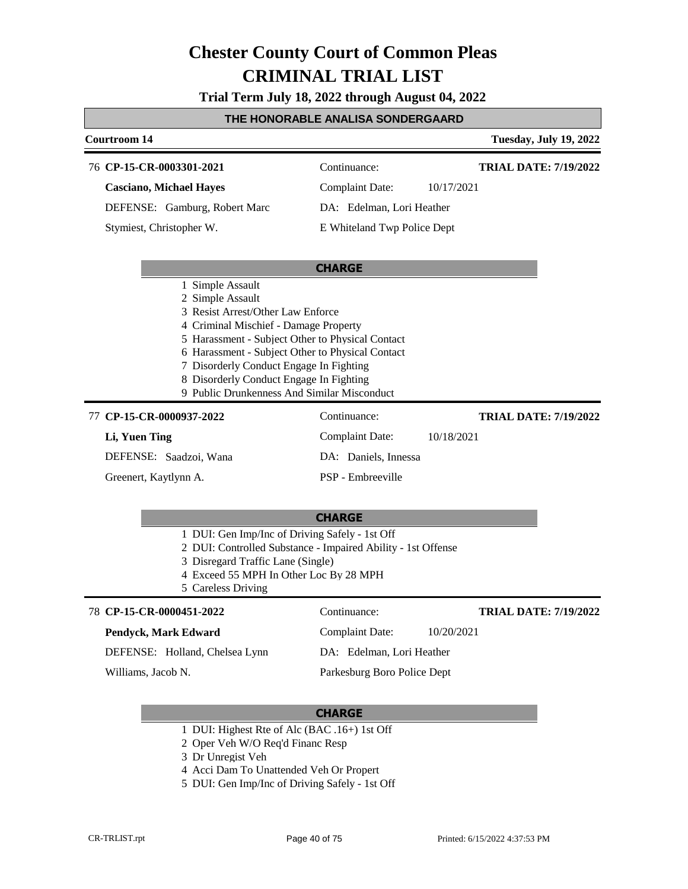# Chester County Court of Common Pleas
# CRIMINAL TRIAL LIST

**Trial Term July 18, 2022 through August 04, 2022**

**THE HONORABLE ANALISA SONDERGAARD**

**Courtroom 14** — **Tuesday, July 19, 2022**

---

76 **CP-15-CR-0003301-2021** — Continuance: — **TRIAL DATE: 7/19/2022**

**Casciano, Michael Hayes** — Complaint Date: 10/17/2021

DEFENSE: Gamburg, Robert Marc — DA: Edelman, Lori Heather

Stymiest, Christopher W. — E Whiteland Twp Police Dept

**CHARGE**

1 Simple Assault
2 Simple Assault
3 Resist Arrest/Other Law Enforce
4 Criminal Mischief - Damage Property
5 Harassment - Subject Other to Physical Contact
6 Harassment - Subject Other to Physical Contact
7 Disorderly Conduct Engage In Fighting
8 Disorderly Conduct Engage In Fighting
9 Public Drunkenness And Similar Misconduct

---

77 **CP-15-CR-0000937-2022** — Continuance: — **TRIAL DATE: 7/19/2022**

**Li, Yuen Ting** — Complaint Date: 10/18/2021

DEFENSE: Saadzoi, Wana — DA: Daniels, Innessa

Greenert, Kaytlynn A. — PSP - Embreeville

**CHARGE**

1 DUI: Gen Imp/Inc of Driving Safely - 1st Off
2 DUI: Controlled Substance - Impaired Ability - 1st Offense
3 Disregard Traffic Lane (Single)
4 Exceed 55 MPH In Other Loc By 28 MPH
5 Careless Driving

---

78 **CP-15-CR-0000451-2022** — Continuance: — **TRIAL DATE: 7/19/2022**

**Pendyck, Mark Edward** — Complaint Date: 10/20/2021

DEFENSE: Holland, Chelsea Lynn — DA: Edelman, Lori Heather

Williams, Jacob N. — Parkesburg Boro Police Dept

**CHARGE**

1 DUI: Highest Rte of Alc (BAC .16+) 1st Off
2 Oper Veh W/O Req'd Financ Resp
3 Dr Unregist Veh
4 Acci Dam To Unattended Veh Or Propert
5 DUI: Gen Imp/Inc of Driving Safely - 1st Off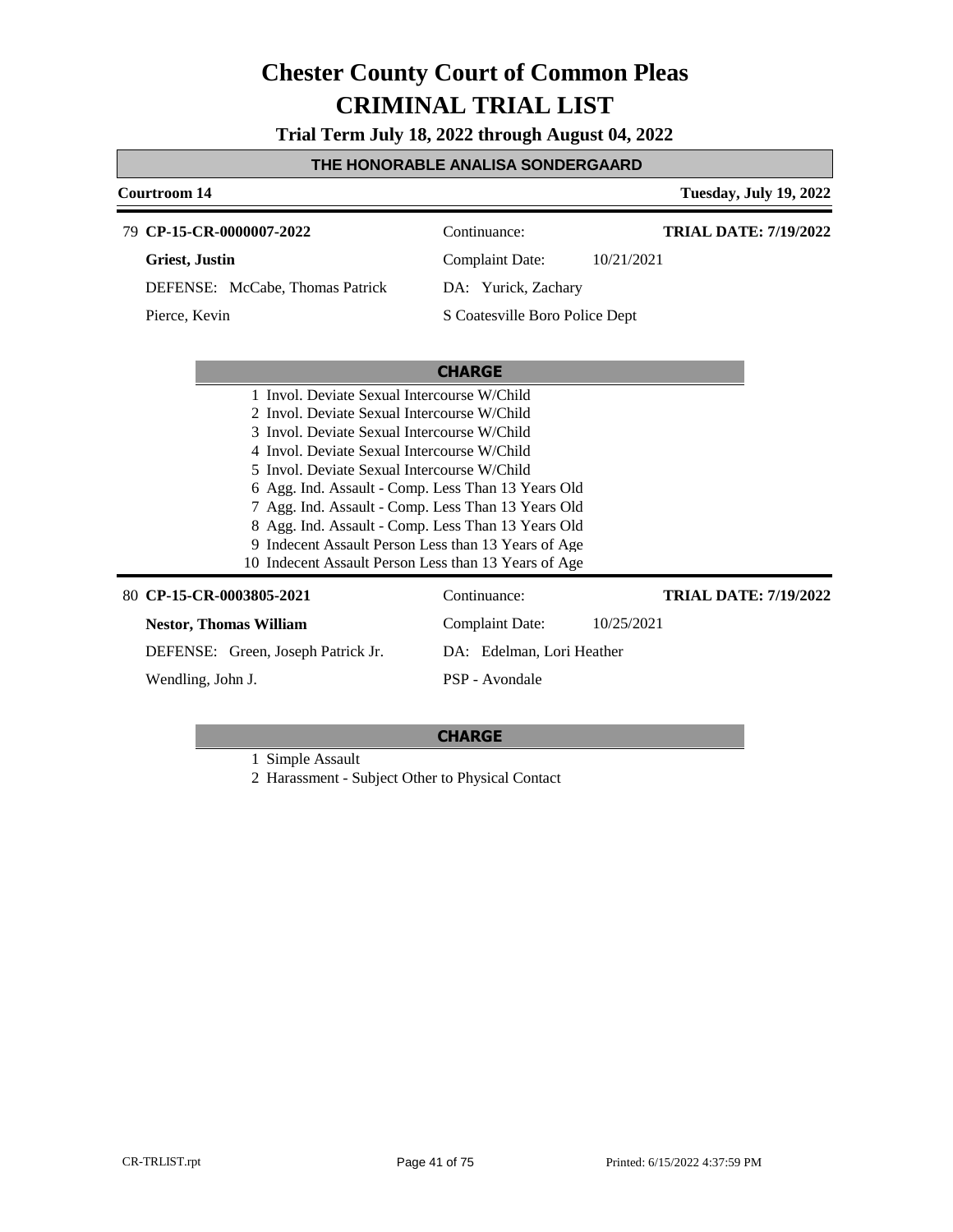# Chester County Court of Common Pleas

# CRIMINAL TRIAL LIST

**Trial Term July 18, 2022 through August 04, 2022**

## THE HONORABLE ANALISA SONDERGAARD

**Courtroom 14** — **Tuesday, July 19, 2022**

79 **CP-15-CR-0000007-2022** | Continuance: | **TRIAL DATE: 7/19/2022**

**Griest, Justin** | Complaint Date: 10/21/2021

DEFENSE: McCabe, Thomas Patrick | DA: Yurick, Zachary

Pierce, Kevin | S Coatesville Boro Police Dept

**CHARGE**

1 Invol. Deviate Sexual Intercourse W/Child
2 Invol. Deviate Sexual Intercourse W/Child
3 Invol. Deviate Sexual Intercourse W/Child
4 Invol. Deviate Sexual Intercourse W/Child
5 Invol. Deviate Sexual Intercourse W/Child
6 Agg. Ind. Assault - Comp. Less Than 13 Years Old
7 Agg. Ind. Assault - Comp. Less Than 13 Years Old
8 Agg. Ind. Assault - Comp. Less Than 13 Years Old
9 Indecent Assault Person Less than 13 Years of Age
10 Indecent Assault Person Less than 13 Years of Age

80 **CP-15-CR-0003805-2021** | Continuance: | **TRIAL DATE: 7/19/2022**

**Nestor, Thomas William** | Complaint Date: 10/25/2021

DEFENSE: Green, Joseph Patrick Jr. | DA: Edelman, Lori Heather

Wendling, John J. | PSP - Avondale

**CHARGE**

1 Simple Assault
2 Harassment - Subject Other to Physical Contact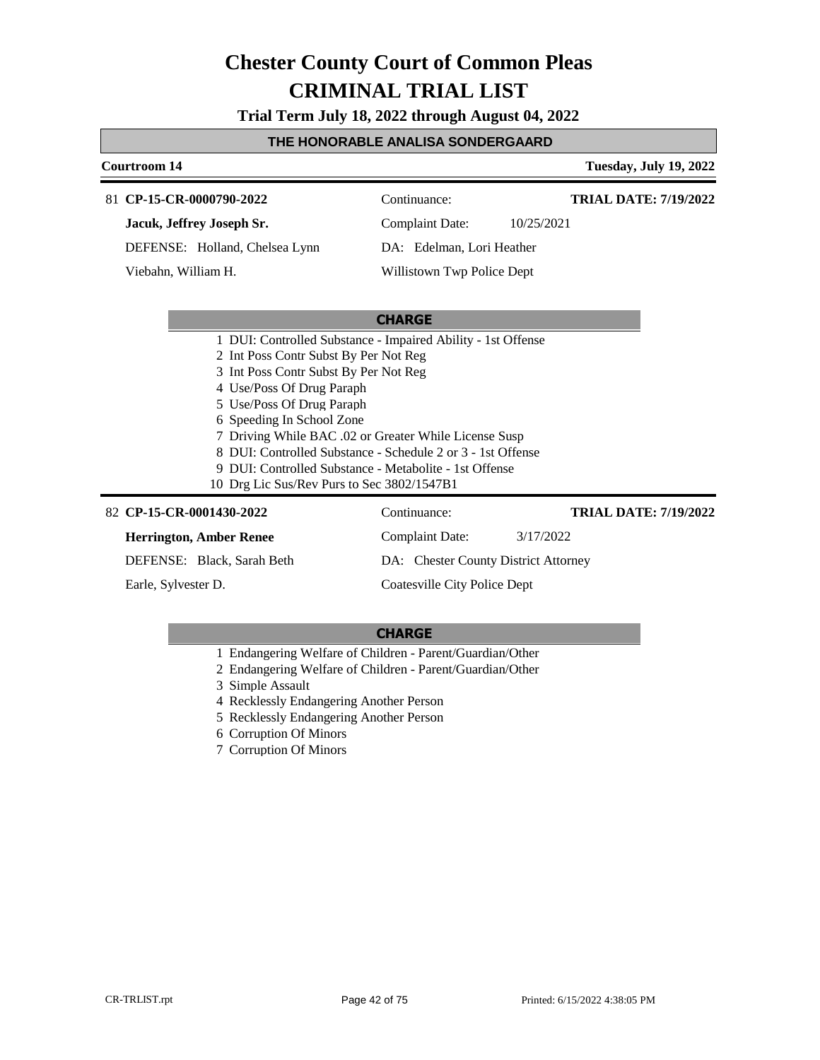# Chester County Court of Common Pleas
# CRIMINAL TRIAL LIST

**Trial Term July 18, 2022 through August 04, 2022**

**THE HONORABLE ANALISA SONDERGAARD**

**Courtroom 14** | **Tuesday, July 19, 2022**

---

81 **CP-15-CR-0000790-2022**
Continuance:
**TRIAL DATE: 7/19/2022**

**Jacuk, Jeffrey Joseph Sr.**
Complaint Date: 10/25/2021

DEFENSE: Holland, Chelsea Lynn
DA: Edelman, Lori Heather

Viebahn, William H.
Willistown Twp Police Dept

**CHARGE**

1 DUI: Controlled Substance - Impaired Ability - 1st Offense
2 Int Poss Contr Subst By Per Not Reg
3 Int Poss Contr Subst By Per Not Reg
4 Use/Poss Of Drug Paraph
5 Use/Poss Of Drug Paraph
6 Speeding In School Zone
7 Driving While BAC .02 or Greater While License Susp
8 DUI: Controlled Substance - Schedule 2 or 3 - 1st Offense
9 DUI: Controlled Substance - Metabolite - 1st Offense
10 Drg Lic Sus/Rev Purs to Sec 3802/1547B1

---

82 **CP-15-CR-0001430-2022**
Continuance:
**TRIAL DATE: 7/19/2022**

**Herrington, Amber Renee**
Complaint Date: 3/17/2022

DEFENSE: Black, Sarah Beth
DA: Chester County District Attorney

Earle, Sylvester D.
Coatesville City Police Dept

**CHARGE**

1 Endangering Welfare of Children - Parent/Guardian/Other
2 Endangering Welfare of Children - Parent/Guardian/Other
3 Simple Assault
4 Recklessly Endangering Another Person
5 Recklessly Endangering Another Person
6 Corruption Of Minors
7 Corruption Of Minors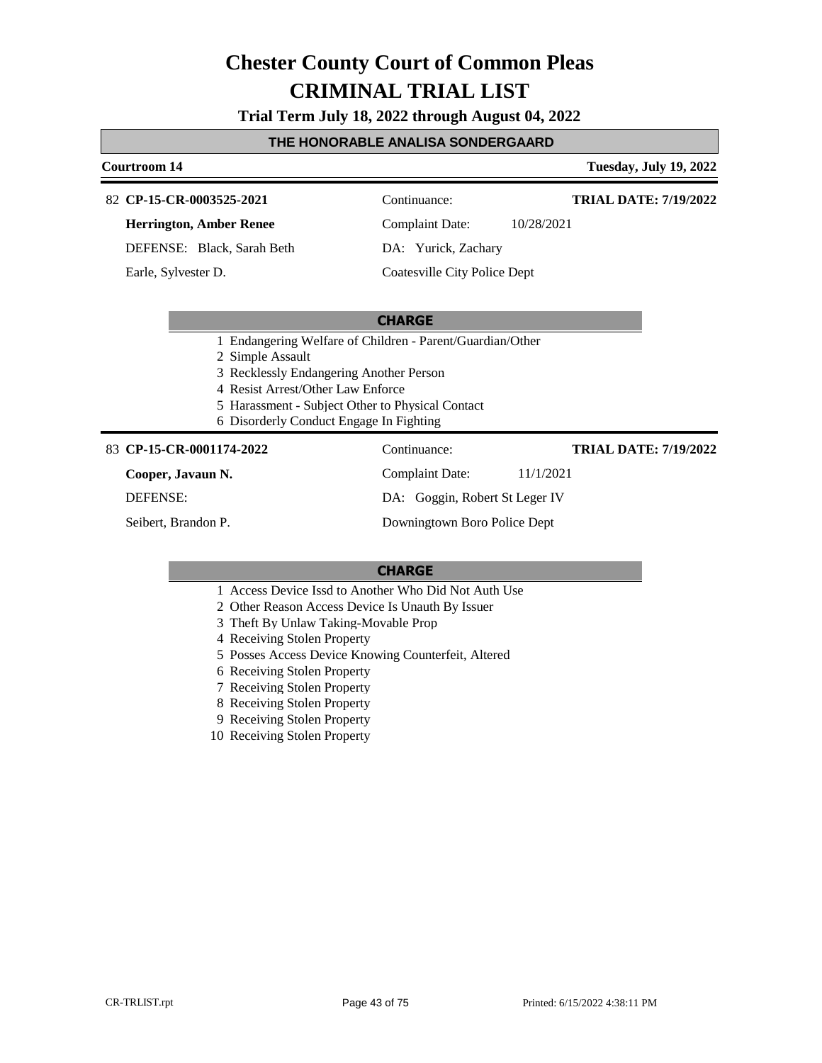# Chester County Court of Common Pleas
# CRIMINAL TRIAL LIST

**Trial Term July 18, 2022 through August 04, 2022**

**THE HONORABLE ANALISA SONDERGAARD**

**Courtroom 14** — **Tuesday, July 19, 2022**

82 **CP-15-CR-0003525-2021** | Continuance: | **TRIAL DATE: 7/19/2022**

**Herrington, Amber Renee** | Complaint Date: 10/28/2021

DEFENSE: Black, Sarah Beth | DA: Yurick, Zachary

Earle, Sylvester D. | Coatesville City Police Dept

**CHARGE**

1 Endangering Welfare of Children - Parent/Guardian/Other
2 Simple Assault
3 Recklessly Endangering Another Person
4 Resist Arrest/Other Law Enforce
5 Harassment - Subject Other to Physical Contact
6 Disorderly Conduct Engage In Fighting

83 **CP-15-CR-0001174-2022** | Continuance: | **TRIAL DATE: 7/19/2022**

**Cooper, Javaun N.** | Complaint Date: 11/1/2021

DEFENSE: | DA: Goggin, Robert St Leger IV

Seibert, Brandon P. | Downingtown Boro Police Dept

**CHARGE**

1 Access Device Issd to Another Who Did Not Auth Use
2 Other Reason Access Device Is Unauth By Issuer
3 Theft By Unlaw Taking-Movable Prop
4 Receiving Stolen Property
5 Posses Access Device Knowing Counterfeit, Altered
6 Receiving Stolen Property
7 Receiving Stolen Property
8 Receiving Stolen Property
9 Receiving Stolen Property
10 Receiving Stolen Property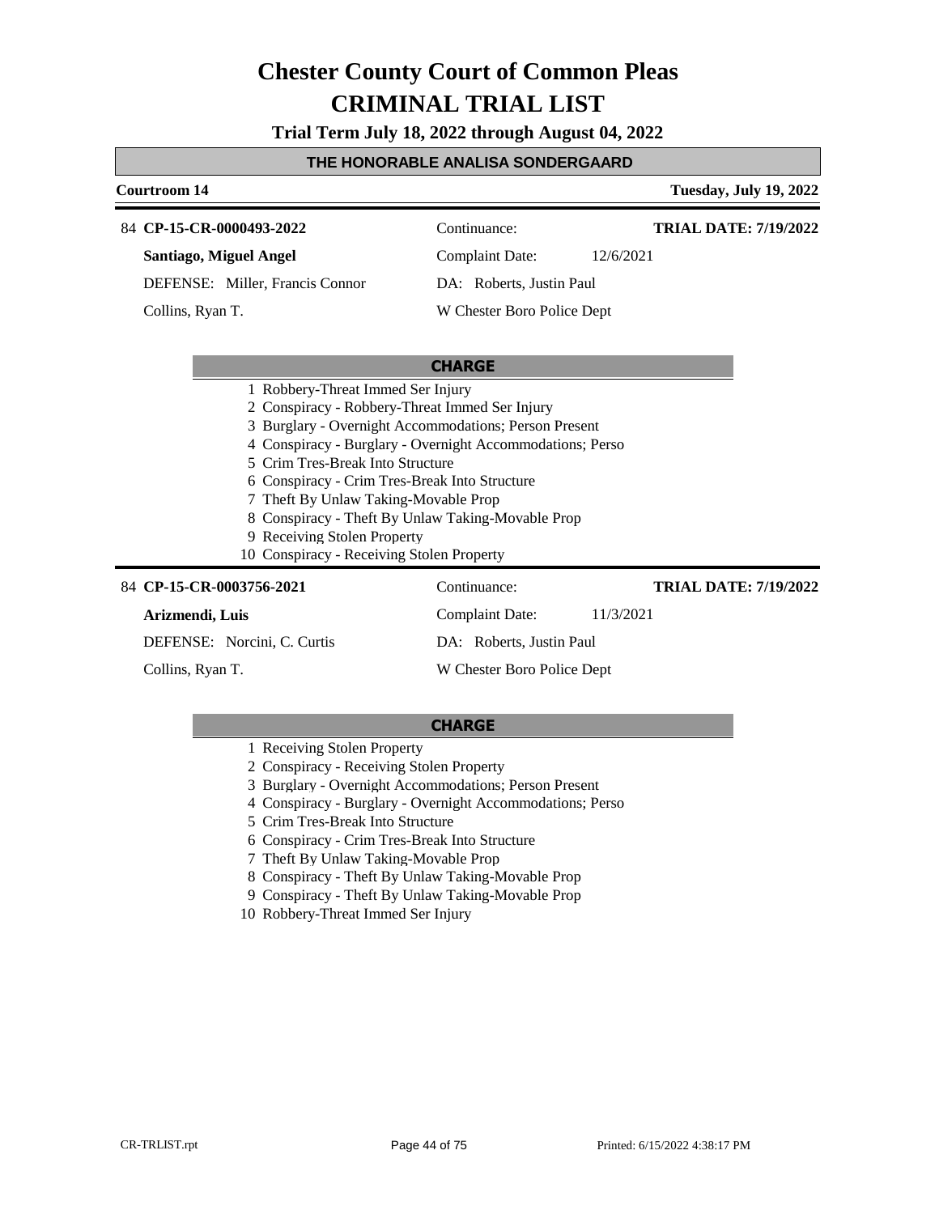# Chester County Court of Common Pleas
# CRIMINAL TRIAL LIST

**Trial Term July 18, 2022 through August 04, 2022**

**THE HONORABLE ANALISA SONDERGAARD**

**Courtroom 14** — **Tuesday, July 19, 2022**

84 **CP-15-CR-0000493-2022**
Continuance:
**TRIAL DATE: 7/19/2022**

**Santiago, Miguel Angel**
Complaint Date: 12/6/2021

DEFENSE: Miller, Francis Connor
DA: Roberts, Justin Paul

Collins, Ryan T.
W Chester Boro Police Dept

**CHARGE**

1 Robbery-Threat Immed Ser Injury
2 Conspiracy - Robbery-Threat Immed Ser Injury
3 Burglary - Overnight Accommodations; Person Present
4 Conspiracy - Burglary - Overnight Accommodations; Perso
5 Crim Tres-Break Into Structure
6 Conspiracy - Crim Tres-Break Into Structure
7 Theft By Unlaw Taking-Movable Prop
8 Conspiracy - Theft By Unlaw Taking-Movable Prop
9 Receiving Stolen Property
10 Conspiracy - Receiving Stolen Property

84 **CP-15-CR-0003756-2021**
Continuance:
**TRIAL DATE: 7/19/2022**

**Arizmendi, Luis**
Complaint Date: 11/3/2021

DEFENSE: Norcini, C. Curtis
DA: Roberts, Justin Paul

Collins, Ryan T.
W Chester Boro Police Dept

**CHARGE**

1 Receiving Stolen Property
2 Conspiracy - Receiving Stolen Property
3 Burglary - Overnight Accommodations; Person Present
4 Conspiracy - Burglary - Overnight Accommodations; Perso
5 Crim Tres-Break Into Structure
6 Conspiracy - Crim Tres-Break Into Structure
7 Theft By Unlaw Taking-Movable Prop
8 Conspiracy - Theft By Unlaw Taking-Movable Prop
9 Conspiracy - Theft By Unlaw Taking-Movable Prop
10 Robbery-Threat Immed Ser Injury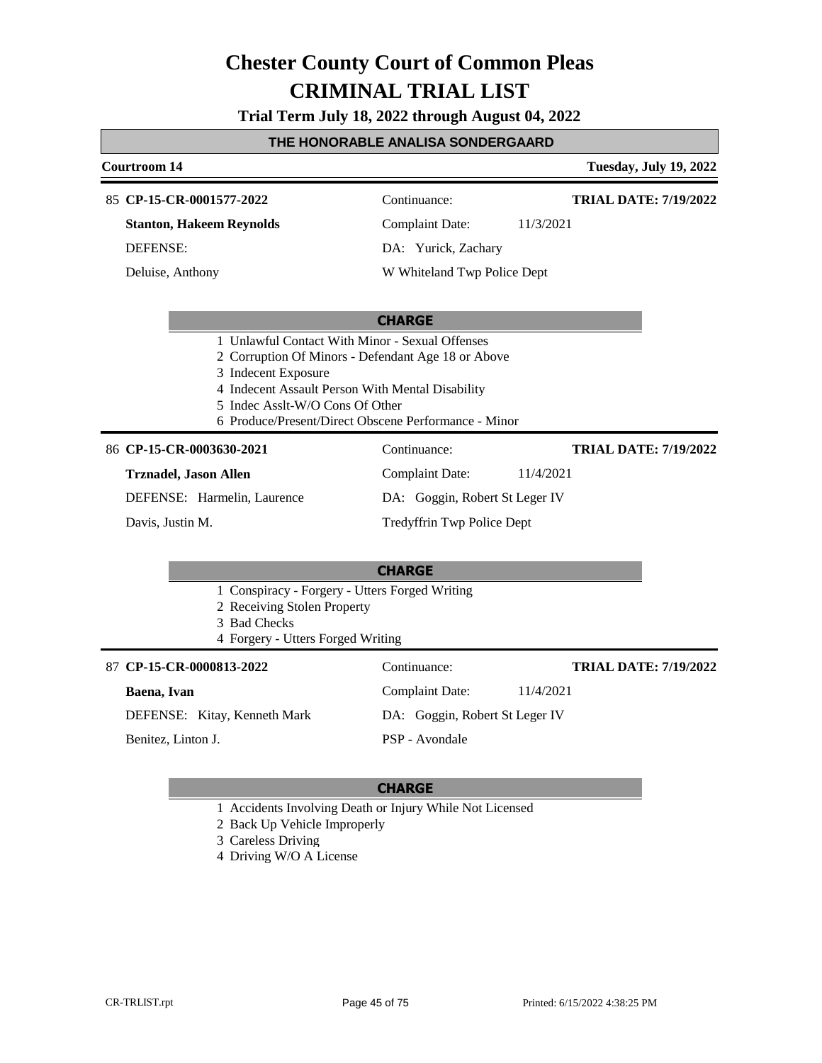# Chester County Court of Common Pleas
# CRIMINAL TRIAL LIST

**Trial Term July 18, 2022 through August 04, 2022**

**THE HONORABLE ANALISA SONDERGAARD**

**Courtroom 14** — **Tuesday, July 19, 2022**

---

85 **CP-15-CR-0001577-2022** | Continuance: | **TRIAL DATE: 7/19/2022**

**Stanton, Hakeem Reynolds** | Complaint Date: 11/3/2021

DEFENSE: | DA: Yurick, Zachary

Deluise, Anthony | W Whiteland Twp Police Dept

**CHARGE**

1 Unlawful Contact With Minor - Sexual Offenses
2 Corruption Of Minors - Defendant Age 18 or Above
3 Indecent Exposure
4 Indecent Assault Person With Mental Disability
5 Indec Asslt-W/O Cons Of Other
6 Produce/Present/Direct Obscene Performance - Minor

---

86 **CP-15-CR-0003630-2021** | Continuance: | **TRIAL DATE: 7/19/2022**

**Trznadel, Jason Allen** | Complaint Date: 11/4/2021

DEFENSE: Harmelin, Laurence | DA: Goggin, Robert St Leger IV

Davis, Justin M. | Tredyffrin Twp Police Dept

**CHARGE**

1 Conspiracy - Forgery - Utters Forged Writing
2 Receiving Stolen Property
3 Bad Checks
4 Forgery - Utters Forged Writing

---

87 **CP-15-CR-0000813-2022** | Continuance: | **TRIAL DATE: 7/19/2022**

**Baena, Ivan** | Complaint Date: 11/4/2021

DEFENSE: Kitay, Kenneth Mark | DA: Goggin, Robert St Leger IV

Benitez, Linton J. | PSP - Avondale

**CHARGE**

1 Accidents Involving Death or Injury While Not Licensed
2 Back Up Vehicle Improperly
3 Careless Driving
4 Driving W/O A License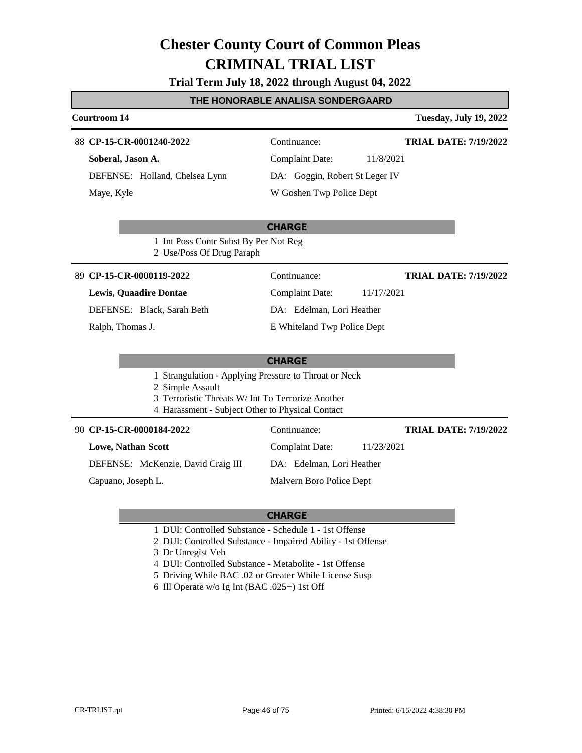# Chester County Court of Common Pleas
# CRIMINAL TRIAL LIST

**Trial Term July 18, 2022 through August 04, 2022**

**THE HONORABLE ANALISA SONDERGAARD**

**Courtroom 14** — **Tuesday, July 19, 2022**

---

88 **CP-15-CR-0001240-2022** — Continuance: — **TRIAL DATE: 7/19/2022**

**Soberal, Jason A.** — Complaint Date: 11/8/2021

DEFENSE: Holland, Chelsea Lynn — DA: Goggin, Robert St Leger IV

Maye, Kyle — W Goshen Twp Police Dept

**CHARGE**

1 Int Poss Contr Subst By Per Not Reg
2 Use/Poss Of Drug Paraph

---

89 **CP-15-CR-0000119-2022** — Continuance: — **TRIAL DATE: 7/19/2022**

**Lewis, Quaadire Dontae** — Complaint Date: 11/17/2021

DEFENSE: Black, Sarah Beth — DA: Edelman, Lori Heather

Ralph, Thomas J. — E Whiteland Twp Police Dept

**CHARGE**

1 Strangulation - Applying Pressure to Throat or Neck
2 Simple Assault
3 Terroristic Threats W/ Int To Terrorize Another
4 Harassment - Subject Other to Physical Contact

---

90 **CP-15-CR-0000184-2022** — Continuance: — **TRIAL DATE: 7/19/2022**

**Lowe, Nathan Scott** — Complaint Date: 11/23/2021

DEFENSE: McKenzie, David Craig III — DA: Edelman, Lori Heather

Capuano, Joseph L. — Malvern Boro Police Dept

**CHARGE**

1 DUI: Controlled Substance - Schedule 1 - 1st Offense
2 DUI: Controlled Substance - Impaired Ability - 1st Offense
3 Dr Unregist Veh
4 DUI: Controlled Substance - Metabolite - 1st Offense
5 Driving While BAC .02 or Greater While License Susp
6 Ill Operate w/o Ig Int (BAC .025+) 1st Off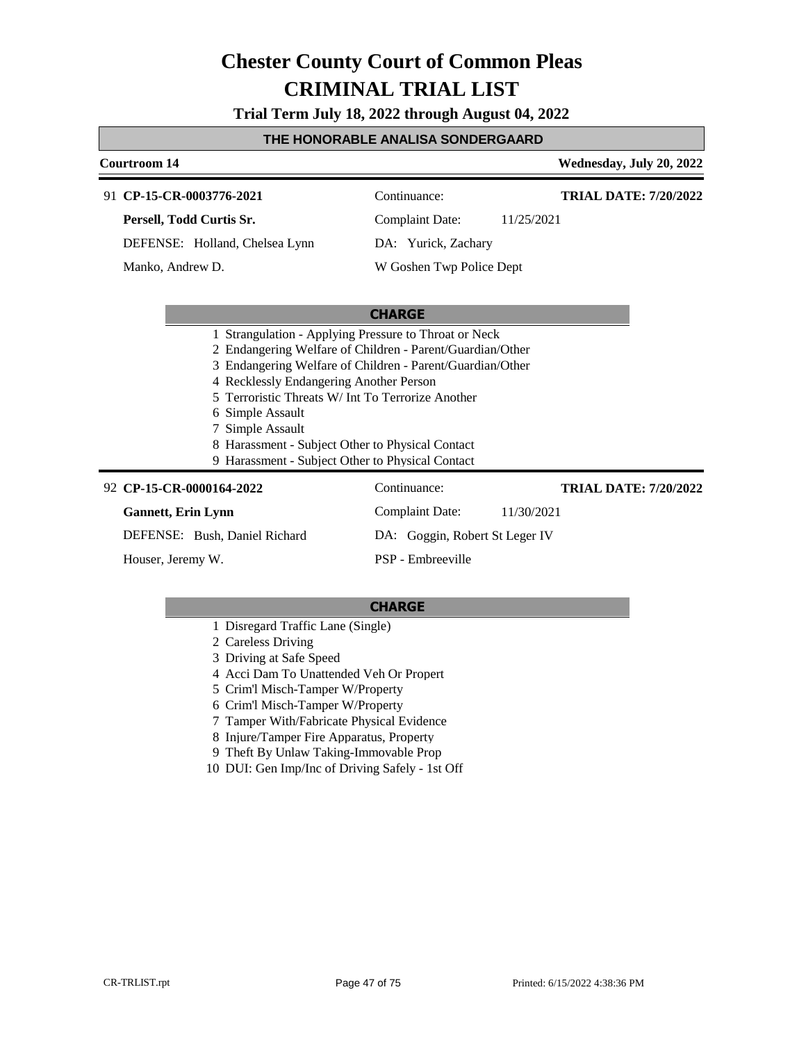# Chester County Court of Common Pleas
# CRIMINAL TRIAL LIST

**Trial Term July 18, 2022 through August 04, 2022**

**THE HONORABLE ANALISA SONDERGAARD**

**Courtroom 14** — **Wednesday, July 20, 2022**

---

91 **CP-15-CR-0003776-2021**
Continuance:
**TRIAL DATE: 7/20/2022**

**Persell, Todd Curtis Sr.**
Complaint Date: 11/25/2021

DEFENSE: Holland, Chelsea Lynn
DA: Yurick, Zachary

Manko, Andrew D.
W Goshen Twp Police Dept

**CHARGE**

1 Strangulation - Applying Pressure to Throat or Neck
2 Endangering Welfare of Children - Parent/Guardian/Other
3 Endangering Welfare of Children - Parent/Guardian/Other
4 Recklessly Endangering Another Person
5 Terroristic Threats W/ Int To Terrorize Another
6 Simple Assault
7 Simple Assault
8 Harassment - Subject Other to Physical Contact
9 Harassment - Subject Other to Physical Contact

---

92 **CP-15-CR-0000164-2022**
Continuance:
**TRIAL DATE: 7/20/2022**

**Gannett, Erin Lynn**
Complaint Date: 11/30/2021

DEFENSE: Bush, Daniel Richard
DA: Goggin, Robert St Leger IV

Houser, Jeremy W.
PSP - Embreeville

**CHARGE**

1 Disregard Traffic Lane (Single)
2 Careless Driving
3 Driving at Safe Speed
4 Acci Dam To Unattended Veh Or Propert
5 Crim'l Misch-Tamper W/Property
6 Crim'l Misch-Tamper W/Property
7 Tamper With/Fabricate Physical Evidence
8 Injure/Tamper Fire Apparatus, Property
9 Theft By Unlaw Taking-Immovable Prop
10 DUI: Gen Imp/Inc of Driving Safely - 1st Off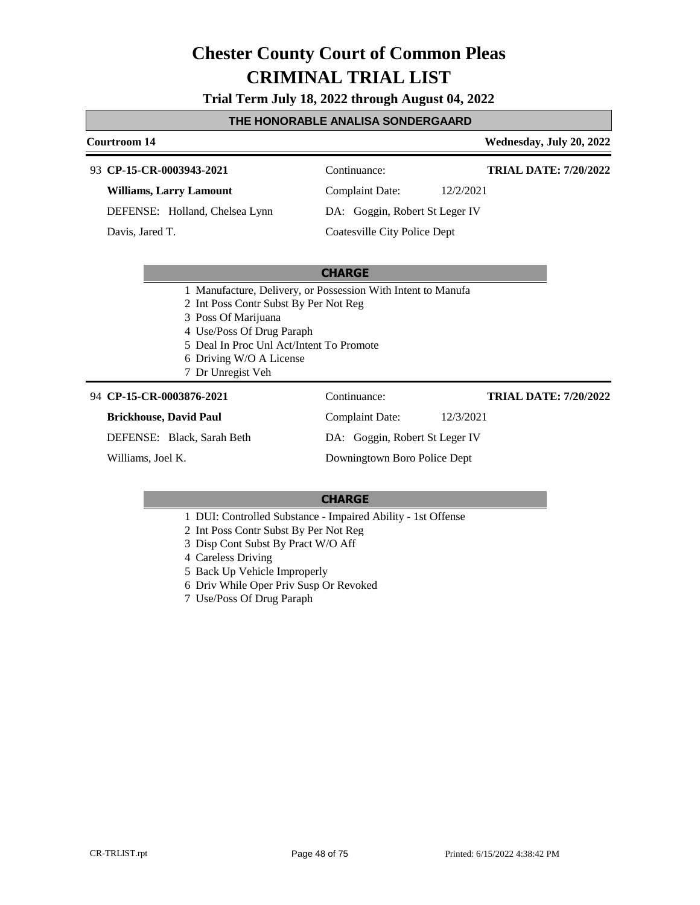# Chester County Court of Common Pleas
# CRIMINAL TRIAL LIST

**Trial Term July 18, 2022 through August 04, 2022**

**THE HONORABLE ANALISA SONDERGAARD**

**Courtroom 14** — **Wednesday, July 20, 2022**

---

93 **CP-15-CR-0003943-2021** — Continuance: — **TRIAL DATE: 7/20/2022**

**Williams, Larry Lamount** — Complaint Date: 12/2/2021

DEFENSE: Holland, Chelsea Lynn — DA: Goggin, Robert St Leger IV

Davis, Jared T. — Coatesville City Police Dept

**CHARGE**

1 Manufacture, Delivery, or Possession With Intent to Manufa
2 Int Poss Contr Subst By Per Not Reg
3 Poss Of Marijuana
4 Use/Poss Of Drug Paraph
5 Deal In Proc Unl Act/Intent To Promote
6 Driving W/O A License
7 Dr Unregist Veh

---

94 **CP-15-CR-0003876-2021** — Continuance: — **TRIAL DATE: 7/20/2022**

**Brickhouse, David Paul** — Complaint Date: 12/3/2021

DEFENSE: Black, Sarah Beth — DA: Goggin, Robert St Leger IV

Williams, Joel K. — Downingtown Boro Police Dept

**CHARGE**

1 DUI: Controlled Substance - Impaired Ability - 1st Offense
2 Int Poss Contr Subst By Per Not Reg
3 Disp Cont Subst By Pract W/O Aff
4 Careless Driving
5 Back Up Vehicle Improperly
6 Driv While Oper Priv Susp Or Revoked
7 Use/Poss Of Drug Paraph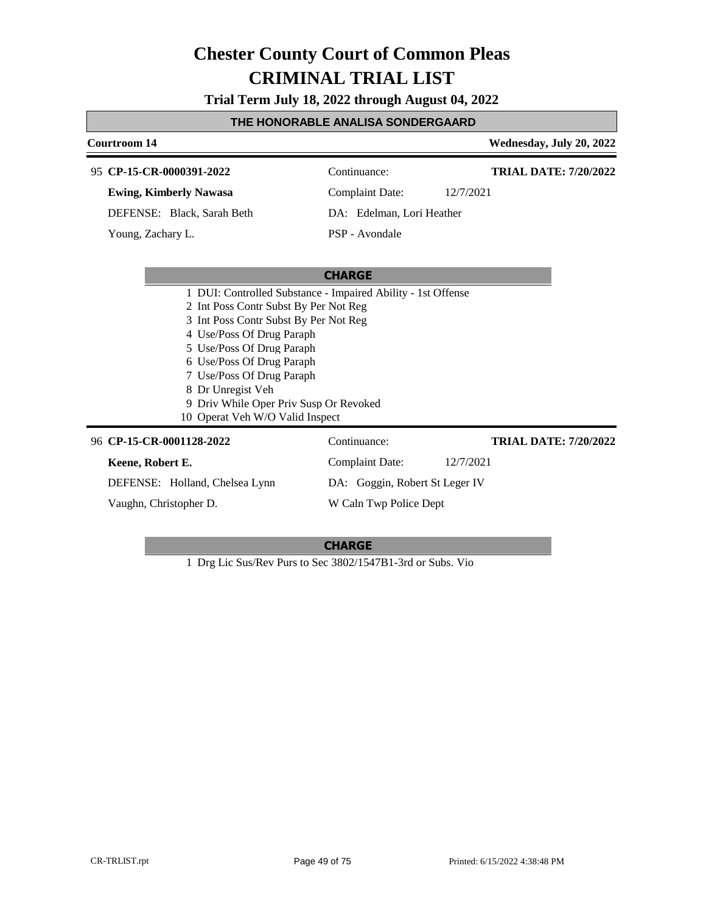# Chester County Court of Common Pleas
# CRIMINAL TRIAL LIST

**Trial Term July 18, 2022 through August 04, 2022**

**THE HONORABLE ANALISA SONDERGAARD**

**Courtroom 14** — **Wednesday, July 20, 2022**

---

95 **CP-15-CR-0000391-2022** — Continuance: — **TRIAL DATE: 7/20/2022**

**Ewing, Kimberly Nawasa** — Complaint Date: 12/7/2021

DEFENSE: Black, Sarah Beth — DA: Edelman, Lori Heather

Young, Zachary L. — PSP - Avondale

**CHARGE**

1 DUI: Controlled Substance - Impaired Ability - 1st Offense
2 Int Poss Contr Subst By Per Not Reg
3 Int Poss Contr Subst By Per Not Reg
4 Use/Poss Of Drug Paraph
5 Use/Poss Of Drug Paraph
6 Use/Poss Of Drug Paraph
7 Use/Poss Of Drug Paraph
8 Dr Unregist Veh
9 Driv While Oper Priv Susp Or Revoked
10 Operat Veh W/O Valid Inspect

---

96 **CP-15-CR-0001128-2022** — Continuance: — **TRIAL DATE: 7/20/2022**

**Keene, Robert E.** — Complaint Date: 12/7/2021

DEFENSE: Holland, Chelsea Lynn — DA: Goggin, Robert St Leger IV

Vaughn, Christopher D. — W Caln Twp Police Dept

**CHARGE**

1 Drg Lic Sus/Rev Purs to Sec 3802/1547B1-3rd or Subs. Vio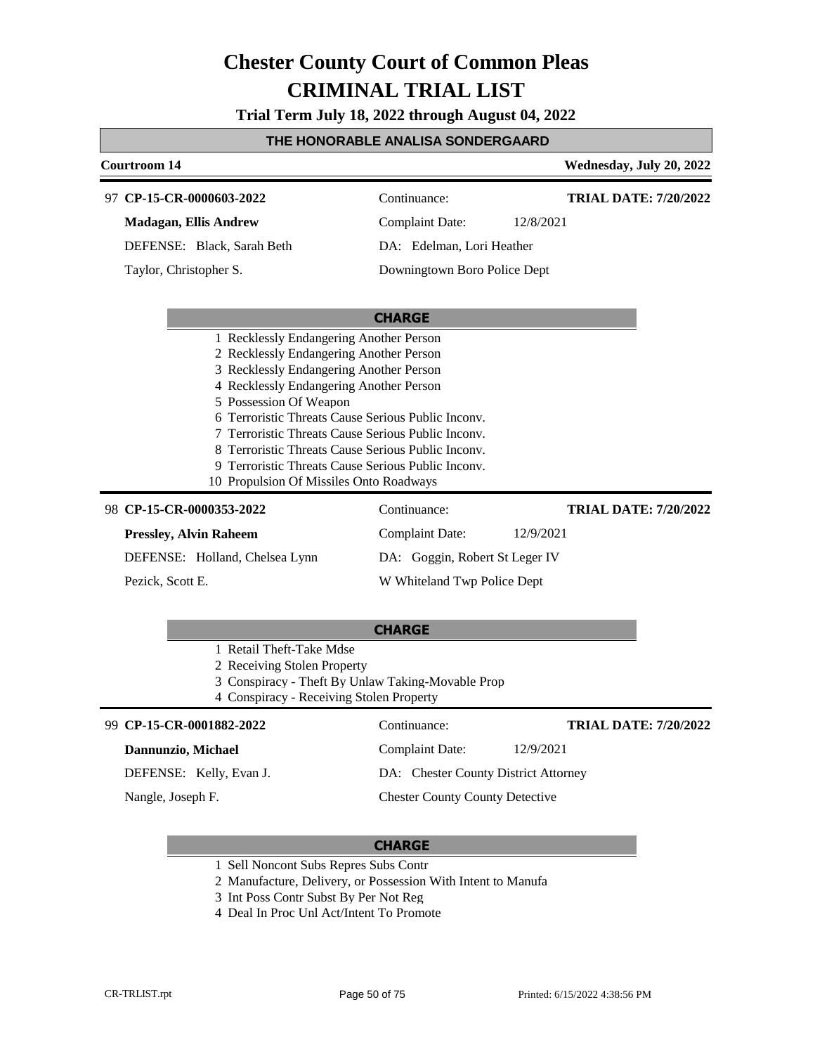# Chester County Court of Common Pleas
# CRIMINAL TRIAL LIST

**Trial Term July 18, 2022 through August 04, 2022**

**THE HONORABLE ANALISA SONDERGAARD**

**Courtroom 14** — **Wednesday, July 20, 2022**

---

97 **CP-15-CR-0000603-2022** — Continuance: — **TRIAL DATE: 7/20/2022**

**Madagan, Ellis Andrew** — Complaint Date: 12/8/2021

DEFENSE: Black, Sarah Beth — DA: Edelman, Lori Heather

Taylor, Christopher S. — Downingtown Boro Police Dept

**CHARGE**

1. Recklessly Endangering Another Person
2. Recklessly Endangering Another Person
3. Recklessly Endangering Another Person
4. Recklessly Endangering Another Person
5. Possession Of Weapon
6. Terroristic Threats Cause Serious Public Inconv.
7. Terroristic Threats Cause Serious Public Inconv.
8. Terroristic Threats Cause Serious Public Inconv.
9. Terroristic Threats Cause Serious Public Inconv.
10. Propulsion Of Missiles Onto Roadways

---

98 **CP-15-CR-0000353-2022** — Continuance: — **TRIAL DATE: 7/20/2022**

**Pressley, Alvin Raheem** — Complaint Date: 12/9/2021

DEFENSE: Holland, Chelsea Lynn — DA: Goggin, Robert St Leger IV

Pezick, Scott E. — W Whiteland Twp Police Dept

**CHARGE**

1. Retail Theft-Take Mdse
2. Receiving Stolen Property
3. Conspiracy - Theft By Unlaw Taking-Movable Prop
4. Conspiracy - Receiving Stolen Property

---

99 **CP-15-CR-0001882-2022** — Continuance: — **TRIAL DATE: 7/20/2022**

**Dannunzio, Michael** — Complaint Date: 12/9/2021

DEFENSE: Kelly, Evan J. — DA: Chester County District Attorney

Nangle, Joseph F. — Chester County County Detective

**CHARGE**

1. Sell Noncont Subs Repres Subs Contr
2. Manufacture, Delivery, or Possession With Intent to Manufa
3. Int Poss Contr Subst By Per Not Reg
4. Deal In Proc Unl Act/Intent To Promote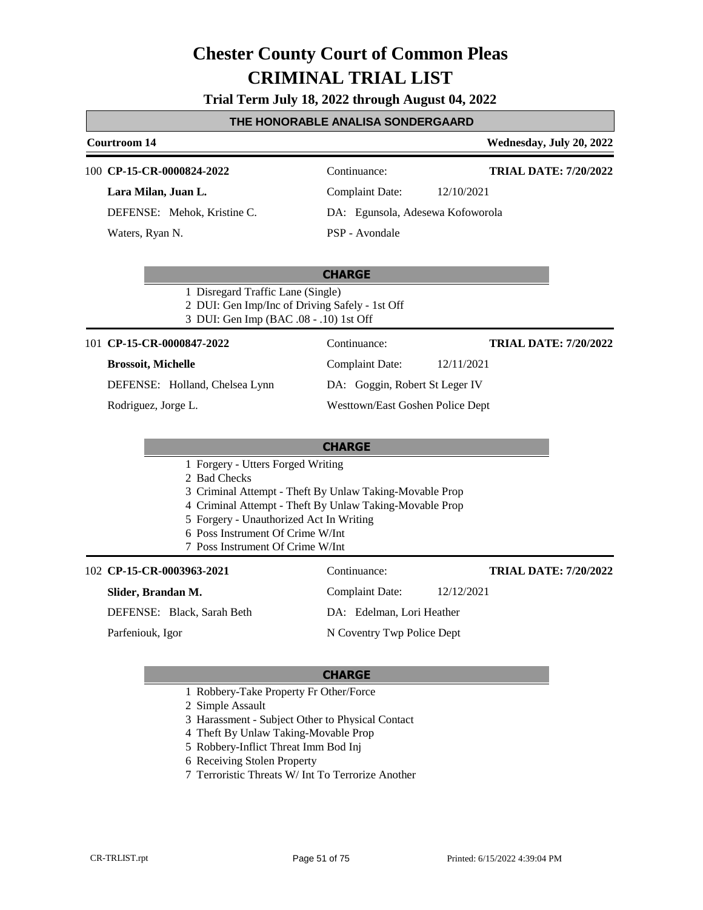# Chester County Court of Common Pleas
# CRIMINAL TRIAL LIST

**Trial Term July 18, 2022 through August 04, 2022**

## THE HONORABLE ANALISA SONDERGAARD

**Courtroom 14** — **Wednesday, July 20, 2022**

---

100 **CP-15-CR-0000824-2022** | Continuance: | **TRIAL DATE: 7/20/2022**

**Lara Milan, Juan L.** | Complaint Date: 12/10/2021

DEFENSE: Mehok, Kristine C. | DA: Egunsola, Adesewa Kofoworola

Waters, Ryan N. | PSP - Avondale

**CHARGE**

1 Disregard Traffic Lane (Single)
2 DUI: Gen Imp/Inc of Driving Safely - 1st Off
3 DUI: Gen Imp (BAC .08 - .10) 1st Off

---

101 **CP-15-CR-0000847-2022** | Continuance: | **TRIAL DATE: 7/20/2022**

**Brossoit, Michelle** | Complaint Date: 12/11/2021

DEFENSE: Holland, Chelsea Lynn | DA: Goggin, Robert St Leger IV

Rodriguez, Jorge L. | Westtown/East Goshen Police Dept

**CHARGE**

1 Forgery - Utters Forged Writing
2 Bad Checks
3 Criminal Attempt - Theft By Unlaw Taking-Movable Prop
4 Criminal Attempt - Theft By Unlaw Taking-Movable Prop
5 Forgery - Unauthorized Act In Writing
6 Poss Instrument Of Crime W/Int
7 Poss Instrument Of Crime W/Int

---

102 **CP-15-CR-0003963-2021** | Continuance: | **TRIAL DATE: 7/20/2022**

**Slider, Brandan M.** | Complaint Date: 12/12/2021

DEFENSE: Black, Sarah Beth | DA: Edelman, Lori Heather

Parfeniouk, Igor | N Coventry Twp Police Dept

**CHARGE**

1 Robbery-Take Property Fr Other/Force
2 Simple Assault
3 Harassment - Subject Other to Physical Contact
4 Theft By Unlaw Taking-Movable Prop
5 Robbery-Inflict Threat Imm Bod Inj
6 Receiving Stolen Property
7 Terroristic Threats W/ Int To Terrorize Another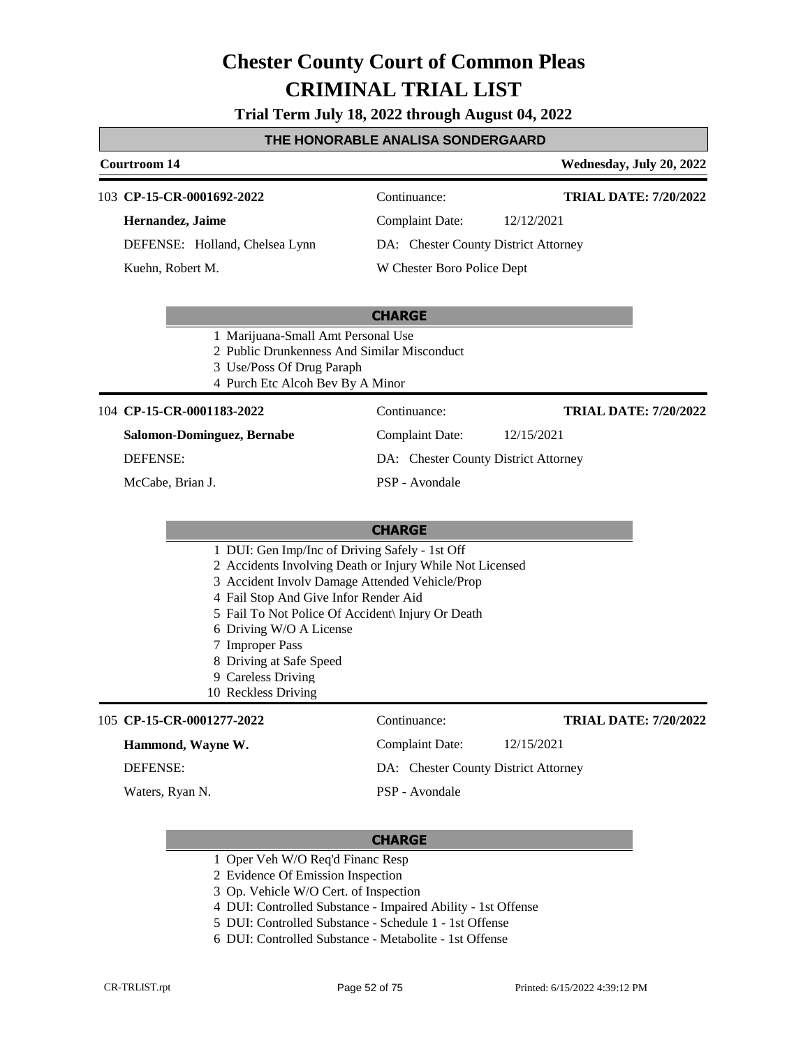# Chester County Court of Common Pleas
# CRIMINAL TRIAL LIST

**Trial Term July 18, 2022 through August 04, 2022**

**THE HONORABLE ANALISA SONDERGAARD**

**Courtroom 14** — **Wednesday, July 20, 2022**

---

103 **CP-15-CR-0001692-2022**

| | | |
|---|---|---|
| **Hernandez, Jaime** | Continuance: | **TRIAL DATE: 7/20/2022** |
| DEFENSE: Holland, Chelsea Lynn | Complaint Date: 12/12/2021 | |
| Kuehn, Robert M. | DA: Chester County District Attorney | |
| | W Chester Boro Police Dept | |

**CHARGE**

1. Marijuana-Small Amt Personal Use
2. Public Drunkenness And Similar Misconduct
3. Use/Poss Of Drug Paraph
4. Purch Etc Alcoh Bev By A Minor

---

104 **CP-15-CR-0001183-2022**

| | | |
|---|---|---|
| **Salomon-Dominguez, Bernabe** | Continuance: | **TRIAL DATE: 7/20/2022** |
| DEFENSE: | Complaint Date: 12/15/2021 | |
| McCabe, Brian J. | DA: Chester County District Attorney | |
| | PSP - Avondale | |

**CHARGE**

1. DUI: Gen Imp/Inc of Driving Safely - 1st Off
2. Accidents Involving Death or Injury While Not Licensed
3. Accident Involv Damage Attended Vehicle/Prop
4. Fail Stop And Give Infor Render Aid
5. Fail To Not Police Of Accident\ Injury Or Death
6. Driving W/O A License
7. Improper Pass
8. Driving at Safe Speed
9. Careless Driving
10. Reckless Driving

---

105 **CP-15-CR-0001277-2022**

| | | |
|---|---|---|
| **Hammond, Wayne W.** | Continuance: | **TRIAL DATE: 7/20/2022** |
| DEFENSE: | Complaint Date: 12/15/2021 | |
| Waters, Ryan N. | DA: Chester County District Attorney | |
| | PSP - Avondale | |

**CHARGE**

1. Oper Veh W/O Req'd Financ Resp
2. Evidence Of Emission Inspection
3. Op. Vehicle W/O Cert. of Inspection
4. DUI: Controlled Substance - Impaired Ability - 1st Offense
5. DUI: Controlled Substance - Schedule 1 - 1st Offense
6. DUI: Controlled Substance - Metabolite - 1st Offense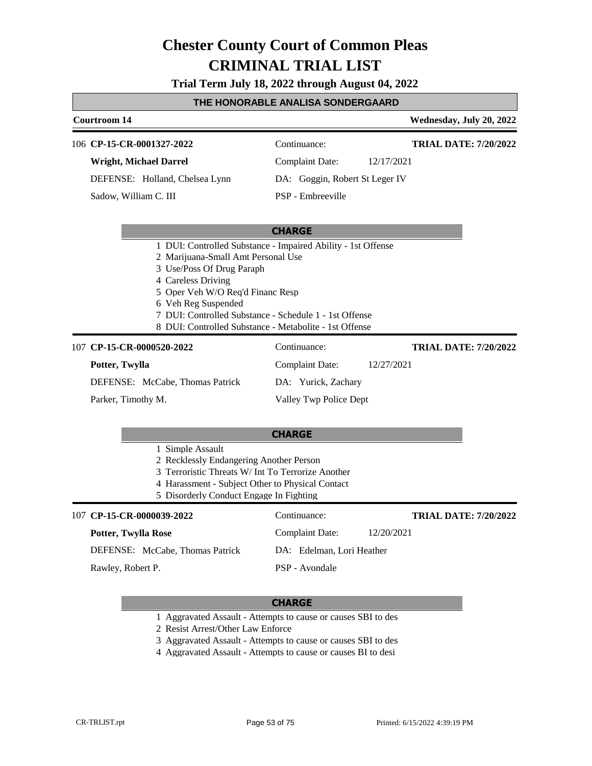# Chester County Court of Common Pleas

# CRIMINAL TRIAL LIST

**Trial Term July 18, 2022 through August 04, 2022**

## THE HONORABLE ANALISA SONDERGAARD

**Courtroom 14** — **Wednesday, July 20, 2022**

---

106 **CP-15-CR-0001327-2022** — Continuance: — **TRIAL DATE: 7/20/2022**

**Wright, Michael Darrel** — Complaint Date: 12/17/2021

DEFENSE: Holland, Chelsea Lynn — DA: Goggin, Robert St Leger IV

Sadow, William C. III — PSP - Embreeville

**CHARGE**

1. DUI: Controlled Substance - Impaired Ability - 1st Offense
2. Marijuana-Small Amt Personal Use
3. Use/Poss Of Drug Paraph
4. Careless Driving
5. Oper Veh W/O Req'd Financ Resp
6. Veh Reg Suspended
7. DUI: Controlled Substance - Schedule 1 - 1st Offense
8. DUI: Controlled Substance - Metabolite - 1st Offense

---

107 **CP-15-CR-0000520-2022** — Continuance: — **TRIAL DATE: 7/20/2022**

**Potter, Twylla** — Complaint Date: 12/27/2021

DEFENSE: McCabe, Thomas Patrick — DA: Yurick, Zachary

Parker, Timothy M. — Valley Twp Police Dept

**CHARGE**

1. Simple Assault
2. Recklessly Endangering Another Person
3. Terroristic Threats W/ Int To Terrorize Another
4. Harassment - Subject Other to Physical Contact
5. Disorderly Conduct Engage In Fighting

---

107 **CP-15-CR-0000039-2022** — Continuance: — **TRIAL DATE: 7/20/2022**

**Potter, Twylla Rose** — Complaint Date: 12/20/2021

DEFENSE: McCabe, Thomas Patrick — DA: Edelman, Lori Heather

Rawley, Robert P. — PSP - Avondale

**CHARGE**

1. Aggravated Assault - Attempts to cause or causes SBI to des
2. Resist Arrest/Other Law Enforce
3. Aggravated Assault - Attempts to cause or causes SBI to des
4. Aggravated Assault - Attempts to cause or causes BI to desi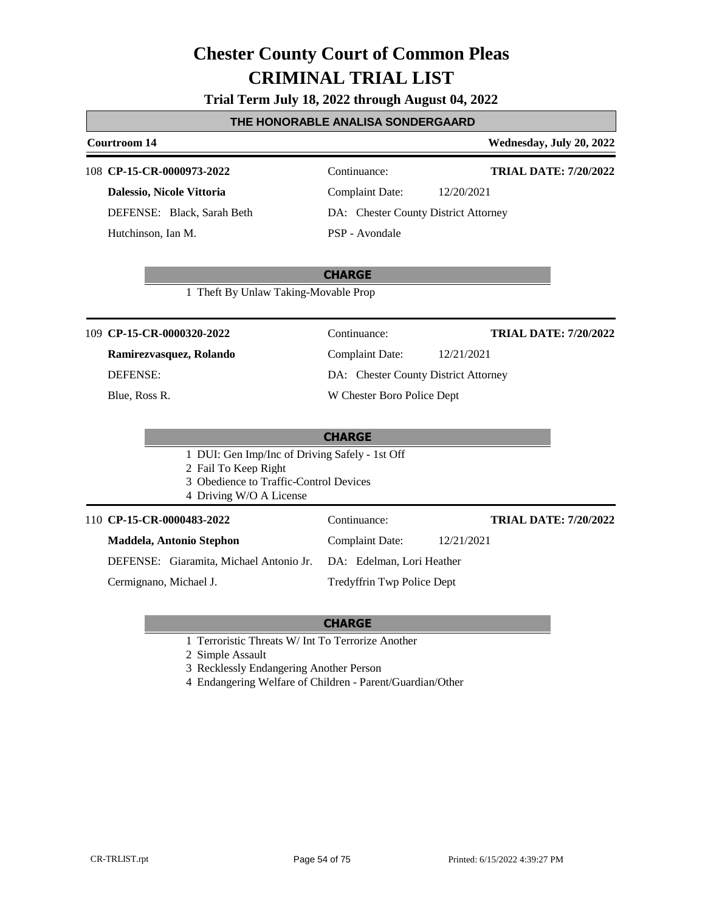# Chester County Court of Common Pleas
# CRIMINAL TRIAL LIST

**Trial Term July 18, 2022 through August 04, 2022**

**THE HONORABLE ANALISA SONDERGAARD**

**Courtroom 14** — **Wednesday, July 20, 2022**

---

108 **CP-15-CR-0000973-2022**

**Dalessio, Nicole Vittoria**
DEFENSE: Black, Sarah Beth
Hutchinson, Ian M.

Continuance:
Complaint Date: 12/20/2021
DA: Chester County District Attorney
PSP - Avondale

**TRIAL DATE: 7/20/2022**

**CHARGE**

1 Theft By Unlaw Taking-Movable Prop

---

109 **CP-15-CR-0000320-2022**

**Ramirezvasquez, Rolando**
DEFENSE:
Blue, Ross R.

Continuance:
Complaint Date: 12/21/2021
DA: Chester County District Attorney
W Chester Boro Police Dept

**TRIAL DATE: 7/20/2022**

**CHARGE**

1 DUI: Gen Imp/Inc of Driving Safely - 1st Off
2 Fail To Keep Right
3 Obedience to Traffic-Control Devices
4 Driving W/O A License

---

110 **CP-15-CR-0000483-2022**

**Maddela, Antonio Stephon**
DEFENSE: Giaramita, Michael Antonio Jr.
Cermignano, Michael J.

Continuance:
Complaint Date: 12/21/2021
DA: Edelman, Lori Heather
Tredyffrin Twp Police Dept

**TRIAL DATE: 7/20/2022**

**CHARGE**

1 Terroristic Threats W/ Int To Terrorize Another
2 Simple Assault
3 Recklessly Endangering Another Person
4 Endangering Welfare of Children - Parent/Guardian/Other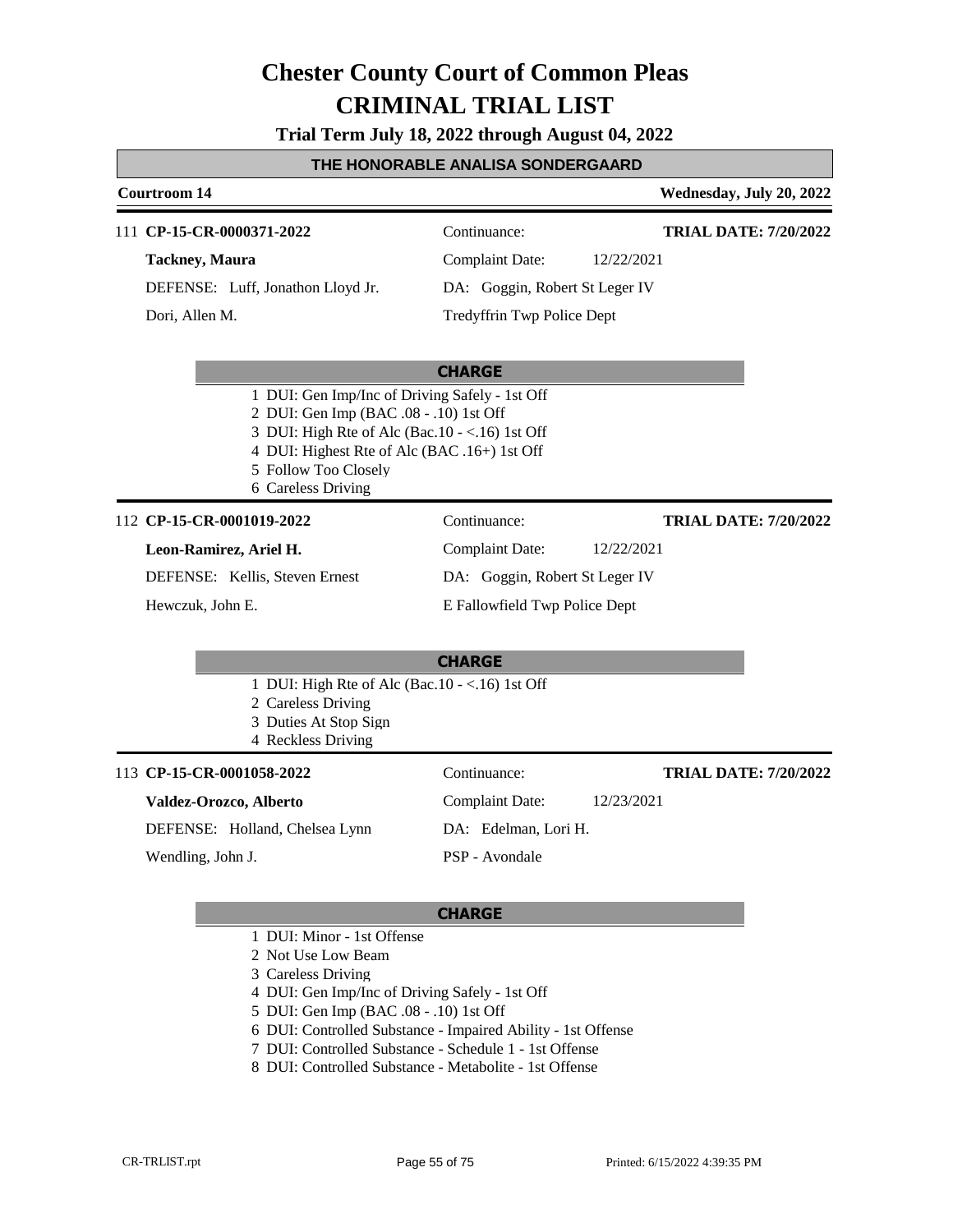# Chester County Court of Common Pleas
# CRIMINAL TRIAL LIST

**Trial Term July 18, 2022 through August 04, 2022**

**THE HONORABLE ANALISA SONDERGAARD**

**Courtroom 14** — **Wednesday, July 20, 2022**

---

111 **CP-15-CR-0000371-2022** — Continuance: — **TRIAL DATE: 7/20/2022**

**Tackney, Maura** — Complaint Date: 12/22/2021

DEFENSE: Luff, Jonathon Lloyd Jr. — DA: Goggin, Robert St Leger IV

Dori, Allen M. — Tredyffrin Twp Police Dept

**CHARGE**

1 DUI: Gen Imp/Inc of Driving Safely - 1st Off
2 DUI: Gen Imp (BAC .08 - .10) 1st Off
3 DUI: High Rte of Alc (Bac.10 - <.16) 1st Off
4 DUI: Highest Rte of Alc (BAC .16+) 1st Off
5 Follow Too Closely
6 Careless Driving

---

112 **CP-15-CR-0001019-2022** — Continuance: — **TRIAL DATE: 7/20/2022**

**Leon-Ramirez, Ariel H.** — Complaint Date: 12/22/2021

DEFENSE: Kellis, Steven Ernest — DA: Goggin, Robert St Leger IV

Hewczuk, John E. — E Fallowfield Twp Police Dept

**CHARGE**

1 DUI: High Rte of Alc (Bac.10 - <.16) 1st Off
2 Careless Driving
3 Duties At Stop Sign
4 Reckless Driving

---

113 **CP-15-CR-0001058-2022** — Continuance: — **TRIAL DATE: 7/20/2022**

**Valdez-Orozco, Alberto** — Complaint Date: 12/23/2021

DEFENSE: Holland, Chelsea Lynn — DA: Edelman, Lori H.

Wendling, John J. — PSP - Avondale

**CHARGE**

1 DUI: Minor - 1st Offense
2 Not Use Low Beam
3 Careless Driving
4 DUI: Gen Imp/Inc of Driving Safely - 1st Off
5 DUI: Gen Imp (BAC .08 - .10) 1st Off
6 DUI: Controlled Substance - Impaired Ability - 1st Offense
7 DUI: Controlled Substance - Schedule 1 - 1st Offense
8 DUI: Controlled Substance - Metabolite - 1st Offense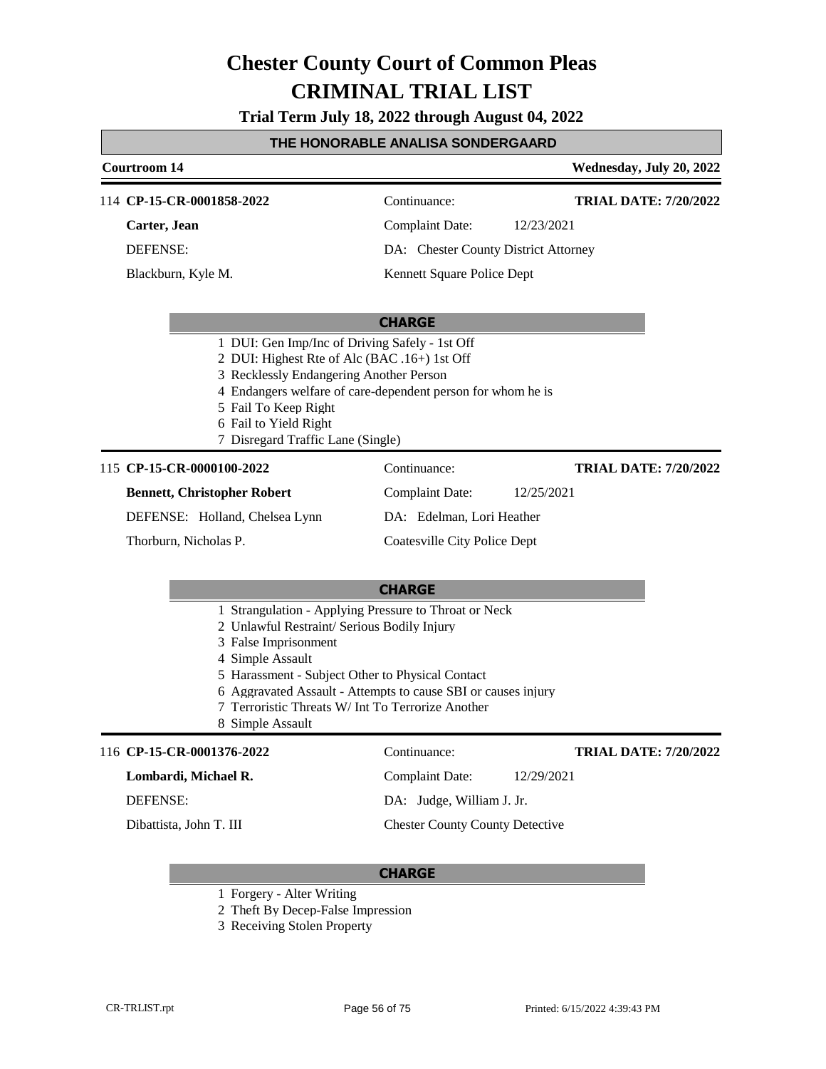# Chester County Court of Common Pleas
# CRIMINAL TRIAL LIST

**Trial Term July 18, 2022 through August 04, 2022**

## THE HONORABLE ANALISA SONDERGAARD

**Courtroom 14** — **Wednesday, July 20, 2022**

---

114 **CP-15-CR-0001858-2022** | Continuance: | **TRIAL DATE: 7/20/2022**

**Carter, Jean** | Complaint Date: 12/23/2021

DEFENSE: | DA: Chester County District Attorney

Blackburn, Kyle M. | Kennett Square Police Dept

**CHARGE**

1. DUI: Gen Imp/Inc of Driving Safely - 1st Off
2. DUI: Highest Rte of Alc (BAC .16+) 1st Off
3. Recklessly Endangering Another Person
4. Endangers welfare of care-dependent person for whom he is
5. Fail To Keep Right
6. Fail to Yield Right
7. Disregard Traffic Lane (Single)

---

115 **CP-15-CR-0000100-2022** | Continuance: | **TRIAL DATE: 7/20/2022**

**Bennett, Christopher Robert** | Complaint Date: 12/25/2021

DEFENSE: Holland, Chelsea Lynn | DA: Edelman, Lori Heather

Thorburn, Nicholas P. | Coatesville City Police Dept

**CHARGE**

1. Strangulation - Applying Pressure to Throat or Neck
2. Unlawful Restraint/ Serious Bodily Injury
3. False Imprisonment
4. Simple Assault
5. Harassment - Subject Other to Physical Contact
6. Aggravated Assault - Attempts to cause SBI or causes injury
7. Terroristic Threats W/ Int To Terrorize Another
8. Simple Assault

---

116 **CP-15-CR-0001376-2022** | Continuance: | **TRIAL DATE: 7/20/2022**

**Lombardi, Michael R.** | Complaint Date: 12/29/2021

DEFENSE: | DA: Judge, William J. Jr.

Dibattista, John T. III | Chester County County Detective

**CHARGE**

1. Forgery - Alter Writing
2. Theft By Decep-False Impression
3. Receiving Stolen Property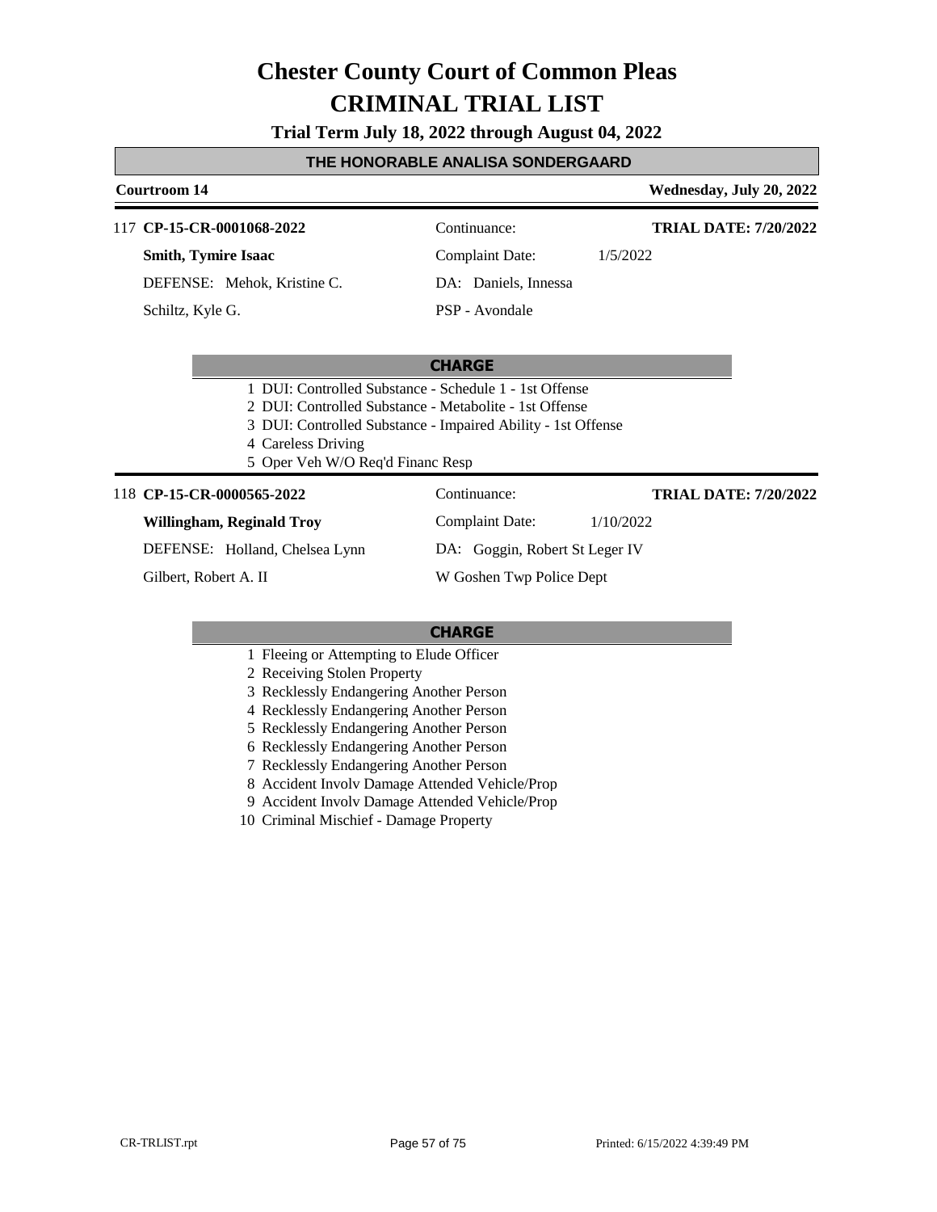# Chester County Court of Common Pleas
# CRIMINAL TRIAL LIST

**Trial Term July 18, 2022 through August 04, 2022**

## THE HONORABLE ANALISA SONDERGAARD

**Courtroom 14** — **Wednesday, July 20, 2022**

---

117 **CP-15-CR-0001068-2022** | Continuance: | **TRIAL DATE: 7/20/2022**

**Smith, Tymire Isaac** | Complaint Date: 1/5/2022

DEFENSE: Mehok, Kristine C. | DA: Daniels, Innessa

Schiltz, Kyle G. | PSP - Avondale

**CHARGE**

1. DUI: Controlled Substance - Schedule 1 - 1st Offense
2. DUI: Controlled Substance - Metabolite - 1st Offense
3. DUI: Controlled Substance - Impaired Ability - 1st Offense
4. Careless Driving
5. Oper Veh W/O Req'd Financ Resp

---

118 **CP-15-CR-0000565-2022** | Continuance: | **TRIAL DATE: 7/20/2022**

**Willingham, Reginald Troy** | Complaint Date: 1/10/2022

DEFENSE: Holland, Chelsea Lynn | DA: Goggin, Robert St Leger IV

Gilbert, Robert A. II | W Goshen Twp Police Dept

**CHARGE**

1. Fleeing or Attempting to Elude Officer
2. Receiving Stolen Property
3. Recklessly Endangering Another Person
4. Recklessly Endangering Another Person
5. Recklessly Endangering Another Person
6. Recklessly Endangering Another Person
7. Recklessly Endangering Another Person
8. Accident Involv Damage Attended Vehicle/Prop
9. Accident Involv Damage Attended Vehicle/Prop
10. Criminal Mischief - Damage Property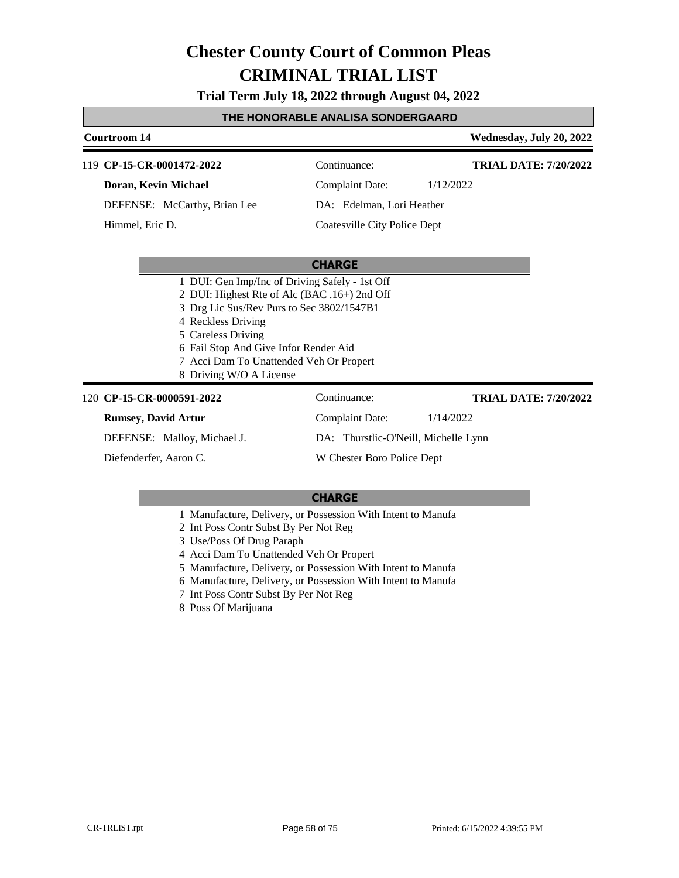# Chester County Court of Common Pleas
# CRIMINAL TRIAL LIST

**Trial Term July 18, 2022 through August 04, 2022**

## THE HONORABLE ANALISA SONDERGAARD

**Courtroom 14** — **Wednesday, July 20, 2022**

---

119 **CP-15-CR-0001472-2022** — Continuance: — **TRIAL DATE: 7/20/2022**

**Doran, Kevin Michael** — Complaint Date: 1/12/2022

DEFENSE: McCarthy, Brian Lee — DA: Edelman, Lori Heather

Himmel, Eric D. — Coatesville City Police Dept

**CHARGE**

1 DUI: Gen Imp/Inc of Driving Safely - 1st Off
2 DUI: Highest Rte of Alc (BAC .16+) 2nd Off
3 Drg Lic Sus/Rev Purs to Sec 3802/1547B1
4 Reckless Driving
5 Careless Driving
6 Fail Stop And Give Infor Render Aid
7 Acci Dam To Unattended Veh Or Propert
8 Driving W/O A License

---

120 **CP-15-CR-0000591-2022** — Continuance: — **TRIAL DATE: 7/20/2022**

**Rumsey, David Artur** — Complaint Date: 1/14/2022

DEFENSE: Malloy, Michael J. — DA: Thurstlic-O'Neill, Michelle Lynn

Diefenderfer, Aaron C. — W Chester Boro Police Dept

**CHARGE**

1 Manufacture, Delivery, or Possession With Intent to Manufa
2 Int Poss Contr Subst By Per Not Reg
3 Use/Poss Of Drug Paraph
4 Acci Dam To Unattended Veh Or Propert
5 Manufacture, Delivery, or Possession With Intent to Manufa
6 Manufacture, Delivery, or Possession With Intent to Manufa
7 Int Poss Contr Subst By Per Not Reg
8 Poss Of Marijuana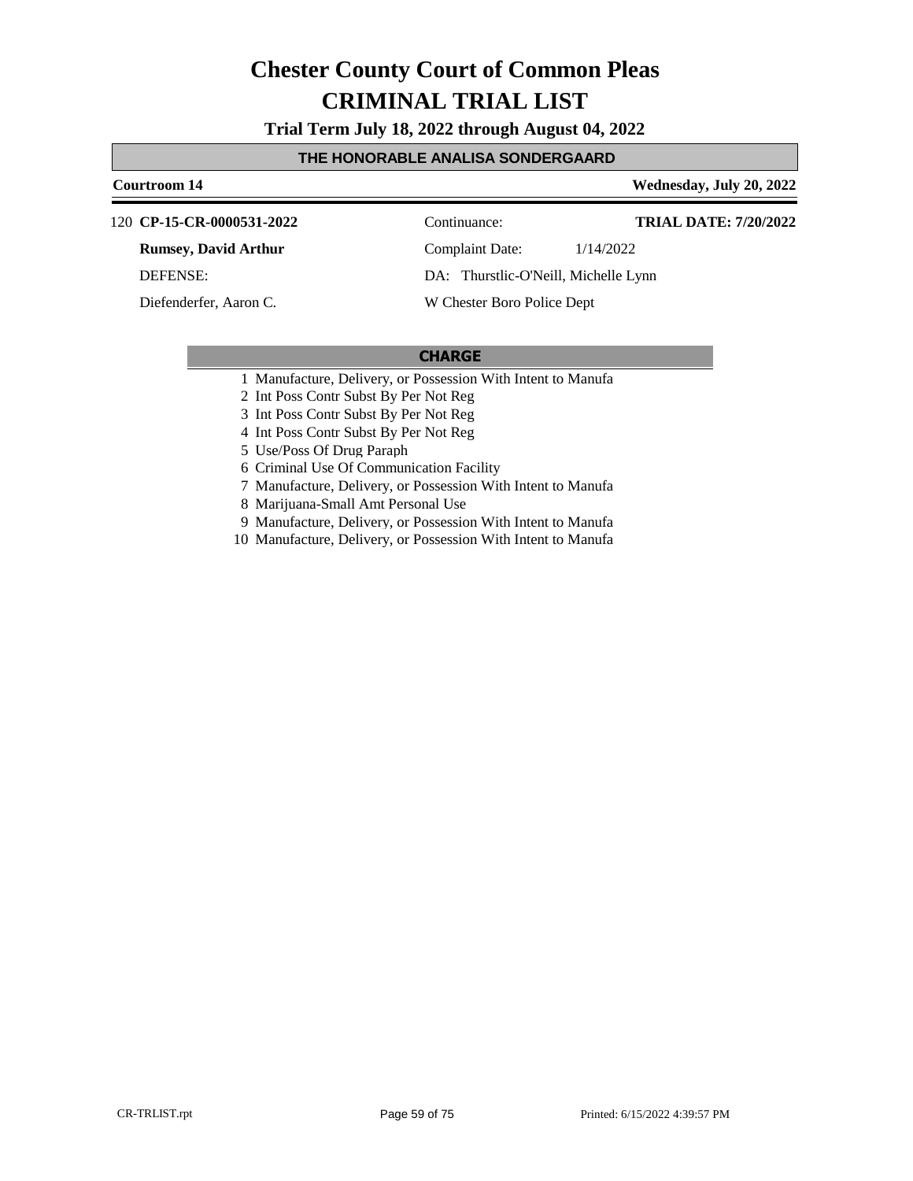# Chester County Court of Common Pleas

# CRIMINAL TRIAL LIST

**Trial Term July 18, 2022 through August 04, 2022**

## THE HONORABLE ANALISA SONDERGAARD

**Courtroom 14** | **Wednesday, July 20, 2022**

120 **CP-15-CR-0000531-2022** | Continuance: | **TRIAL DATE: 7/20/2022**

**Rumsey, David Arthur** | Complaint Date: 1/14/2022

DEFENSE: | DA: Thurstlic-O'Neill, Michelle Lynn

Diefenderfer, Aaron C. | W Chester Boro Police Dept

**CHARGE**

1 Manufacture, Delivery, or Possession With Intent to Manufa
2 Int Poss Contr Subst By Per Not Reg
3 Int Poss Contr Subst By Per Not Reg
4 Int Poss Contr Subst By Per Not Reg
5 Use/Poss Of Drug Paraph
6 Criminal Use Of Communication Facility
7 Manufacture, Delivery, or Possession With Intent to Manufa
8 Marijuana-Small Amt Personal Use
9 Manufacture, Delivery, or Possession With Intent to Manufa
10 Manufacture, Delivery, or Possession With Intent to Manufa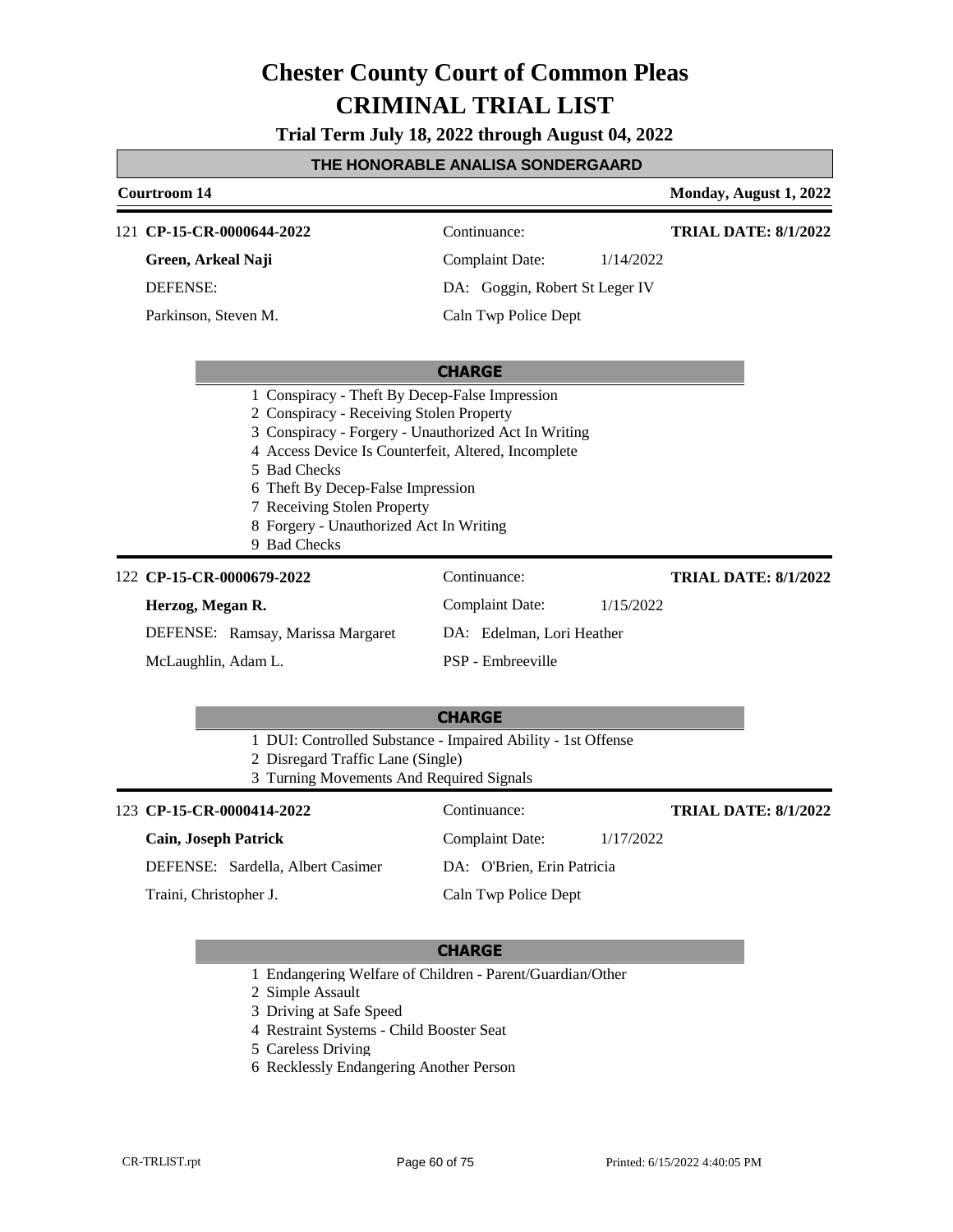# Chester County Court of Common Pleas
# CRIMINAL TRIAL LIST

**Trial Term July 18, 2022 through August 04, 2022**

## THE HONORABLE ANALISA SONDERGAARD

**Courtroom 14** — **Monday, August 1, 2022**

---

121 **CP-15-CR-0000644-2022** — Continuance: — **TRIAL DATE: 8/1/2022**

**Green, Arkeal Naji** — Complaint Date: 1/14/2022

DEFENSE: — DA: Goggin, Robert St Leger IV

Parkinson, Steven M. — Caln Twp Police Dept

**CHARGE**

1. Conspiracy - Theft By Decep-False Impression
2. Conspiracy - Receiving Stolen Property
3. Conspiracy - Forgery - Unauthorized Act In Writing
4. Access Device Is Counterfeit, Altered, Incomplete
5. Bad Checks
6. Theft By Decep-False Impression
7. Receiving Stolen Property
8. Forgery - Unauthorized Act In Writing
9. Bad Checks

---

122 **CP-15-CR-0000679-2022** — Continuance: — **TRIAL DATE: 8/1/2022**

**Herzog, Megan R.** — Complaint Date: 1/15/2022

DEFENSE: Ramsay, Marissa Margaret — DA: Edelman, Lori Heather

McLaughlin, Adam L. — PSP - Embreeville

**CHARGE**

1. DUI: Controlled Substance - Impaired Ability - 1st Offense
2. Disregard Traffic Lane (Single)
3. Turning Movements And Required Signals

---

123 **CP-15-CR-0000414-2022** — Continuance: — **TRIAL DATE: 8/1/2022**

**Cain, Joseph Patrick** — Complaint Date: 1/17/2022

DEFENSE: Sardella, Albert Casimer — DA: O'Brien, Erin Patricia

Traini, Christopher J. — Caln Twp Police Dept

**CHARGE**

1. Endangering Welfare of Children - Parent/Guardian/Other
2. Simple Assault
3. Driving at Safe Speed
4. Restraint Systems - Child Booster Seat
5. Careless Driving
6. Recklessly Endangering Another Person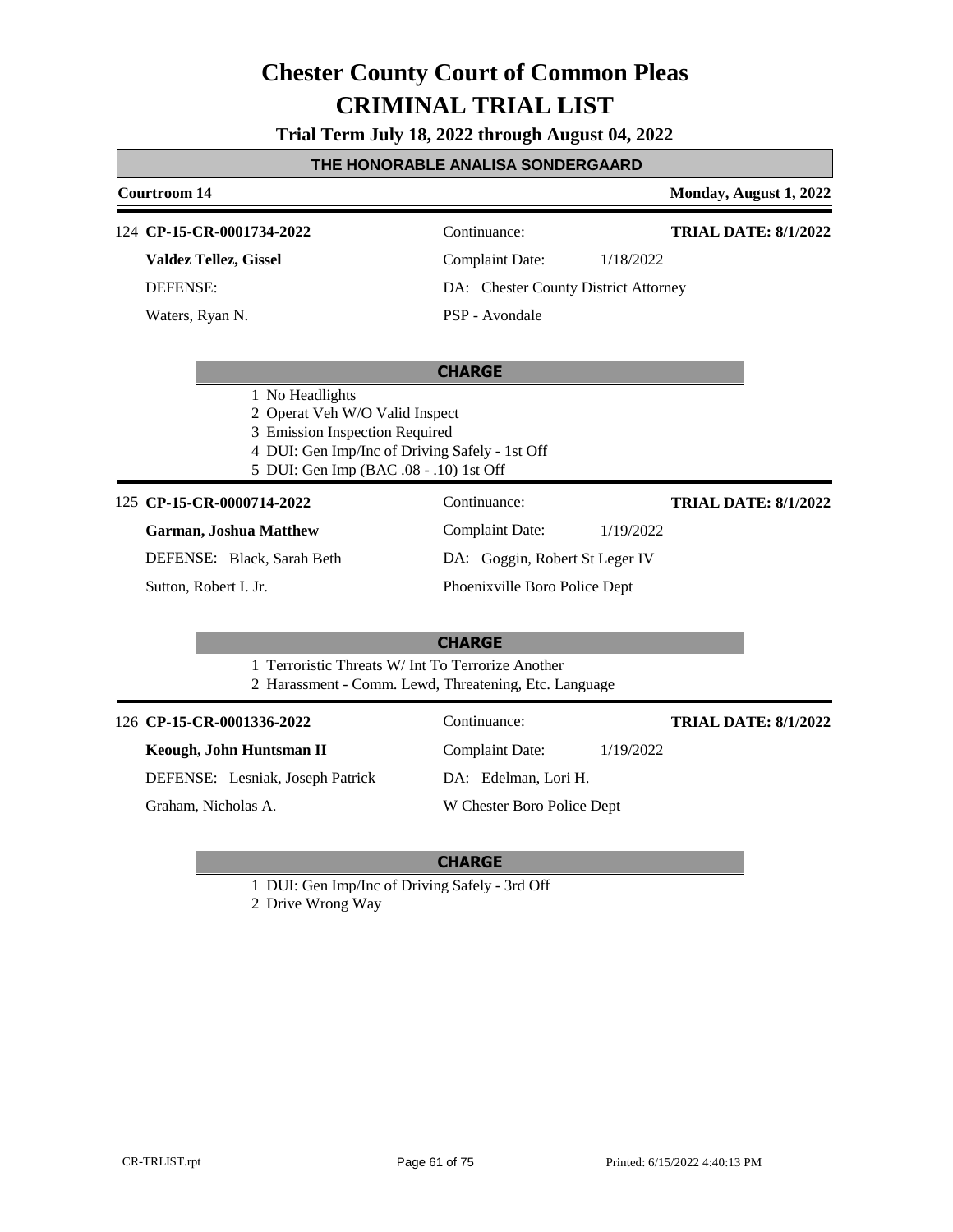# Chester County Court of Common Pleas
# CRIMINAL TRIAL LIST

**Trial Term July 18, 2022 through August 04, 2022**

## THE HONORABLE ANALISA SONDERGAARD

**Courtroom 14** — **Monday, August 1, 2022**

---

124 **CP-15-CR-0001734-2022** — Continuance: — **TRIAL DATE: 8/1/2022**

**Valdez Tellez, Gissel** — Complaint Date: 1/18/2022

DEFENSE: — DA: Chester County District Attorney

Waters, Ryan N. — PSP - Avondale

**CHARGE**

1 No Headlights
2 Operat Veh W/O Valid Inspect
3 Emission Inspection Required
4 DUI: Gen Imp/Inc of Driving Safely - 1st Off
5 DUI: Gen Imp (BAC .08 - .10) 1st Off

---

125 **CP-15-CR-0000714-2022** — Continuance: — **TRIAL DATE: 8/1/2022**

**Garman, Joshua Matthew** — Complaint Date: 1/19/2022

DEFENSE: Black, Sarah Beth — DA: Goggin, Robert St Leger IV

Sutton, Robert I. Jr. — Phoenixville Boro Police Dept

**CHARGE**

1 Terroristic Threats W/ Int To Terrorize Another
2 Harassment - Comm. Lewd, Threatening, Etc. Language

---

126 **CP-15-CR-0001336-2022** — Continuance: — **TRIAL DATE: 8/1/2022**

**Keough, John Huntsman II** — Complaint Date: 1/19/2022

DEFENSE: Lesniak, Joseph Patrick — DA: Edelman, Lori H.

Graham, Nicholas A. — W Chester Boro Police Dept

**CHARGE**

1 DUI: Gen Imp/Inc of Driving Safely - 3rd Off
2 Drive Wrong Way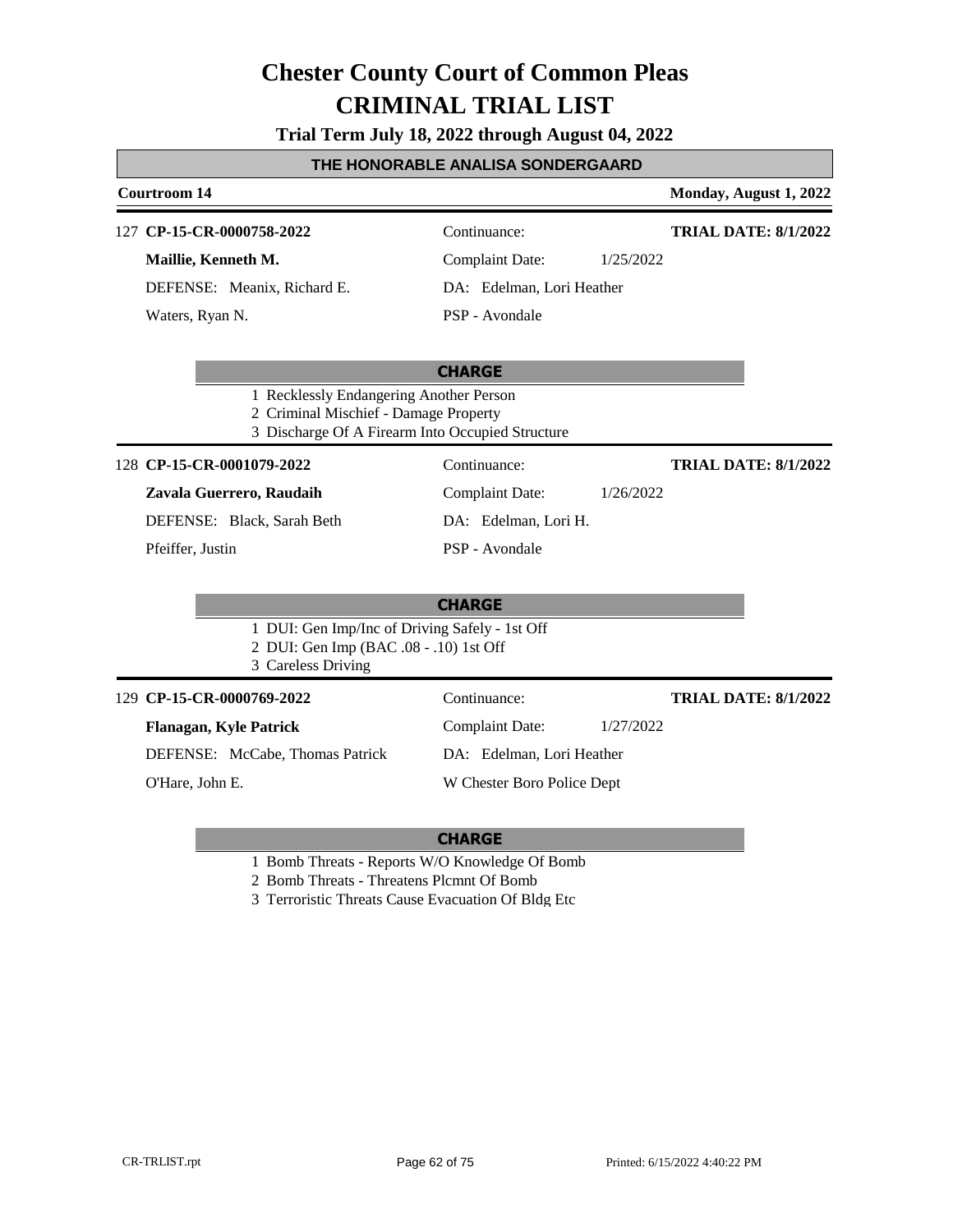# Chester County Court of Common Pleas
# CRIMINAL TRIAL LIST

**Trial Term July 18, 2022 through August 04, 2022**

## THE HONORABLE ANALISA SONDERGAARD

**Courtroom 14** — **Monday, August 1, 2022**

---

127 **CP-15-CR-0000758-2022** — Continuance: — **TRIAL DATE: 8/1/2022**

**Maillie, Kenneth M.** — Complaint Date: 1/25/2022

DEFENSE: Meanix, Richard E. — DA: Edelman, Lori Heather

Waters, Ryan N. — PSP - Avondale

**CHARGE**

1 Recklessly Endangering Another Person
2 Criminal Mischief - Damage Property
3 Discharge Of A Firearm Into Occupied Structure

---

128 **CP-15-CR-0001079-2022** — Continuance: — **TRIAL DATE: 8/1/2022**

**Zavala Guerrero, Raudaih** — Complaint Date: 1/26/2022

DEFENSE: Black, Sarah Beth — DA: Edelman, Lori H.

Pfeiffer, Justin — PSP - Avondale

**CHARGE**

1 DUI: Gen Imp/Inc of Driving Safely - 1st Off
2 DUI: Gen Imp (BAC .08 - .10) 1st Off
3 Careless Driving

---

129 **CP-15-CR-0000769-2022** — Continuance: — **TRIAL DATE: 8/1/2022**

**Flanagan, Kyle Patrick** — Complaint Date: 1/27/2022

DEFENSE: McCabe, Thomas Patrick — DA: Edelman, Lori Heather

O'Hare, John E. — W Chester Boro Police Dept

**CHARGE**

1 Bomb Threats - Reports W/O Knowledge Of Bomb
2 Bomb Threats - Threatens Plcmnt Of Bomb
3 Terroristic Threats Cause Evacuation Of Bldg Etc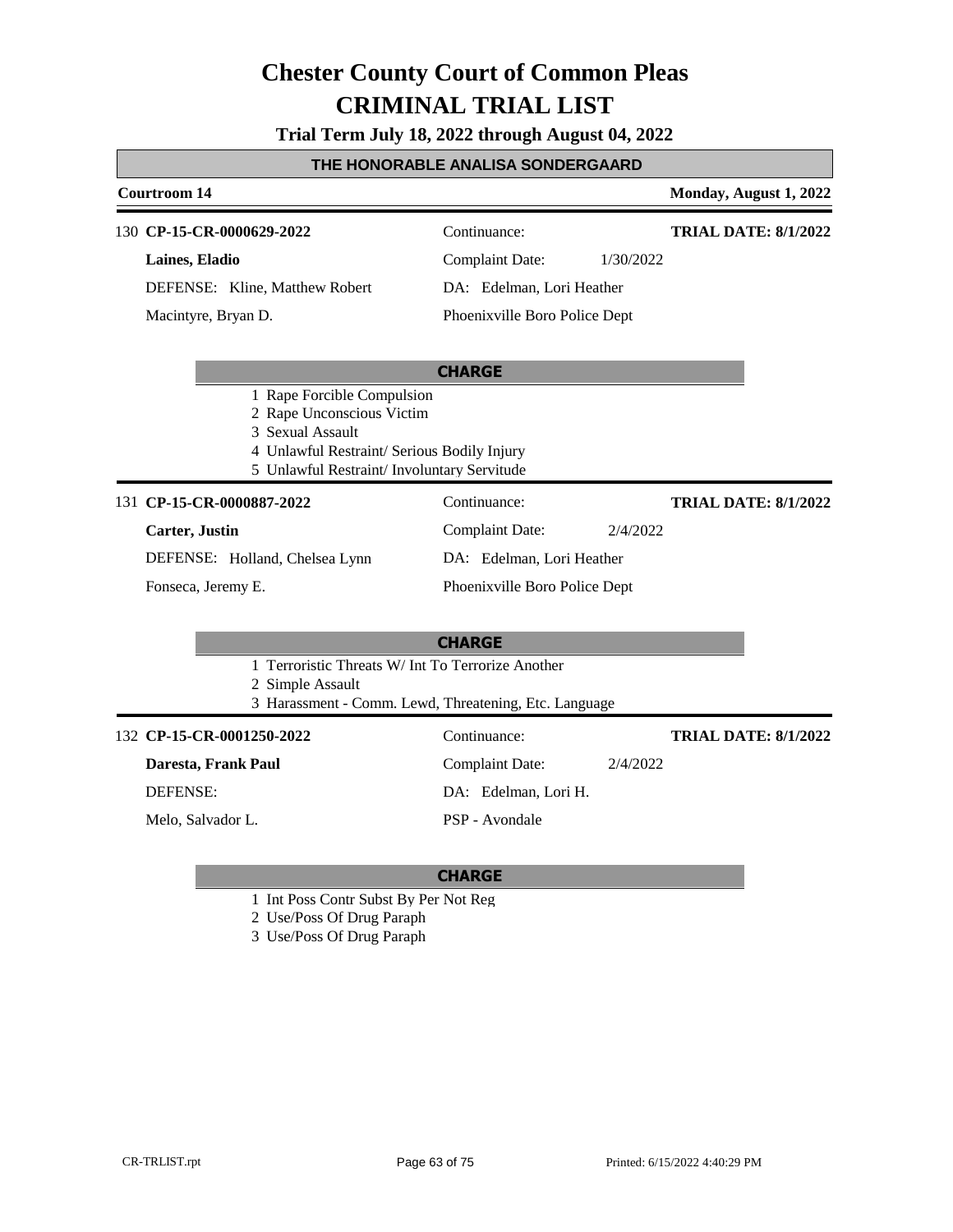# Chester County Court of Common Pleas
# CRIMINAL TRIAL LIST

**Trial Term July 18, 2022 through August 04, 2022**

**THE HONORABLE ANALISA SONDERGAARD**

**Courtroom 14** — **Monday, August 1, 2022**

---

130 **CP-15-CR-0000629-2022** | Continuance: | **TRIAL DATE: 8/1/2022**

**Laines, Eladio** | Complaint Date: 1/30/2022

DEFENSE: Kline, Matthew Robert | DA: Edelman, Lori Heather

Macintyre, Bryan D. | Phoenixville Boro Police Dept

**CHARGE**

1. Rape Forcible Compulsion
2. Rape Unconscious Victim
3. Sexual Assault
4. Unlawful Restraint/ Serious Bodily Injury
5. Unlawful Restraint/ Involuntary Servitude

---

131 **CP-15-CR-0000887-2022** | Continuance: | **TRIAL DATE: 8/1/2022**

**Carter, Justin** | Complaint Date: 2/4/2022

DEFENSE: Holland, Chelsea Lynn | DA: Edelman, Lori Heather

Fonseca, Jeremy E. | Phoenixville Boro Police Dept

**CHARGE**

1. Terroristic Threats W/ Int To Terrorize Another
2. Simple Assault
3. Harassment - Comm. Lewd, Threatening, Etc. Language

---

132 **CP-15-CR-0001250-2022** | Continuance: | **TRIAL DATE: 8/1/2022**

**Daresta, Frank Paul** | Complaint Date: 2/4/2022

DEFENSE: | DA: Edelman, Lori H.

Melo, Salvador L. | PSP - Avondale

**CHARGE**

1. Int Poss Contr Subst By Per Not Reg
2. Use/Poss Of Drug Paraph
3. Use/Poss Of Drug Paraph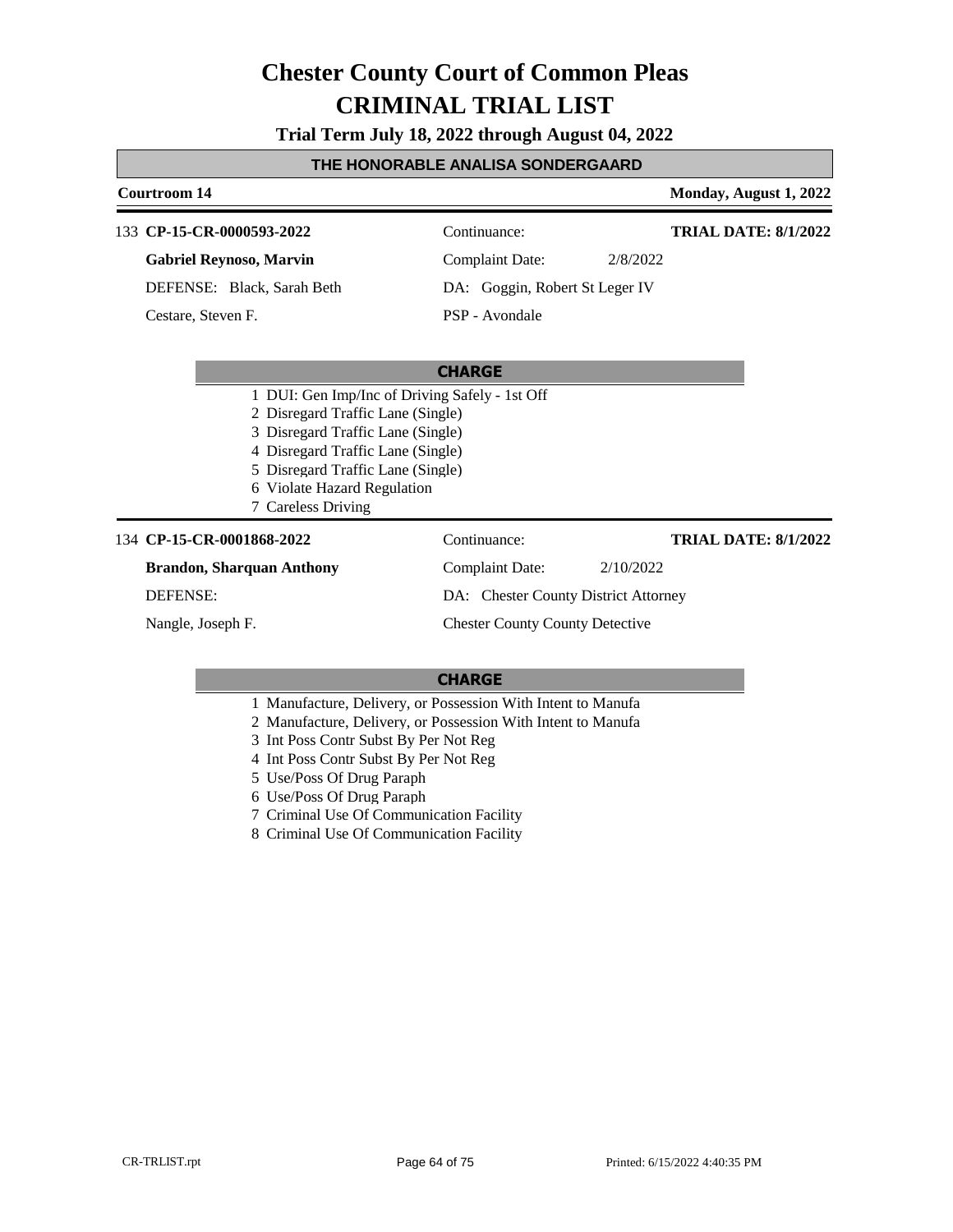# Chester County Court of Common Pleas
# CRIMINAL TRIAL LIST

**Trial Term July 18, 2022 through August 04, 2022**

## THE HONORABLE ANALISA SONDERGAARD

**Courtroom 14** — **Monday, August 1, 2022**

---

133 **CP-15-CR-0000593-2022** — Continuance: — **TRIAL DATE: 8/1/2022**

**Gabriel Reynoso, Marvin** — Complaint Date: 2/8/2022

DEFENSE: Black, Sarah Beth — DA: Goggin, Robert St Leger IV

Cestare, Steven F. — PSP - Avondale

**CHARGE**

1. DUI: Gen Imp/Inc of Driving Safely - 1st Off
2. Disregard Traffic Lane (Single)
3. Disregard Traffic Lane (Single)
4. Disregard Traffic Lane (Single)
5. Disregard Traffic Lane (Single)
6. Violate Hazard Regulation
7. Careless Driving

---

134 **CP-15-CR-0001868-2022** — Continuance: — **TRIAL DATE: 8/1/2022**

**Brandon, Sharquan Anthony** — Complaint Date: 2/10/2022

DEFENSE: — DA: Chester County District Attorney

Nangle, Joseph F. — Chester County County Detective

**CHARGE**

1. Manufacture, Delivery, or Possession With Intent to Manufa
2. Manufacture, Delivery, or Possession With Intent to Manufa
3. Int Poss Contr Subst By Per Not Reg
4. Int Poss Contr Subst By Per Not Reg
5. Use/Poss Of Drug Paraph
6. Use/Poss Of Drug Paraph
7. Criminal Use Of Communication Facility
8. Criminal Use Of Communication Facility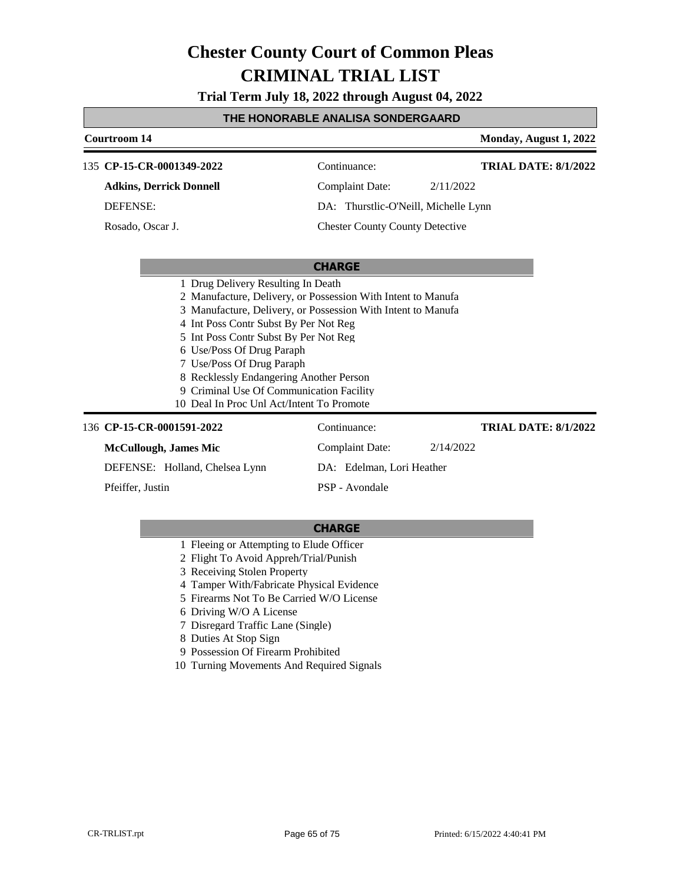# Chester County Court of Common Pleas
# CRIMINAL TRIAL LIST

**Trial Term July 18, 2022 through August 04, 2022**

**THE HONORABLE ANALISA SONDERGAARD**

**Courtroom 14** — **Monday, August 1, 2022**

---

135 **CP-15-CR-0001349-2022** — Continuance: — **TRIAL DATE: 8/1/2022**

**Adkins, Derrick Donnell** — Complaint Date: 2/11/2022

DEFENSE: — DA: Thurstlic-O'Neill, Michelle Lynn

Rosado, Oscar J. — Chester County County Detective

**CHARGE**

1. Drug Delivery Resulting In Death
2. Manufacture, Delivery, or Possession With Intent to Manufa
3. Manufacture, Delivery, or Possession With Intent to Manufa
4. Int Poss Contr Subst By Per Not Reg
5. Int Poss Contr Subst By Per Not Reg
6. Use/Poss Of Drug Paraph
7. Use/Poss Of Drug Paraph
8. Recklessly Endangering Another Person
9. Criminal Use Of Communication Facility
10. Deal In Proc Unl Act/Intent To Promote

---

136 **CP-15-CR-0001591-2022** — Continuance: — **TRIAL DATE: 8/1/2022**

**McCullough, James Mic** — Complaint Date: 2/14/2022

DEFENSE: Holland, Chelsea Lynn — DA: Edelman, Lori Heather

Pfeiffer, Justin — PSP - Avondale

**CHARGE**

1. Fleeing or Attempting to Elude Officer
2. Flight To Avoid Appreh/Trial/Punish
3. Receiving Stolen Property
4. Tamper With/Fabricate Physical Evidence
5. Firearms Not To Be Carried W/O License
6. Driving W/O A License
7. Disregard Traffic Lane (Single)
8. Duties At Stop Sign
9. Possession Of Firearm Prohibited
10. Turning Movements And Required Signals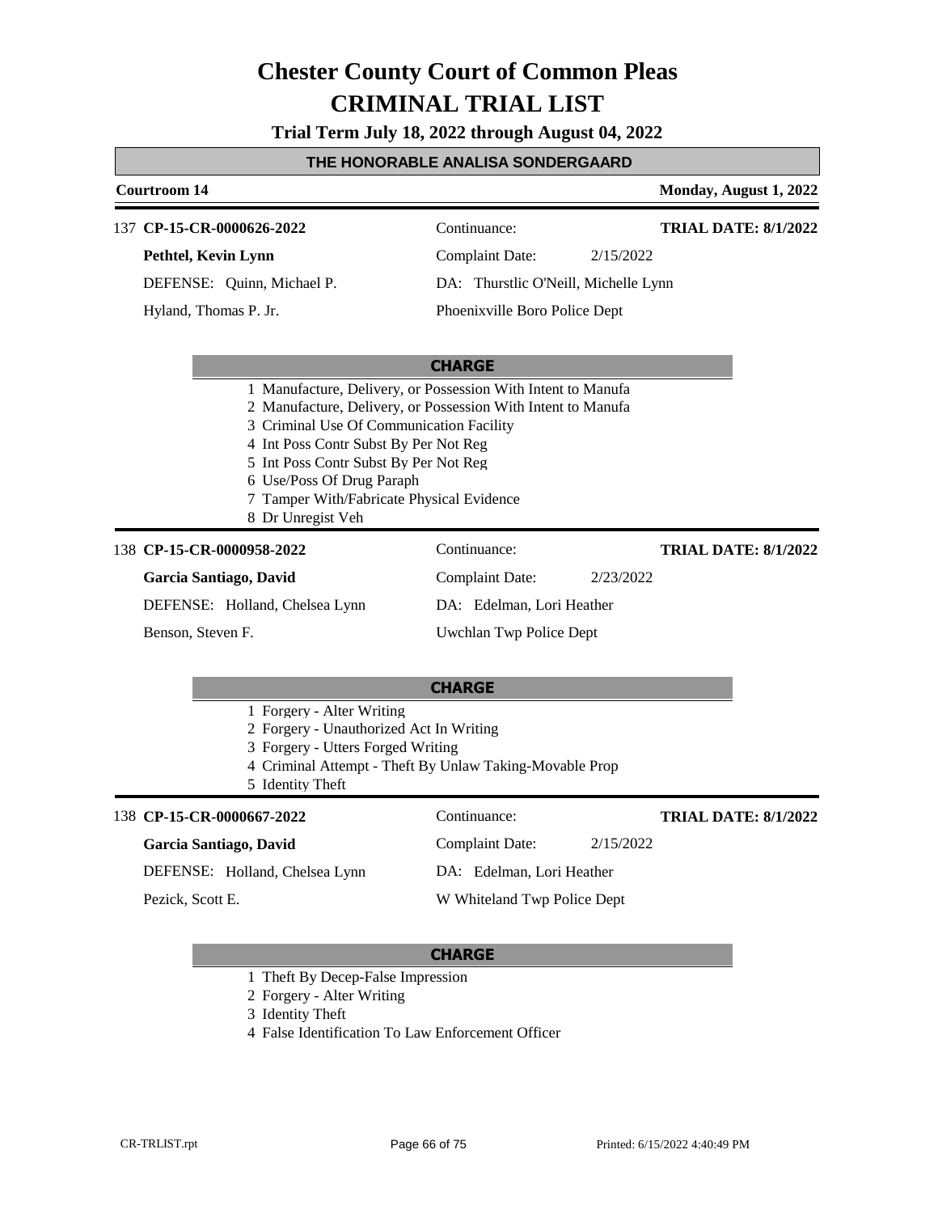# Chester County Court of Common Pleas
# CRIMINAL TRIAL LIST

**Trial Term July 18, 2022 through August 04, 2022**

## THE HONORABLE ANALISA SONDERGAARD

**Courtroom 14** — **Monday, August 1, 2022**

---

137 **CP-15-CR-0000626-2022** | Continuance: | **TRIAL DATE: 8/1/2022**

**Pethtel, Kevin Lynn** | Complaint Date: 2/15/2022

DEFENSE: Quinn, Michael P. | DA: Thurstlic O'Neill, Michelle Lynn

Hyland, Thomas P. Jr. | Phoenixville Boro Police Dept

**CHARGE**

1. Manufacture, Delivery, or Possession With Intent to Manufa
2. Manufacture, Delivery, or Possession With Intent to Manufa
3. Criminal Use Of Communication Facility
4. Int Poss Contr Subst By Per Not Reg
5. Int Poss Contr Subst By Per Not Reg
6. Use/Poss Of Drug Paraph
7. Tamper With/Fabricate Physical Evidence
8. Dr Unregist Veh

---

138 **CP-15-CR-0000958-2022** | Continuance: | **TRIAL DATE: 8/1/2022**

**Garcia Santiago, David** | Complaint Date: 2/23/2022

DEFENSE: Holland, Chelsea Lynn | DA: Edelman, Lori Heather

Benson, Steven F. | Uwchlan Twp Police Dept

**CHARGE**

1. Forgery - Alter Writing
2. Forgery - Unauthorized Act In Writing
3. Forgery - Utters Forged Writing
4. Criminal Attempt - Theft By Unlaw Taking-Movable Prop
5. Identity Theft

---

138 **CP-15-CR-0000667-2022** | Continuance: | **TRIAL DATE: 8/1/2022**

**Garcia Santiago, David** | Complaint Date: 2/15/2022

DEFENSE: Holland, Chelsea Lynn | DA: Edelman, Lori Heather

Pezick, Scott E. | W Whiteland Twp Police Dept

**CHARGE**

1. Theft By Decep-False Impression
2. Forgery - Alter Writing
3. Identity Theft
4. False Identification To Law Enforcement Officer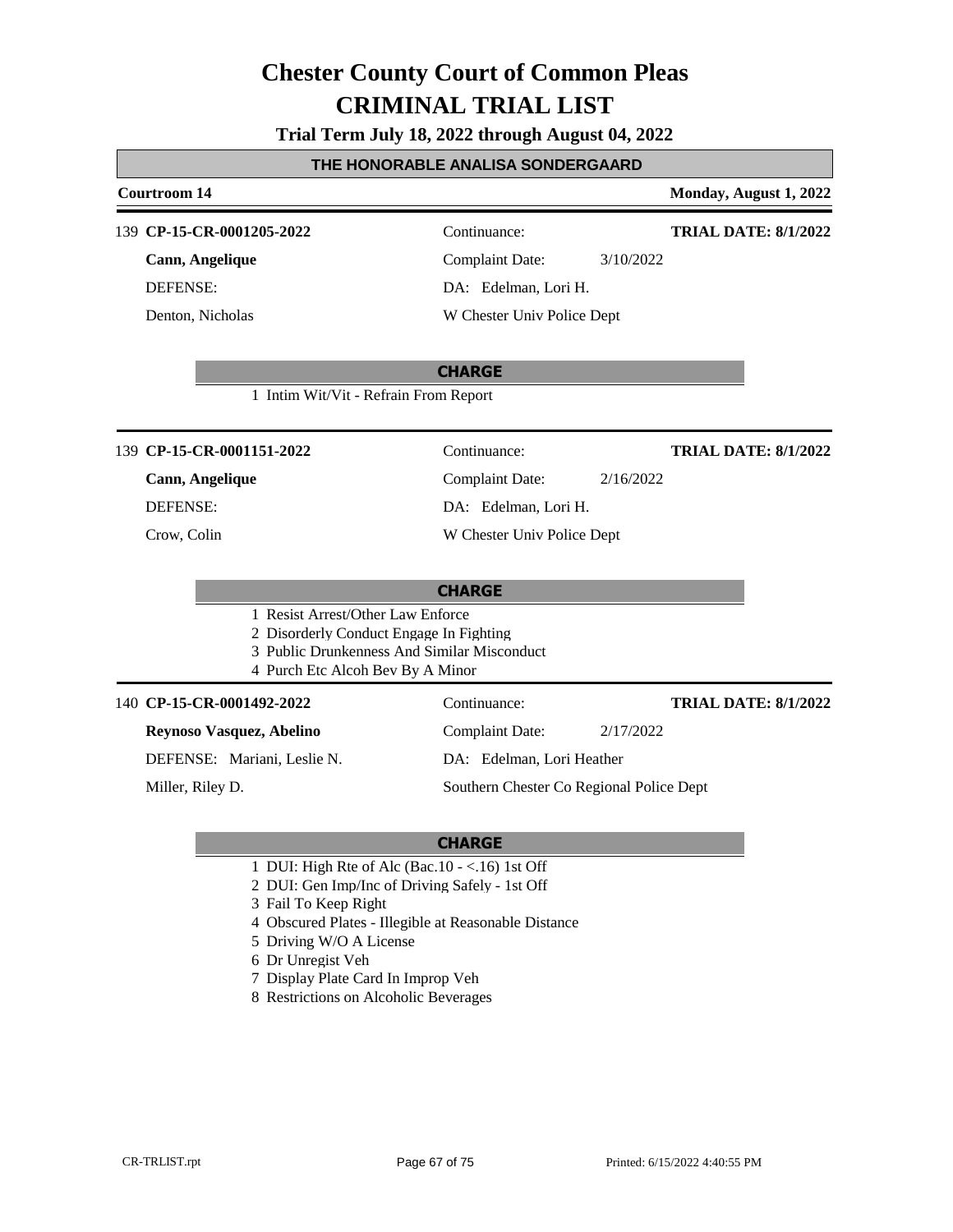# Chester County Court of Common Pleas

# CRIMINAL TRIAL LIST

**Trial Term July 18, 2022 through August 04, 2022**

**THE HONORABLE ANALISA SONDERGAARD**

**Courtroom 14** — **Monday, August 1, 2022**

---

139 **CP-15-CR-0001205-2022**

**Cann, Angelique**

DEFENSE:

Denton, Nicholas

Continuance:

Complaint Date: 3/10/2022

DA: Edelman, Lori H.

W Chester Univ Police Dept

**TRIAL DATE: 8/1/2022**

**CHARGE**

1 Intim Wit/Vit - Refrain From Report

---

139 **CP-15-CR-0001151-2022**

**Cann, Angelique**

DEFENSE:

Crow, Colin

Continuance:

Complaint Date: 2/16/2022

DA: Edelman, Lori H.

W Chester Univ Police Dept

**TRIAL DATE: 8/1/2022**

**CHARGE**

1 Resist Arrest/Other Law Enforce
2 Disorderly Conduct Engage In Fighting
3 Public Drunkenness And Similar Misconduct
4 Purch Etc Alcoh Bev By A Minor

---

140 **CP-15-CR-0001492-2022**

**Reynoso Vasquez, Abelino**

DEFENSE: Mariani, Leslie N.

Miller, Riley D.

Continuance:

Complaint Date: 2/17/2022

DA: Edelman, Lori Heather

Southern Chester Co Regional Police Dept

**TRIAL DATE: 8/1/2022**

**CHARGE**

1 DUI: High Rte of Alc (Bac.10 - <.16) 1st Off
2 DUI: Gen Imp/Inc of Driving Safely - 1st Off
3 Fail To Keep Right
4 Obscured Plates - Illegible at Reasonable Distance
5 Driving W/O A License
6 Dr Unregist Veh
7 Display Plate Card In Improp Veh
8 Restrictions on Alcoholic Beverages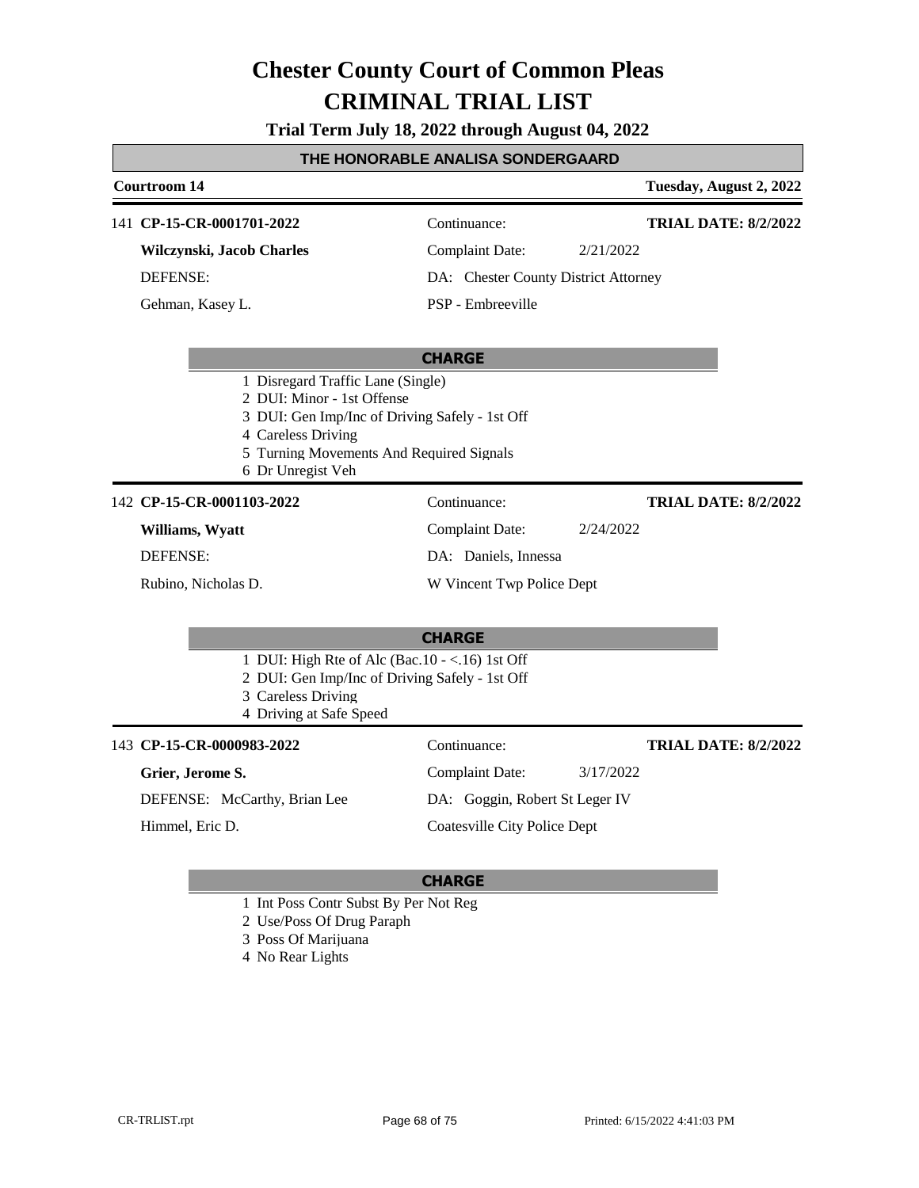# Chester County Court of Common Pleas
# CRIMINAL TRIAL LIST

**Trial Term July 18, 2022 through August 04, 2022**

## THE HONORABLE ANALISA SONDERGAARD

**Courtroom 14** — **Tuesday, August 2, 2022**

---

141 **CP-15-CR-0001701-2022** — Continuance: — **TRIAL DATE: 8/2/2022**

**Wilczynski, Jacob Charles** — Complaint Date: 2/21/2022

DEFENSE: — DA: Chester County District Attorney

Gehman, Kasey L. — PSP - Embreeville

**CHARGE**

1. Disregard Traffic Lane (Single)
2. DUI: Minor - 1st Offense
3. DUI: Gen Imp/Inc of Driving Safely - 1st Off
4. Careless Driving
5. Turning Movements And Required Signals
6. Dr Unregist Veh

---

142 **CP-15-CR-0001103-2022** — Continuance: — **TRIAL DATE: 8/2/2022**

**Williams, Wyatt** — Complaint Date: 2/24/2022

DEFENSE: — DA: Daniels, Innessa

Rubino, Nicholas D. — W Vincent Twp Police Dept

**CHARGE**

1. DUI: High Rte of Alc (Bac.10 - <.16) 1st Off
2. DUI: Gen Imp/Inc of Driving Safely - 1st Off
3. Careless Driving
4. Driving at Safe Speed

---

143 **CP-15-CR-0000983-2022** — Continuance: — **TRIAL DATE: 8/2/2022**

**Grier, Jerome S.** — Complaint Date: 3/17/2022

DEFENSE: McCarthy, Brian Lee — DA: Goggin, Robert St Leger IV

Himmel, Eric D. — Coatesville City Police Dept

**CHARGE**

1. Int Poss Contr Subst By Per Not Reg
2. Use/Poss Of Drug Paraph
3. Poss Of Marijuana
4. No Rear Lights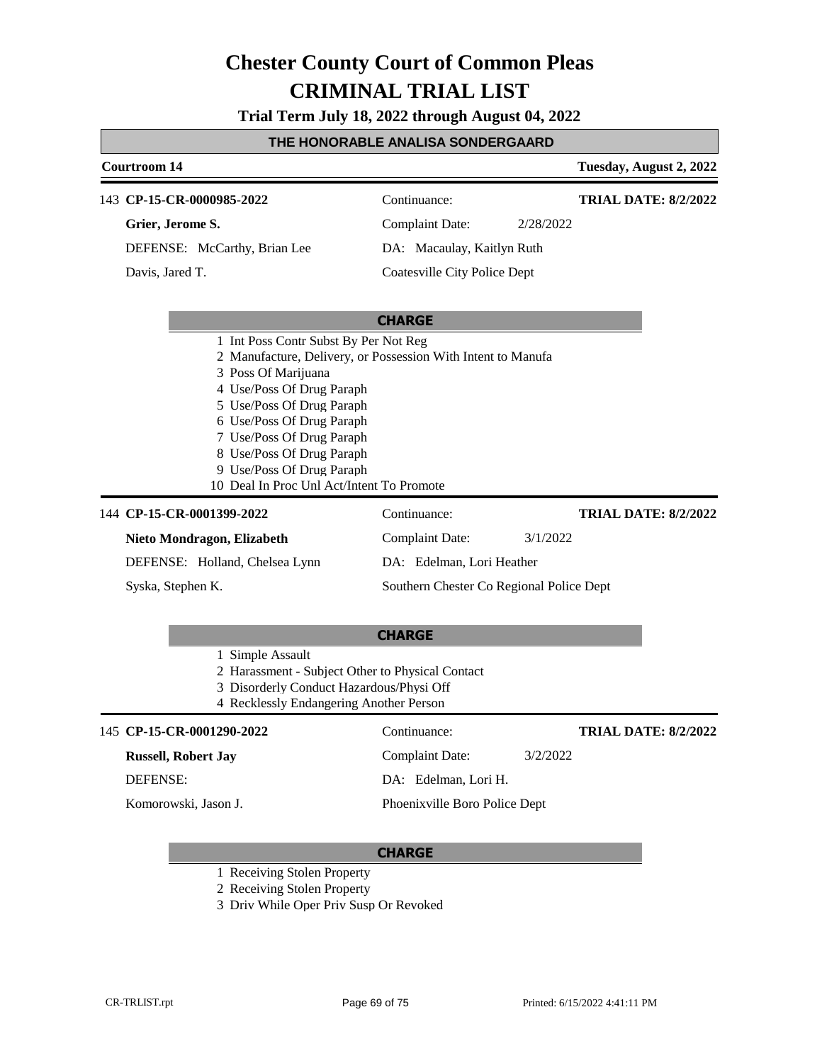# Chester County Court of Common Pleas
# CRIMINAL TRIAL LIST

**Trial Term July 18, 2022 through August 04, 2022**

## THE HONORABLE ANALISA SONDERGAARD

**Courtroom 14** — **Tuesday, August 2, 2022**

---

143 **CP-15-CR-0000985-2022** | Continuance: | **TRIAL DATE: 8/2/2022**

**Grier, Jerome S.** | Complaint Date: 2/28/2022

DEFENSE: McCarthy, Brian Lee | DA: Macaulay, Kaitlyn Ruth

Davis, Jared T. | Coatesville City Police Dept

**CHARGE**

1. Int Poss Contr Subst By Per Not Reg
2. Manufacture, Delivery, or Possession With Intent to Manufa
3. Poss Of Marijuana
4. Use/Poss Of Drug Paraph
5. Use/Poss Of Drug Paraph
6. Use/Poss Of Drug Paraph
7. Use/Poss Of Drug Paraph
8. Use/Poss Of Drug Paraph
9. Use/Poss Of Drug Paraph
10. Deal In Proc Unl Act/Intent To Promote

---

144 **CP-15-CR-0001399-2022** | Continuance: | **TRIAL DATE: 8/2/2022**

**Nieto Mondragon, Elizabeth** | Complaint Date: 3/1/2022

DEFENSE: Holland, Chelsea Lynn | DA: Edelman, Lori Heather

Syska, Stephen K. | Southern Chester Co Regional Police Dept

**CHARGE**

1. Simple Assault
2. Harassment - Subject Other to Physical Contact
3. Disorderly Conduct Hazardous/Physi Off
4. Recklessly Endangering Another Person

---

145 **CP-15-CR-0001290-2022** | Continuance: | **TRIAL DATE: 8/2/2022**

**Russell, Robert Jay** | Complaint Date: 3/2/2022

DEFENSE: | DA: Edelman, Lori H.

Komorowski, Jason J. | Phoenixville Boro Police Dept

**CHARGE**

1. Receiving Stolen Property
2. Receiving Stolen Property
3. Driv While Oper Priv Susp Or Revoked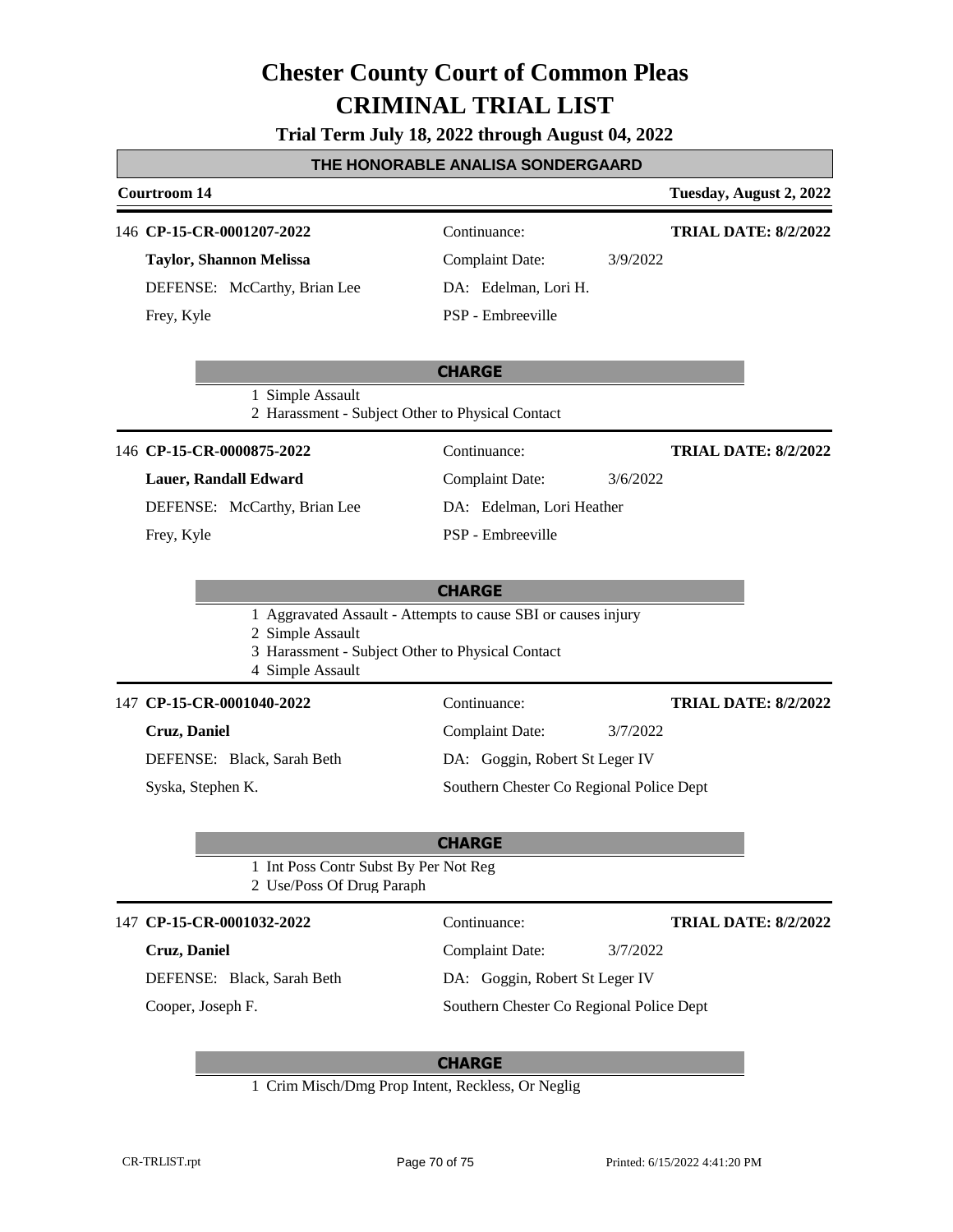# Chester County Court of Common Pleas
# CRIMINAL TRIAL LIST

**Trial Term July 18, 2022 through August 04, 2022**

## THE HONORABLE ANALISA SONDERGAARD

**Courtroom 14** — **Tuesday, August 2, 2022**

---

146 **CP-15-CR-0001207-2022**
Continuance:
**TRIAL DATE: 8/2/2022**

**Taylor, Shannon Melissa**
Complaint Date: 3/9/2022

DEFENSE: McCarthy, Brian Lee
DA: Edelman, Lori H.

Frey, Kyle
PSP - Embreeville

**CHARGE**

1 Simple Assault
2 Harassment - Subject Other to Physical Contact

---

146 **CP-15-CR-0000875-2022**
Continuance:
**TRIAL DATE: 8/2/2022**

**Lauer, Randall Edward**
Complaint Date: 3/6/2022

DEFENSE: McCarthy, Brian Lee
DA: Edelman, Lori Heather

Frey, Kyle
PSP - Embreeville

**CHARGE**

1 Aggravated Assault - Attempts to cause SBI or causes injury
2 Simple Assault
3 Harassment - Subject Other to Physical Contact
4 Simple Assault

---

147 **CP-15-CR-0001040-2022**
Continuance:
**TRIAL DATE: 8/2/2022**

**Cruz, Daniel**
Complaint Date: 3/7/2022

DEFENSE: Black, Sarah Beth
DA: Goggin, Robert St Leger IV

Syska, Stephen K.
Southern Chester Co Regional Police Dept

**CHARGE**

1 Int Poss Contr Subst By Per Not Reg
2 Use/Poss Of Drug Paraph

---

147 **CP-15-CR-0001032-2022**
Continuance:
**TRIAL DATE: 8/2/2022**

**Cruz, Daniel**
Complaint Date: 3/7/2022

DEFENSE: Black, Sarah Beth
DA: Goggin, Robert St Leger IV

Cooper, Joseph F.
Southern Chester Co Regional Police Dept

**CHARGE**

1 Crim Misch/Dmg Prop Intent, Reckless, Or Neglig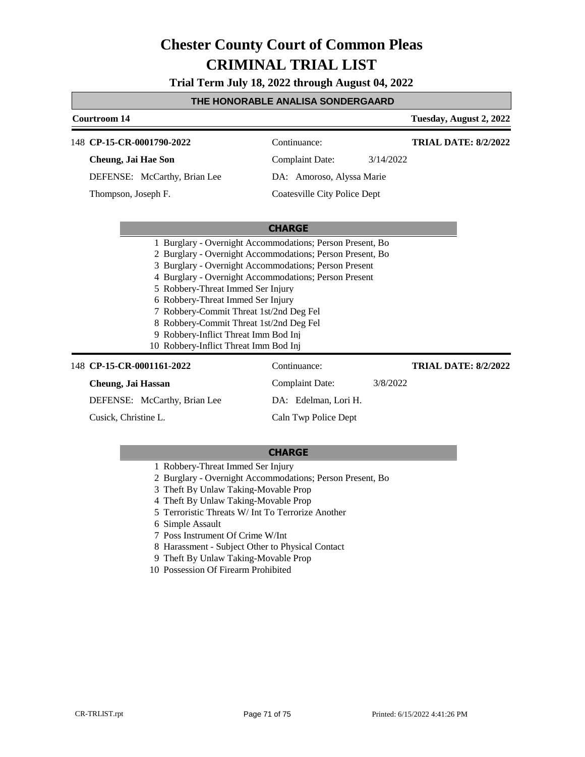# Chester County Court of Common Pleas
# CRIMINAL TRIAL LIST

**Trial Term July 18, 2022 through August 04, 2022**

**THE HONORABLE ANALISA SONDERGAARD**

**Courtroom 14** — **Tuesday, August 2, 2022**

---

148 **CP-15-CR-0001790-2022** — Continuance: — **TRIAL DATE: 8/2/2022**

**Cheung, Jai Hae Son** — Complaint Date: 3/14/2022

DEFENSE: McCarthy, Brian Lee — DA: Amoroso, Alyssa Marie

Thompson, Joseph F. — Coatesville City Police Dept

**CHARGE**

1 Burglary - Overnight Accommodations; Person Present, Bo
2 Burglary - Overnight Accommodations; Person Present, Bo
3 Burglary - Overnight Accommodations; Person Present
4 Burglary - Overnight Accommodations; Person Present
5 Robbery-Threat Immed Ser Injury
6 Robbery-Threat Immed Ser Injury
7 Robbery-Commit Threat 1st/2nd Deg Fel
8 Robbery-Commit Threat 1st/2nd Deg Fel
9 Robbery-Inflict Threat Imm Bod Inj
10 Robbery-Inflict Threat Imm Bod Inj

---

148 **CP-15-CR-0001161-2022** — Continuance: — **TRIAL DATE: 8/2/2022**

**Cheung, Jai Hassan** — Complaint Date: 3/8/2022

DEFENSE: McCarthy, Brian Lee — DA: Edelman, Lori H.

Cusick, Christine L. — Caln Twp Police Dept

**CHARGE**

1 Robbery-Threat Immed Ser Injury
2 Burglary - Overnight Accommodations; Person Present, Bo
3 Theft By Unlaw Taking-Movable Prop
4 Theft By Unlaw Taking-Movable Prop
5 Terroristic Threats W/ Int To Terrorize Another
6 Simple Assault
7 Poss Instrument Of Crime W/Int
8 Harassment - Subject Other to Physical Contact
9 Theft By Unlaw Taking-Movable Prop
10 Possession Of Firearm Prohibited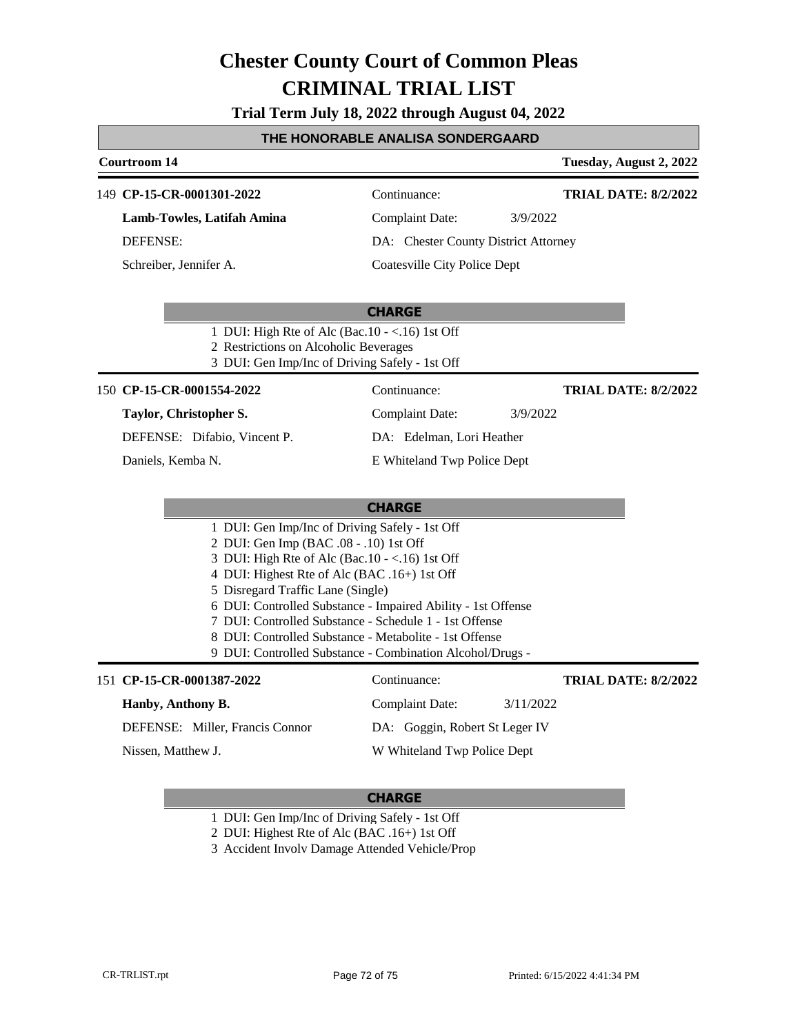# Chester County Court of Common Pleas

# CRIMINAL TRIAL LIST

**Trial Term July 18, 2022 through August 04, 2022**

## THE HONORABLE ANALISA SONDERGAARD

**Courtroom 14** — **Tuesday, August 2, 2022**

---

149 **CP-15-CR-0001301-2022** | Continuance: | **TRIAL DATE: 8/2/2022**

**Lamb-Towles, Latifah Amina** | Complaint Date: 3/9/2022

DEFENSE: | DA: Chester County District Attorney

Schreiber, Jennifer A. | Coatesville City Police Dept

**CHARGE**

1 DUI: High Rte of Alc (Bac.10 - <.16) 1st Off
2 Restrictions on Alcoholic Beverages
3 DUI: Gen Imp/Inc of Driving Safely - 1st Off

---

150 **CP-15-CR-0001554-2022** | Continuance: | **TRIAL DATE: 8/2/2022**

**Taylor, Christopher S.** | Complaint Date: 3/9/2022

DEFENSE: Difabio, Vincent P. | DA: Edelman, Lori Heather

Daniels, Kemba N. | E Whiteland Twp Police Dept

**CHARGE**

1 DUI: Gen Imp/Inc of Driving Safely - 1st Off
2 DUI: Gen Imp (BAC .08 - .10) 1st Off
3 DUI: High Rte of Alc (Bac.10 - <.16) 1st Off
4 DUI: Highest Rte of Alc (BAC .16+) 1st Off
5 Disregard Traffic Lane (Single)
6 DUI: Controlled Substance - Impaired Ability - 1st Offense
7 DUI: Controlled Substance - Schedule 1 - 1st Offense
8 DUI: Controlled Substance - Metabolite - 1st Offense
9 DUI: Controlled Substance - Combination Alcohol/Drugs -

---

151 **CP-15-CR-0001387-2022** | Continuance: | **TRIAL DATE: 8/2/2022**

**Hanby, Anthony B.** | Complaint Date: 3/11/2022

DEFENSE: Miller, Francis Connor | DA: Goggin, Robert St Leger IV

Nissen, Matthew J. | W Whiteland Twp Police Dept

**CHARGE**

1 DUI: Gen Imp/Inc of Driving Safely - 1st Off
2 DUI: Highest Rte of Alc (BAC .16+) 1st Off
3 Accident Involv Damage Attended Vehicle/Prop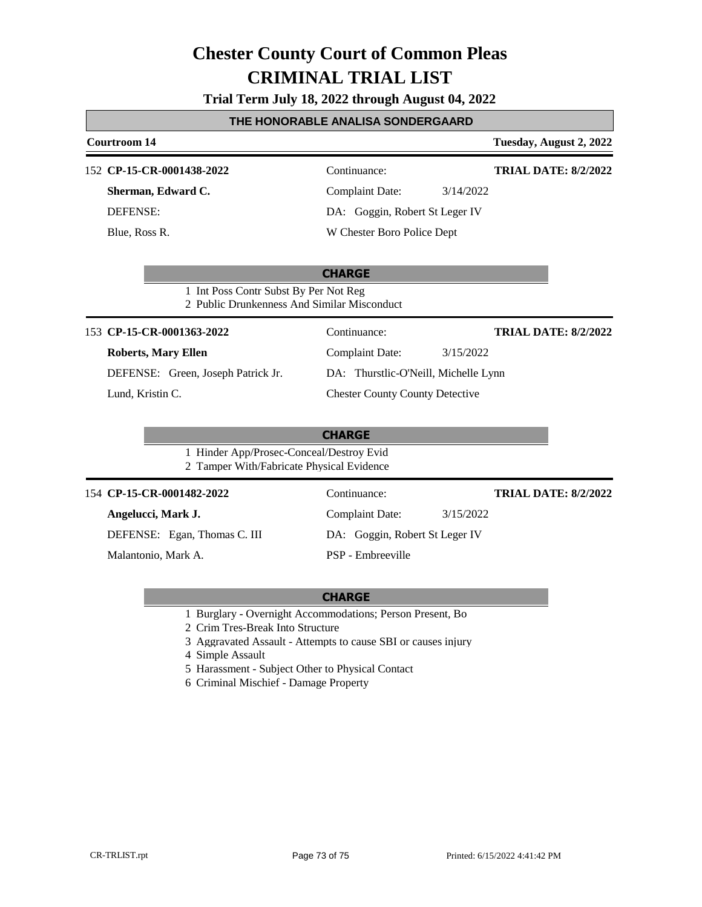# Chester County Court of Common Pleas

# CRIMINAL TRIAL LIST

**Trial Term July 18, 2022 through August 04, 2022**

## THE HONORABLE ANALISA SONDERGAARD

**Courtroom 14** — **Tuesday, August 2, 2022**

---

152 **CP-15-CR-0001438-2022**

**Sherman, Edward C.**

DEFENSE:

Blue, Ross R.

Continuance:

Complaint Date: 3/14/2022

DA: Goggin, Robert St Leger IV

W Chester Boro Police Dept

**TRIAL DATE: 8/2/2022**

**CHARGE**

1 Int Poss Contr Subst By Per Not Reg
2 Public Drunkenness And Similar Misconduct

---

153 **CP-15-CR-0001363-2022**

**Roberts, Mary Ellen**

DEFENSE: Green, Joseph Patrick Jr.

Lund, Kristin C.

Continuance:

Complaint Date: 3/15/2022

DA: Thurstlic-O'Neill, Michelle Lynn

Chester County County Detective

**TRIAL DATE: 8/2/2022**

**CHARGE**

1 Hinder App/Prosec-Conceal/Destroy Evid
2 Tamper With/Fabricate Physical Evidence

---

154 **CP-15-CR-0001482-2022**

**Angelucci, Mark J.**

DEFENSE: Egan, Thomas C. III

Malantonio, Mark A.

Continuance:

Complaint Date: 3/15/2022

DA: Goggin, Robert St Leger IV

PSP - Embreeville

**TRIAL DATE: 8/2/2022**

**CHARGE**

1 Burglary - Overnight Accommodations; Person Present, Bo
2 Crim Tres-Break Into Structure
3 Aggravated Assault - Attempts to cause SBI or causes injury
4 Simple Assault
5 Harassment - Subject Other to Physical Contact
6 Criminal Mischief - Damage Property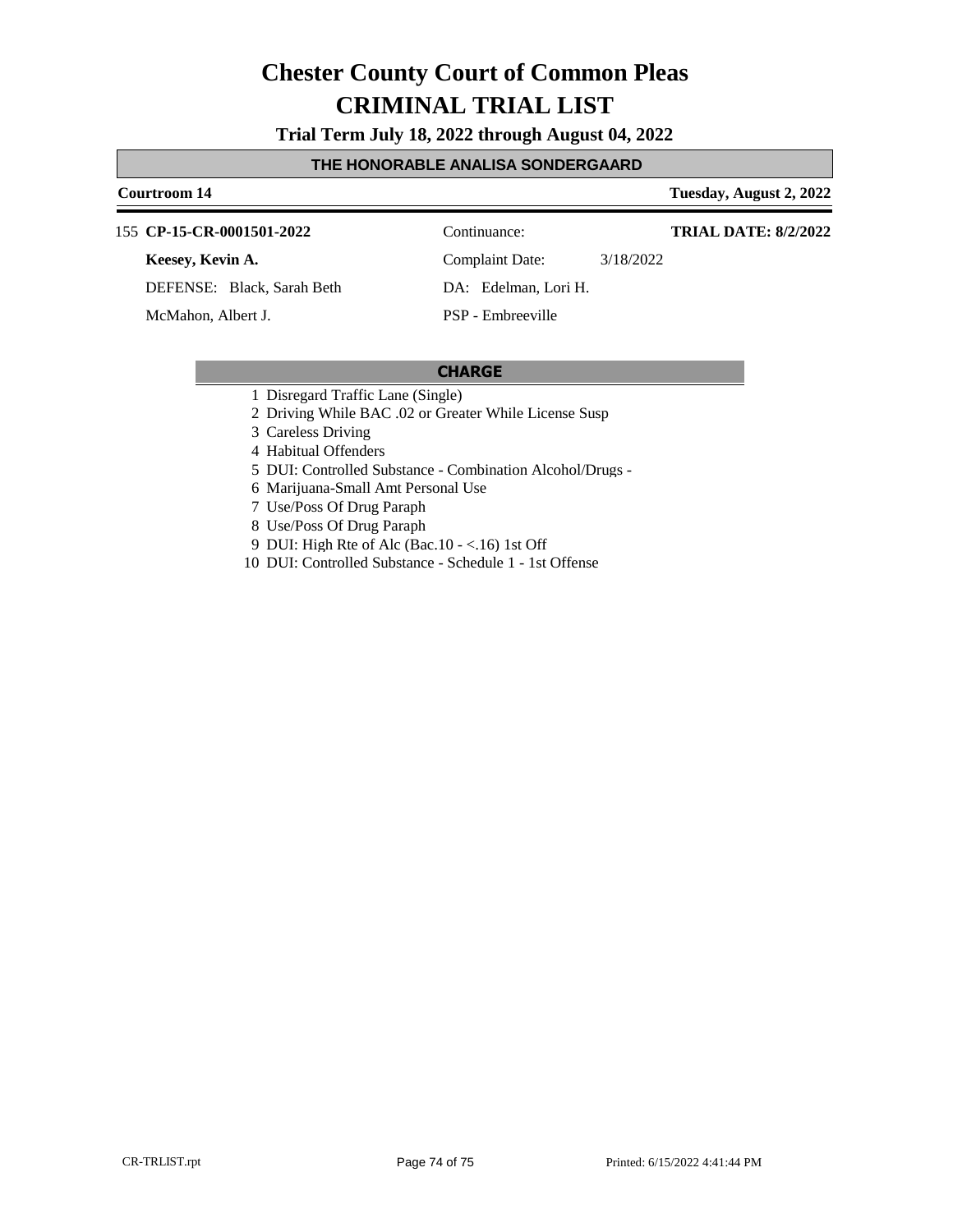# Chester County Court of Common Pleas

# CRIMINAL TRIAL LIST

**Trial Term July 18, 2022 through August 04, 2022**

## THE HONORABLE ANALISA SONDERGAARD

**Courtroom 14** — **Tuesday, August 2, 2022**

155 **CP-15-CR-0001501-2022** | Continuance: | **TRIAL DATE: 8/2/2022**

**Keesey, Kevin A.** | Complaint Date: 3/18/2022

DEFENSE: Black, Sarah Beth | DA: Edelman, Lori H.

McMahon, Albert J. | PSP - Embreeville

### CHARGE

1 Disregard Traffic Lane (Single)
2 Driving While BAC .02 or Greater While License Susp
3 Careless Driving
4 Habitual Offenders
5 DUI: Controlled Substance - Combination Alcohol/Drugs -
6 Marijuana-Small Amt Personal Use
7 Use/Poss Of Drug Paraph
8 Use/Poss Of Drug Paraph
9 DUI: High Rte of Alc (Bac.10 - <.16) 1st Off
10 DUI: Controlled Substance - Schedule 1 - 1st Offense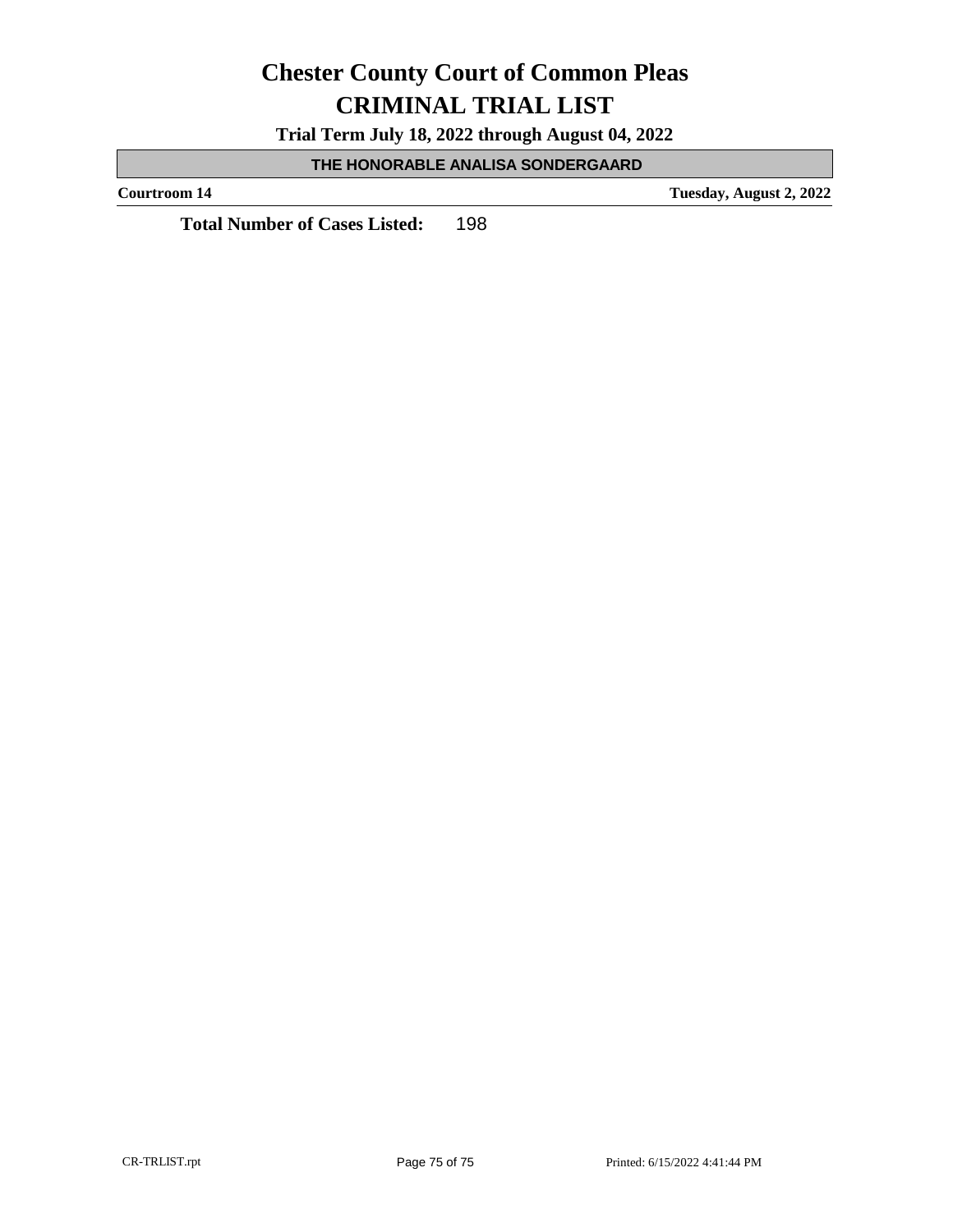# Chester County Court of Common Pleas

# CRIMINAL TRIAL LIST

**Trial Term July 18, 2022 through August 04, 2022**

**THE HONORABLE ANALISA SONDERGAARD**

**Courtroom 14** **Tuesday, August 2, 2022**

**Total Number of Cases Listed:** 198